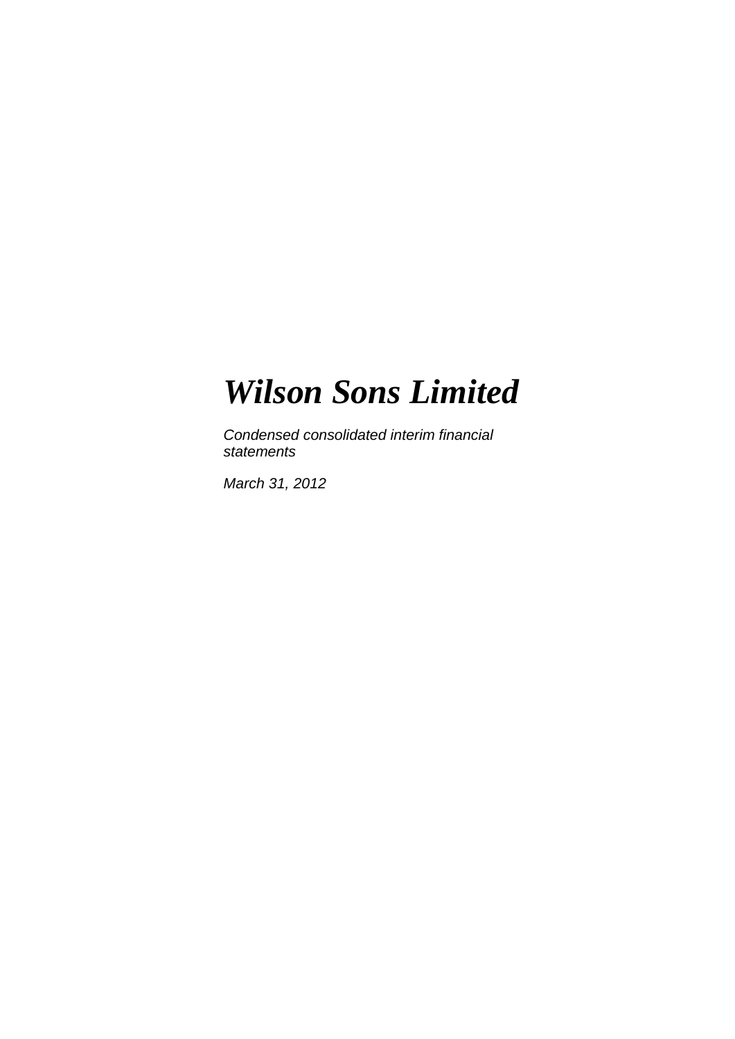# *Wilson Sons Limited*

*Condensed consolidated interim financial statements*

*March 31, 2012*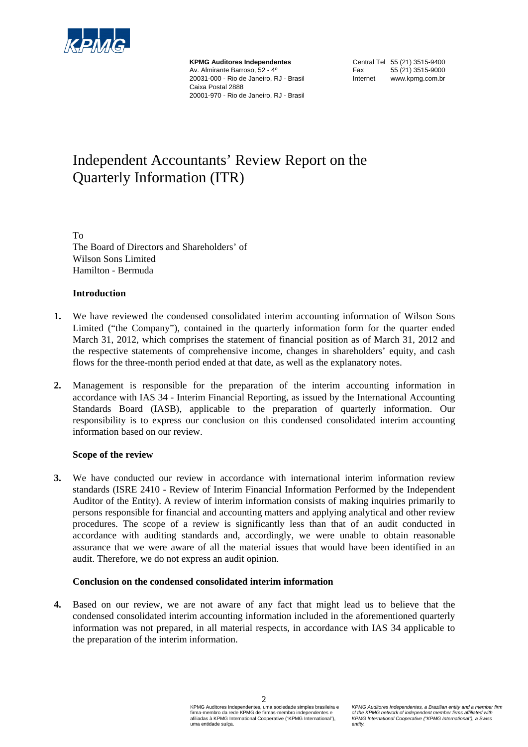**KPMG Auditores Independentes**
Av. Almirante Barroso, 52 - 4º
20031-000 - Rio de Janeiro, RJ - Brasil
Caixa Postal 2888
20001-970 - Rio de Janeiro, RJ - Brasil

Central Tel 55 (21) 3515-9400
Fax 55 (21) 3515-9000
Internet www.kpmg.com.br

# Independent Accountants' Review Report on the Quarterly Information (ITR)

To
The Board of Directors and Shareholders' of
Wilson Sons Limited
Hamilton - Bermuda

**Introduction**

**1.** We have reviewed the condensed consolidated interim accounting information of Wilson Sons Limited ("the Company"), contained in the quarterly information form for the quarter ended March 31, 2012, which comprises the statement of financial position as of March 31, 2012 and the respective statements of comprehensive income, changes in shareholders' equity, and cash flows for the three-month period ended at that date, as well as the explanatory notes.

**2.** Management is responsible for the preparation of the interim accounting information in accordance with IAS 34 - Interim Financial Reporting, as issued by the International Accounting Standards Board (IASB), applicable to the preparation of quarterly information. Our responsibility is to express our conclusion on this condensed consolidated interim accounting information based on our review.

**Scope of the review**

**3.** We have conducted our review in accordance with international interim information review standards (ISRE 2410 - Review of Interim Financial Information Performed by the Independent Auditor of the Entity). A review of interim information consists of making inquiries primarily to persons responsible for financial and accounting matters and applying analytical and other review procedures. The scope of a review is significantly less than that of an audit conducted in accordance with auditing standards and, accordingly, we were unable to obtain reasonable assurance that we were aware of all the material issues that would have been identified in an audit. Therefore, we do not express an audit opinion.

**Conclusion on the condensed consolidated interim information**

**4.** Based on our review, we are not aware of any fact that might lead us to believe that the condensed consolidated interim accounting information included in the aforementioned quarterly information was not prepared, in all material respects, in accordance with IAS 34 applicable to the preparation of the interim information.

KPMG Auditores Independentes, uma sociedade simples brasileira e firma-membro da rede KPMG de firmas-membro independentes e afiliadas à KPMG International Cooperative ("KPMG International"), uma entidade suíça.

*KPMG Auditores Independentes, a Brazilian entity and a member firm of the KPMG network of independent member firms affiliated with KPMG International Cooperative ("KPMG International"), a Swiss entity.*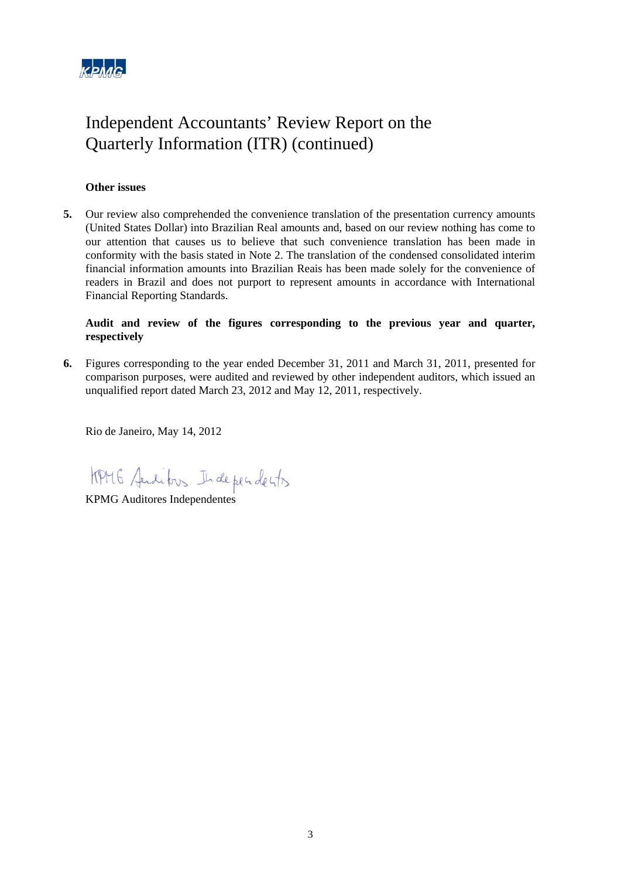# Independent Accountants' Review Report on the Quarterly Information (ITR) (continued)

**Other issues**

**5.** Our review also comprehended the convenience translation of the presentation currency amounts (United States Dollar) into Brazilian Real amounts and, based on our review nothing has come to our attention that causes us to believe that such convenience translation has been made in conformity with the basis stated in Note 2. The translation of the condensed consolidated interim financial information amounts into Brazilian Reais has been made solely for the convenience of readers in Brazil and does not purport to represent amounts in accordance with International Financial Reporting Standards.

**Audit and review of the figures corresponding to the previous year and quarter, respectively**

**6.** Figures corresponding to the year ended December 31, 2011 and March 31, 2011, presented for comparison purposes, were audited and reviewed by other independent auditors, which issued an unqualified report dated March 23, 2012 and May 12, 2011, respectively.

Rio de Janeiro, May 14, 2012

KPMG Auditores Independentes

KPMG Auditores Independentes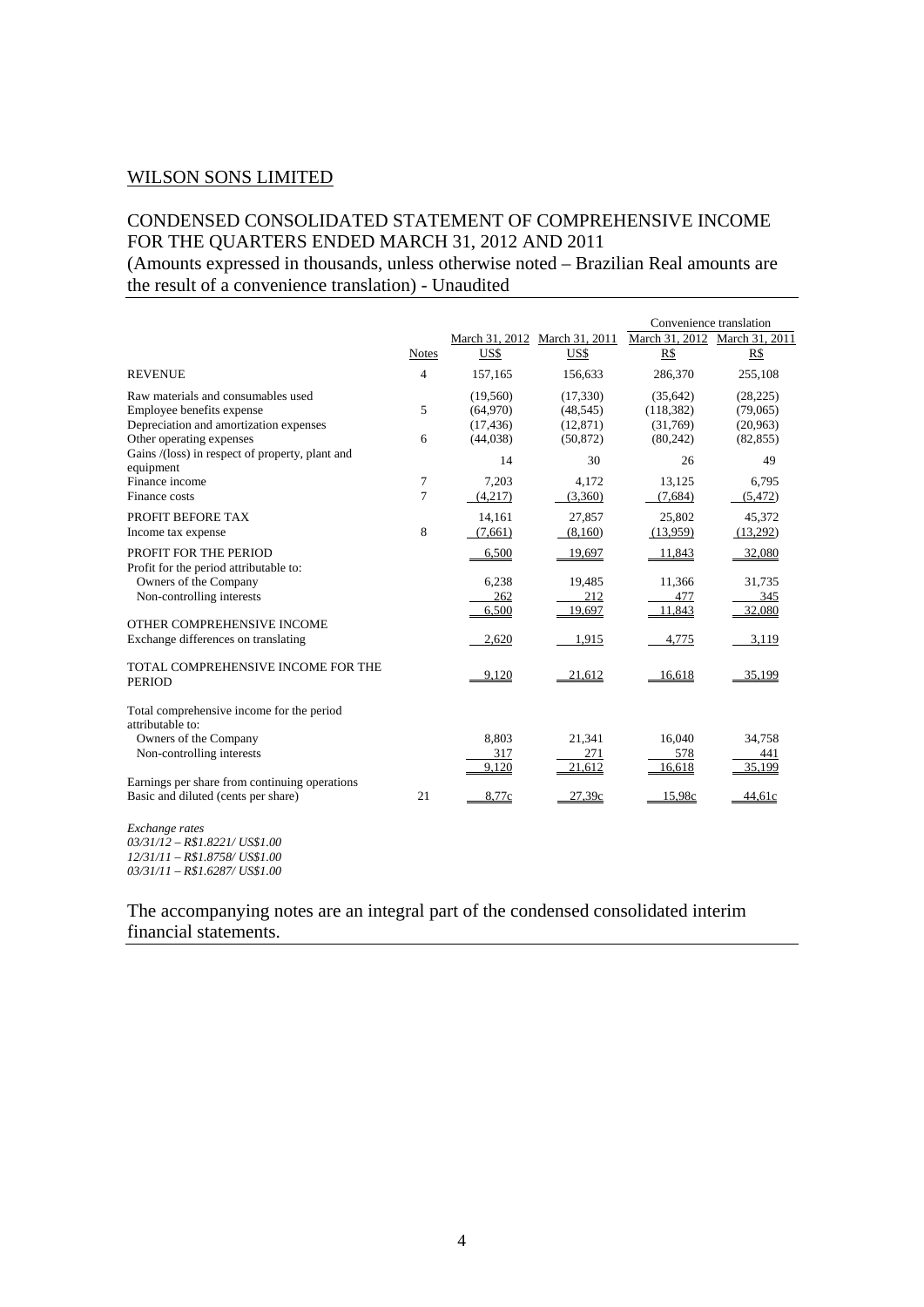WILSON SONS LIMITED

CONDENSED CONSOLIDATED STATEMENT OF COMPREHENSIVE INCOME FOR THE QUARTERS ENDED MARCH 31, 2012 AND 2011

(Amounts expressed in thousands, unless otherwise noted – Brazilian Real amounts are the result of a convenience translation) - Unaudited

| | | | | Convenience translation | |
|---|---|---|---|---|---|
| | Notes | March 31, 2012 US$ | March 31, 2011 US$ | March 31, 2012 R$ | March 31, 2011 R$ |
| REVENUE | 4 | 157,165 | 156,633 | 286,370 | 255,108 |
| Raw materials and consumables used | | (19,560) | (17,330) | (35,642) | (28,225) |
| Employee benefits expense | 5 | (64,970) | (48,545) | (118,382) | (79,065) |
| Depreciation and amortization expenses | | (17,436) | (12,871) | (31,769) | (20,963) |
| Other operating expenses | 6 | (44,038) | (50,872) | (80,242) | (82,855) |
| Gains /(loss) in respect of property, plant and equipment | | 14 | 30 | 26 | 49 |
| Finance income | 7 | 7,203 | 4,172 | 13,125 | 6,795 |
| Finance costs | 7 | (4,217) | (3,360) | (7,684) | (5,472) |
| PROFIT BEFORE TAX | | 14,161 | 27,857 | 25,802 | 45,372 |
| Income tax expense | 8 | (7,661) | (8,160) | (13,959) | (13,292) |
| PROFIT FOR THE PERIOD | | 6,500 | 19,697 | 11,843 | 32,080 |
| Profit for the period attributable to: | | | | | |
| Owners of the Company | | 6,238 | 19,485 | 11,366 | 31,735 |
| Non-controlling interests | | 262 | 212 | 477 | 345 |
| | | 6,500 | 19,697 | 11,843 | 32,080 |
| OTHER COMPREHENSIVE INCOME | | | | | |
| Exchange differences on translating | | 2,620 | 1,915 | 4,775 | 3,119 |
| TOTAL COMPREHENSIVE INCOME FOR THE PERIOD | | 9,120 | 21,612 | 16,618 | 35,199 |
| Total comprehensive income for the period attributable to: | | | | | |
| Owners of the Company | | 8,803 | 21,341 | 16,040 | 34,758 |
| Non-controlling interests | | 317 | 271 | 578 | 441 |
| | | 9,120 | 21,612 | 16,618 | 35,199 |
| Earnings per share from continuing operations | | | | | |
| Basic and diluted (cents per share) | 21 | 8,77c | 27,39c | 15,98c | 44,61c |

*Exchange rates*
*03/31/12 – R$1.8221/ US$1.00*
*12/31/11 – R$1.8758/ US$1.00*
*03/31/11 – R$1.6287/ US$1.00*

The accompanying notes are an integral part of the condensed consolidated interim financial statements.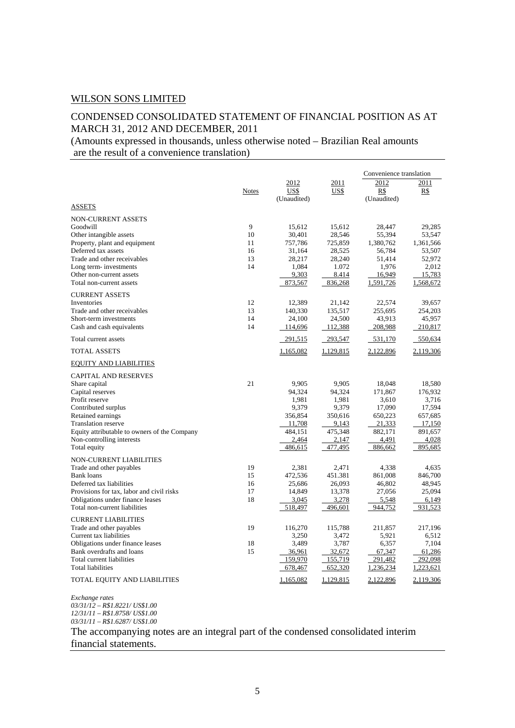WILSON SONS LIMITED

CONDENSED CONSOLIDATED STATEMENT OF FINANCIAL POSITION AS AT MARCH 31, 2012 AND DECEMBER, 2011

(Amounts expressed in thousands, unless otherwise noted – Brazilian Real amounts are the result of a convenience translation)

| | Notes | 2012 US$ (Unaudited) | 2011 US$ | Convenience translation 2012 R$ (Unaudited) | Convenience translation 2011 R$ |
|---|---|---|---|---|---|
| ASSETS | | | | | |
| NON-CURRENT ASSETS | | | | | |
| Goodwill | 9 | 15,612 | 15,612 | 28,447 | 29,285 |
| Other intangible assets | 10 | 30,401 | 28,546 | 55,394 | 53,547 |
| Property, plant and equipment | 11 | 757,786 | 725,859 | 1,380,762 | 1,361,566 |
| Deferred tax assets | 16 | 31,164 | 28,525 | 56,784 | 53,507 |
| Trade and other receivables | 13 | 28,217 | 28,240 | 51,414 | 52,972 |
| Long term- investments | 14 | 1,084 | 1.072 | 1,976 | 2,012 |
| Other non-current assets | | 9,303 | 8.414 | 16,949 | 15,783 |
| Total non-current assets | | 873,567 | 836,268 | 1,591,726 | 1,568,672 |
| CURRENT ASSETS | | | | | |
| Inventories | 12 | 12,389 | 21,142 | 22,574 | 39,657 |
| Trade and other receivables | 13 | 140,330 | 135,517 | 255,695 | 254,203 |
| Short-term investments | 14 | 24,100 | 24,500 | 43,913 | 45,957 |
| Cash and cash equivalents | 14 | 114,696 | 112,388 | 208,988 | 210,817 |
| Total current assets | | 291,515 | 293,547 | 531,170 | 550,634 |
| TOTAL ASSETS | | 1,165,082 | 1,129,815 | 2,122,896 | 2,119,306 |
| EQUITY AND LIABILITIES | | | | | |
| CAPITAL AND RESERVES | | | | | |
| Share capital | 21 | 9,905 | 9,905 | 18,048 | 18,580 |
| Capital reserves | | 94,324 | 94,324 | 171,867 | 176,932 |
| Profit reserve | | 1,981 | 1,981 | 3,610 | 3,716 |
| Contributed surplus | | 9,379 | 9,379 | 17,090 | 17,594 |
| Retained earnings | | 356,854 | 350,616 | 650,223 | 657,685 |
| Translation reserve | | 11,708 | 9,143 | 21,333 | 17,150 |
| Equity attributable to owners of the Company | | 484,151 | 475,348 | 882,171 | 891,657 |
| Non-controlling interests | | 2,464 | 2,147 | 4,491 | 4,028 |
| Total equity | | 486,615 | 477,495 | 886,662 | 895,685 |
| NON-CURRENT LIABILITIES | | | | | |
| Trade and other payables | 19 | 2,381 | 2,471 | 4,338 | 4,635 |
| Bank loans | 15 | 472,536 | 451.381 | 861,008 | 846,700 |
| Deferred tax liabilities | 16 | 25,686 | 26,093 | 46,802 | 48,945 |
| Provisions for tax, labor and civil risks | 17 | 14,849 | 13,378 | 27,056 | 25,094 |
| Obligations under finance leases | 18 | 3,045 | 3,278 | 5,548 | 6,149 |
| Total non-current liabilities | | 518,497 | 496,601 | 944,752 | 931,523 |
| CURRENT LIABILITIES | | | | | |
| Trade and other payables | 19 | 116,270 | 115,788 | 211,857 | 217,196 |
| Current tax liabilities | | 3,250 | 3,472 | 5,921 | 6,512 |
| Obligations under finance leases | 18 | 3,489 | 3,787 | 6,357 | 7,104 |
| Bank overdrafts and loans | 15 | 36,961 | 32,672 | 67,347 | 61,286 |
| Total current liabilities | | 159,970 | 155,719 | 291,482 | 292,098 |
| Total liabilities | | 678,467 | 652,320 | 1,236,234 | 1,223,621 |
| TOTAL EQUITY AND LIABILITIES | | 1,165,082 | 1,129,815 | 2,122,896 | 2,119,306 |

*Exchange rates*
*03/31/12 – R$1.8221/ US$1.00*
*12/31/11 – R$1.8758/ US$1.00*
*03/31/11 – R$1.6287/ US$1.00*

The accompanying notes are an integral part of the condensed consolidated interim financial statements.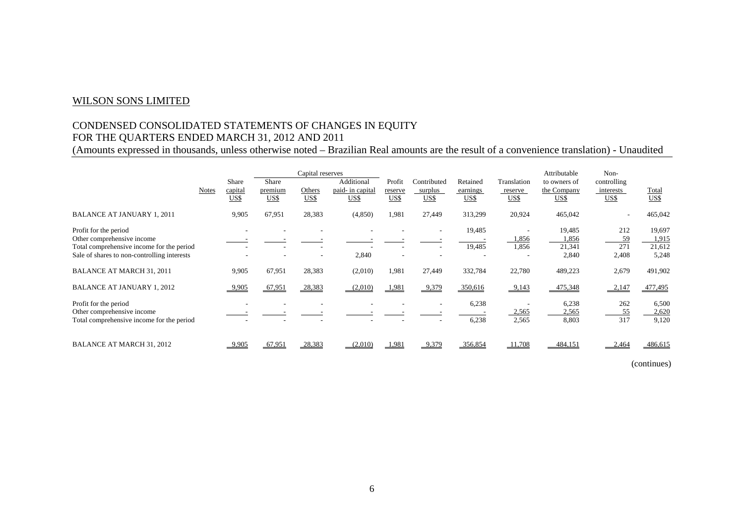WILSON SONS LIMITED

CONDENSED CONSOLIDATED STATEMENTS OF CHANGES IN EQUITY
FOR THE QUARTERS ENDED MARCH 31, 2012 AND 2011
(Amounts expressed in thousands, unless otherwise noted – Brazilian Real amounts are the result of a convenience translation) - Unaudited

| | Notes | Share capital US$ | Capital reserves | | | Profit reserve US$ | Contributed surplus US$ | Retained earnings US$ | Translation reserve US$ | Attributable to owners of the Company US$ | Non-controlling interests US$ | Total US$ |
|---|---|---|---|---|---|---|---|---|---|---|---|---|
| | | | Share premium US$ | Others US$ | Additional paid- in capital US$ | | | | | | | |
| BALANCE AT JANUARY 1, 2011 | | 9,905 | 67,951 | 28,383 | (4,850) | 1,981 | 27,449 | 313,299 | 20,924 | 465,042 | - | 465,042 |
| Profit for the period | | - | - | - | - | - | - | 19,485 | - | 19,485 | 212 | 19,697 |
| Other comprehensive income | | - | - | - | - | - | - | - | 1,856 | 1,856 | 59 | 1,915 |
| Total comprehensive income for the period | | - | - | - | - | - | - | 19,485 | 1,856 | 21,341 | 271 | 21,612 |
| Sale of shares to non-controlling interests | | - | - | - | 2,840 | - | - | - | - | 2,840 | 2,408 | 5,248 |
| BALANCE AT MARCH 31, 2011 | | 9,905 | 67,951 | 28,383 | (2,010) | 1,981 | 27,449 | 332,784 | 22,780 | 489,223 | 2,679 | 491,902 |
| BALANCE AT JANUARY 1, 2012 | | 9,905 | 67,951 | 28,383 | (2,010) | 1,981 | 9,379 | 350,616 | 9,143 | 475,348 | 2,147 | 477,495 |
| Profit for the period | | - | - | - | - | - | - | 6,238 | - | 6,238 | 262 | 6,500 |
| Other comprehensive income | | - | - | - | - | - | - | - | 2,565 | 2,565 | 55 | 2,620 |
| Total comprehensive income for the period | | - | - | - | - | - | - | 6,238 | 2,565 | 8,803 | 317 | 9,120 |
| BALANCE AT MARCH 31, 2012 | | 9,905 | 67,951 | 28,383 | (2,010) | 1,981 | 9,379 | 356,854 | 11,708 | 484,151 | 2,464 | 486,615 |

(continues)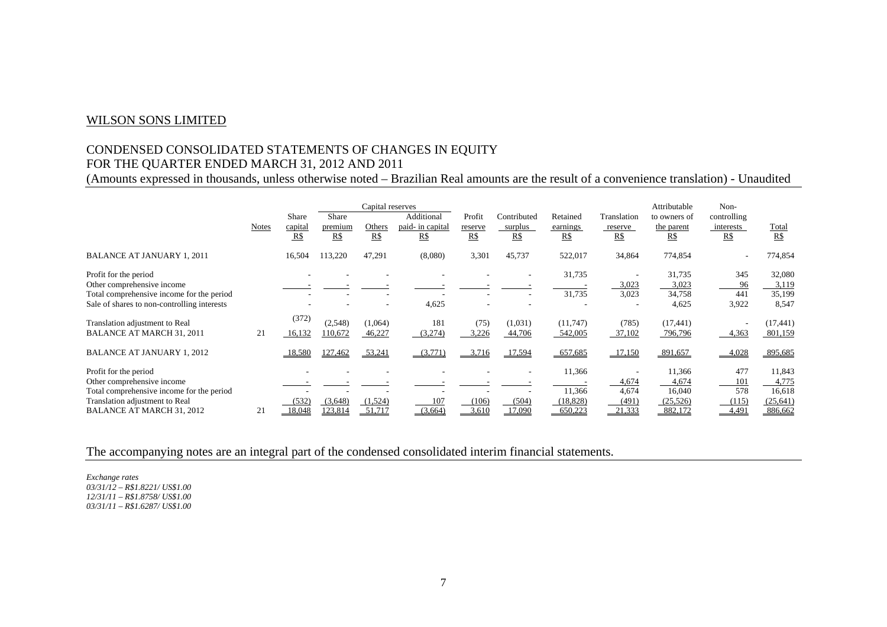WILSON SONS LIMITED

## CONDENSED CONSOLIDATED STATEMENTS OF CHANGES IN EQUITY
## FOR THE QUARTER ENDED MARCH 31, 2012 AND 2011

(Amounts expressed in thousands, unless otherwise noted – Brazilian Real amounts are the result of a convenience translation) - Unaudited

| | | | Capital reserves | | | | | | | | | |
|---|---|---|---|---|---|---|---|---|---|---|---|---|
| | Notes | Share capital R$ | Share premium R$ | Others R$ | Additional paid- in capital R$ | Profit reserve R$ | Contributed surplus R$ | Retained earnings R$ | Translation reserve R$ | Attributable to owners of the parent R$ | Non-controlling interests R$ | Total R$ |
| BALANCE AT JANUARY 1, 2011 | | 16,504 | 113,220 | 47,291 | (8,080) | 3,301 | 45,737 | 522,017 | 34,864 | 774,854 | - | 774,854 |
| Profit for the period | | - | - | - | - | - | - | 31,735 | - | 31,735 | 345 | 32,080 |
| Other comprehensive income | | - | - | - | - | - | - | - | 3,023 | 3,023 | 96 | 3,119 |
| Total comprehensive income for the period | | - | - | - | - | - | - | 31,735 | 3,023 | 34,758 | 441 | 35,199 |
| Sale of shares to non-controlling interests | | - | - | - | 4,625 | - | - | - | - | 4,625 | 3,922 | 8,547 |
| Translation adjustment to Real | | (372) | (2,548) | (1,064) | 181 | (75) | (1,031) | (11,747) | (785) | (17,441) | - | (17,441) |
| BALANCE AT MARCH 31, 2011 | 21 | 16,132 | 110,672 | 46,227 | (3,274) | 3,226 | 44,706 | 542,005 | 37,102 | 796,796 | 4,363 | 801,159 |
| BALANCE AT JANUARY 1, 2012 | | 18,580 | 127,462 | 53,241 | (3,771) | 3,716 | 17,594 | 657,685 | 17,150 | 891,657 | 4,028 | 895,685 |
| Profit for the period | | - | - | - | - | - | - | 11,366 | - | 11,366 | 477 | 11,843 |
| Other comprehensive income | | - | - | - | - | - | - | - | 4,674 | 4,674 | 101 | 4,775 |
| Total comprehensive income for the period | | - | - | - | - | - | - | 11,366 | 4,674 | 16,040 | 578 | 16,618 |
| Translation adjustment to Real | | (532) | (3,648) | (1,524) | 107 | (106) | (504) | (18,828) | (491) | (25,526) | (115) | (25,641) |
| BALANCE AT MARCH 31, 2012 | 21 | 18,048 | 123,814 | 51,717 | (3,664) | 3,610 | 17,090 | 650,223 | 21,333 | 882,172 | 4,491 | 886,662 |

The accompanying notes are an integral part of the condensed consolidated interim financial statements.

*Exchange rates*
*03/31/12 – R$1.8221/ US$1.00*
*12/31/11 – R$1.8758/ US$1.00*
*03/31/11 – R$1.6287/ US$1.00*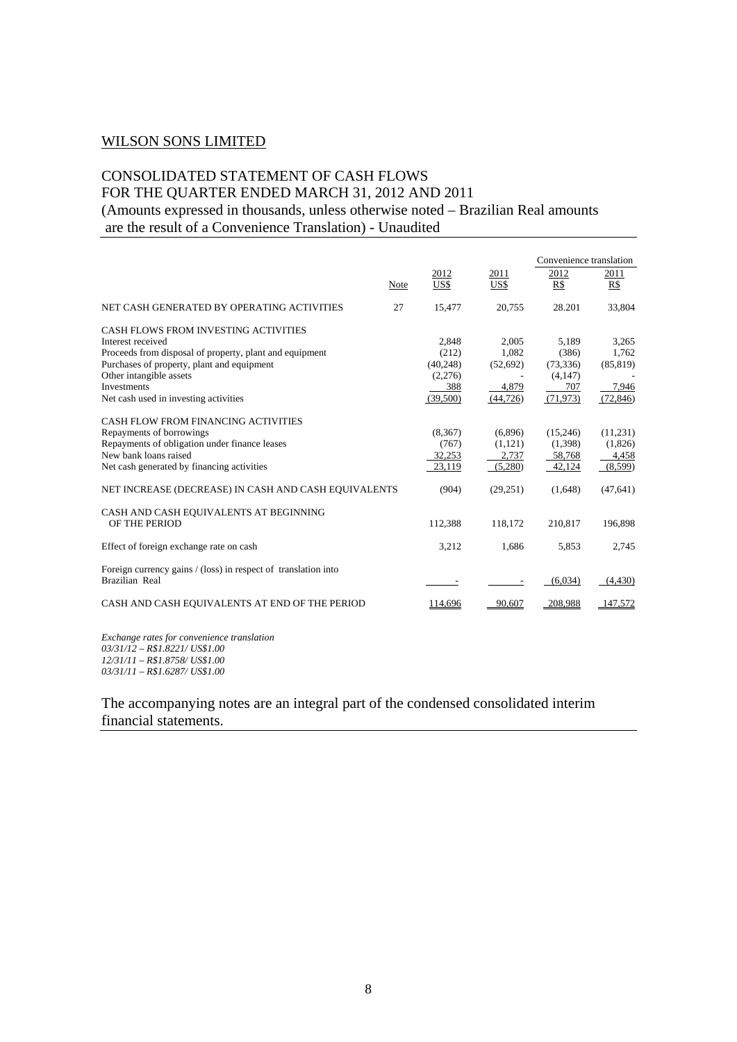WILSON SONS LIMITED

## CONSOLIDATED STATEMENT OF CASH FLOWS
## FOR THE QUARTER ENDED MARCH 31, 2012 AND 2011
(Amounts expressed in thousands, unless otherwise noted – Brazilian Real amounts are the result of a Convenience Translation) - Unaudited

| | | | | Convenience translation | |
|---|---|---|---|---|---|
| | Note | 2012 US$ | 2011 US$ | 2012 R$ | 2011 R$ |
| NET CASH GENERATED BY OPERATING ACTIVITIES | 27 | 15,477 | 20,755 | 28.201 | 33,804 |
| CASH FLOWS FROM INVESTING ACTIVITIES | | | | | |
| Interest received | | 2,848 | 2,005 | 5,189 | 3,265 |
| Proceeds from disposal of property, plant and equipment | | (212) | 1,082 | (386) | 1,762 |
| Purchases of property, plant and equipment | | (40,248) | (52,692) | (73,336) | (85,819) |
| Other intangible assets | | (2,276) | - | (4,147) | - |
| Investments | | 388 | 4,879 | 707 | 7,946 |
| Net cash used in investing activities | | (39,500) | (44,726) | (71,973) | (72,846) |
| CASH FLOW FROM FINANCING ACTIVITIES | | | | | |
| Repayments of borrowings | | (8,367) | (6,896) | (15,246) | (11,231) |
| Repayments of obligation under finance leases | | (767) | (1,121) | (1,398) | (1,826) |
| New bank loans raised | | 32,253 | 2,737 | 58,768 | 4,458 |
| Net cash generated by financing activities | | 23,119 | (5,280) | 42,124 | (8,599) |
| NET INCREASE (DECREASE) IN CASH AND CASH EQUIVALENTS | | (904) | (29,251) | (1,648) | (47,641) |
| CASH AND CASH EQUIVALENTS AT BEGINNING OF THE PERIOD | | 112,388 | 118,172 | 210,817 | 196,898 |
| Effect of foreign exchange rate on cash | | 3,212 | 1,686 | 5,853 | 2,745 |
| Foreign currency gains / (loss) in respect of translation into Brazilian Real | | - | - | (6,034) | (4,430) |
| CASH AND CASH EQUIVALENTS AT END OF THE PERIOD | | 114,696 | 90,607 | 208,988 | 147,572 |

*Exchange rates for convenience translation*
*03/31/12 – R$1.8221/ US$1.00*
*12/31/11 – R$1.8758/ US$1.00*
*03/31/11 – R$1.6287/ US$1.00*

The accompanying notes are an integral part of the condensed consolidated interim financial statements.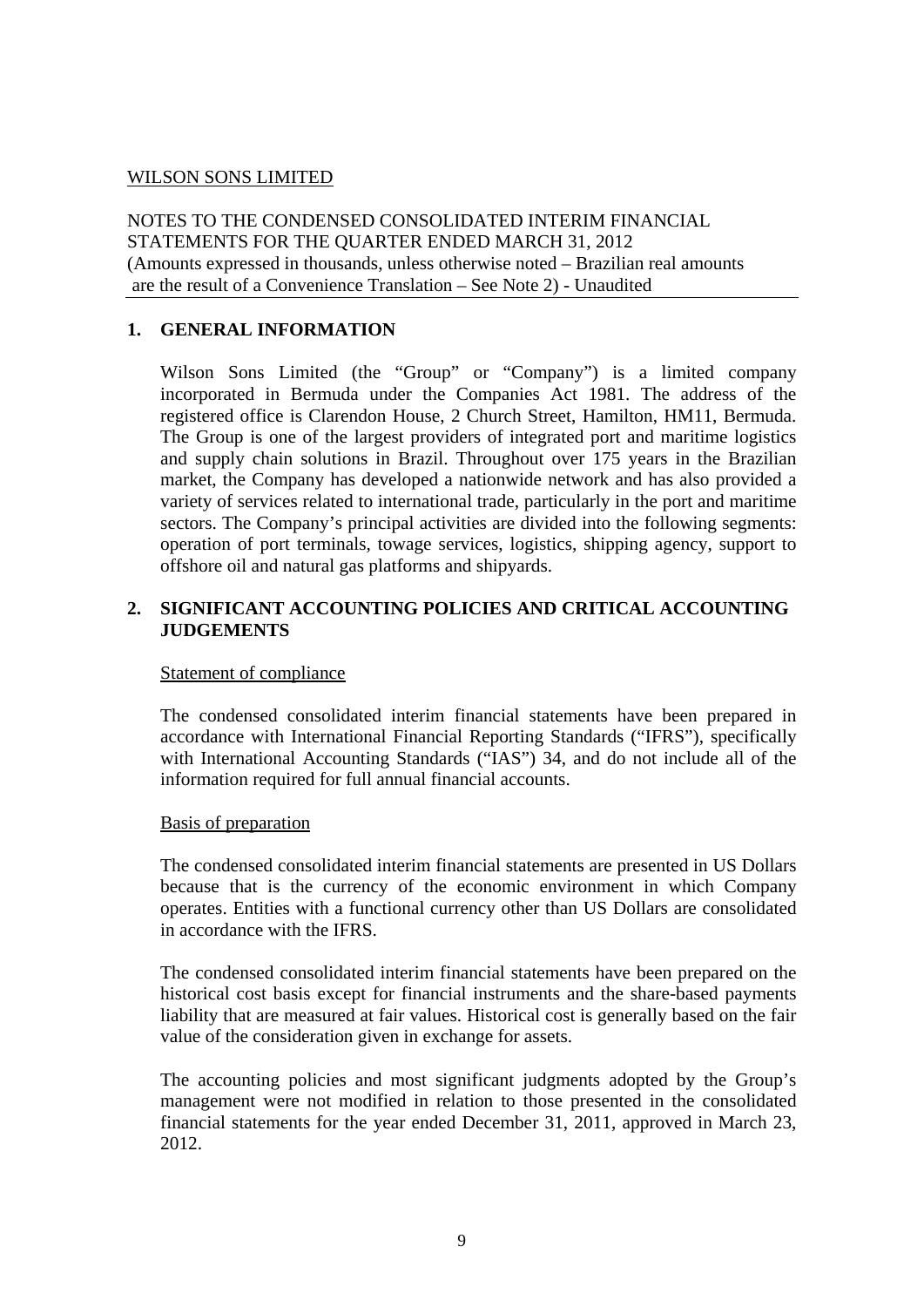WILSON SONS LIMITED

NOTES TO THE CONDENSED CONSOLIDATED INTERIM FINANCIAL STATEMENTS FOR THE QUARTER ENDED MARCH 31, 2012
(Amounts expressed in thousands, unless otherwise noted – Brazilian real amounts are the result of a Convenience Translation – See Note 2) - Unaudited

## 1. GENERAL INFORMATION

Wilson Sons Limited (the "Group" or "Company") is a limited company incorporated in Bermuda under the Companies Act 1981. The address of the registered office is Clarendon House, 2 Church Street, Hamilton, HM11, Bermuda. The Group is one of the largest providers of integrated port and maritime logistics and supply chain solutions in Brazil. Throughout over 175 years in the Brazilian market, the Company has developed a nationwide network and has also provided a variety of services related to international trade, particularly in the port and maritime sectors. The Company's principal activities are divided into the following segments: operation of port terminals, towage services, logistics, shipping agency, support to offshore oil and natural gas platforms and shipyards.

## 2. SIGNIFICANT ACCOUNTING POLICIES AND CRITICAL ACCOUNTING JUDGEMENTS

### Statement of compliance

The condensed consolidated interim financial statements have been prepared in accordance with International Financial Reporting Standards ("IFRS"), specifically with International Accounting Standards ("IAS") 34, and do not include all of the information required for full annual financial accounts.

### Basis of preparation

The condensed consolidated interim financial statements are presented in US Dollars because that is the currency of the economic environment in which Company operates. Entities with a functional currency other than US Dollars are consolidated in accordance with the IFRS.

The condensed consolidated interim financial statements have been prepared on the historical cost basis except for financial instruments and the share-based payments liability that are measured at fair values. Historical cost is generally based on the fair value of the consideration given in exchange for assets.

The accounting policies and most significant judgments adopted by the Group's management were not modified in relation to those presented in the consolidated financial statements for the year ended December 31, 2011, approved in March 23, 2012.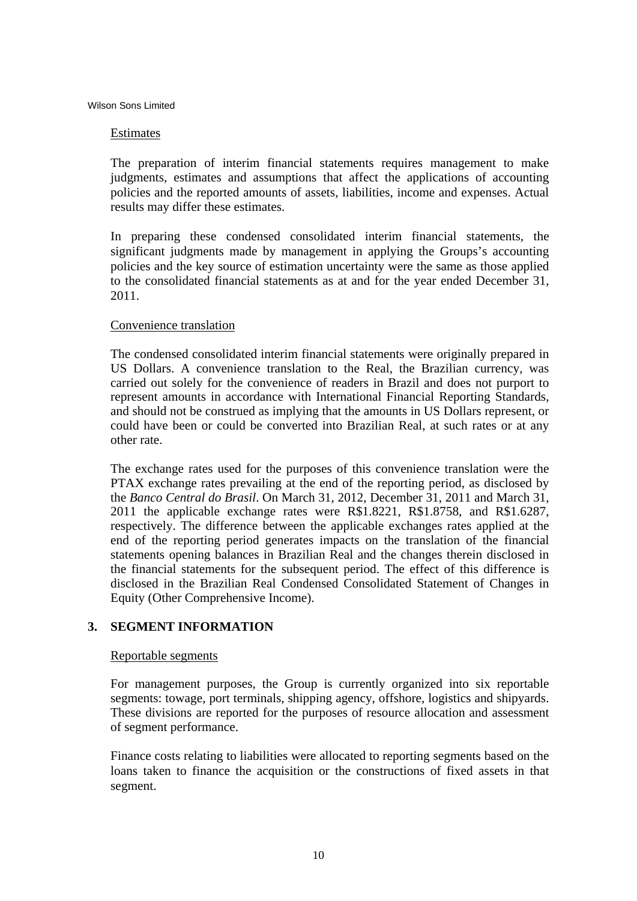Estimates

The preparation of interim financial statements requires management to make judgments, estimates and assumptions that affect the applications of accounting policies and the reported amounts of assets, liabilities, income and expenses. Actual results may differ these estimates.

In preparing these condensed consolidated interim financial statements, the significant judgments made by management in applying the Groups's accounting policies and the key source of estimation uncertainty were the same as those applied to the consolidated financial statements as at and for the year ended December 31, 2011.

Convenience translation

The condensed consolidated interim financial statements were originally prepared in US Dollars. A convenience translation to the Real, the Brazilian currency, was carried out solely for the convenience of readers in Brazil and does not purport to represent amounts in accordance with International Financial Reporting Standards, and should not be construed as implying that the amounts in US Dollars represent, or could have been or could be converted into Brazilian Real, at such rates or at any other rate.

The exchange rates used for the purposes of this convenience translation were the PTAX exchange rates prevailing at the end of the reporting period, as disclosed by the *Banco Central do Brasil*. On March 31, 2012, December 31, 2011 and March 31, 2011 the applicable exchange rates were R$1.8221, R$1.8758, and R$1.6287, respectively. The difference between the applicable exchanges rates applied at the end of the reporting period generates impacts on the translation of the financial statements opening balances in Brazilian Real and the changes therein disclosed in the financial statements for the subsequent period. The effect of this difference is disclosed in the Brazilian Real Condensed Consolidated Statement of Changes in Equity (Other Comprehensive Income).

## 3. SEGMENT INFORMATION

Reportable segments

For management purposes, the Group is currently organized into six reportable segments: towage, port terminals, shipping agency, offshore, logistics and shipyards. These divisions are reported for the purposes of resource allocation and assessment of segment performance.

Finance costs relating to liabilities were allocated to reporting segments based on the loans taken to finance the acquisition or the constructions of fixed assets in that segment.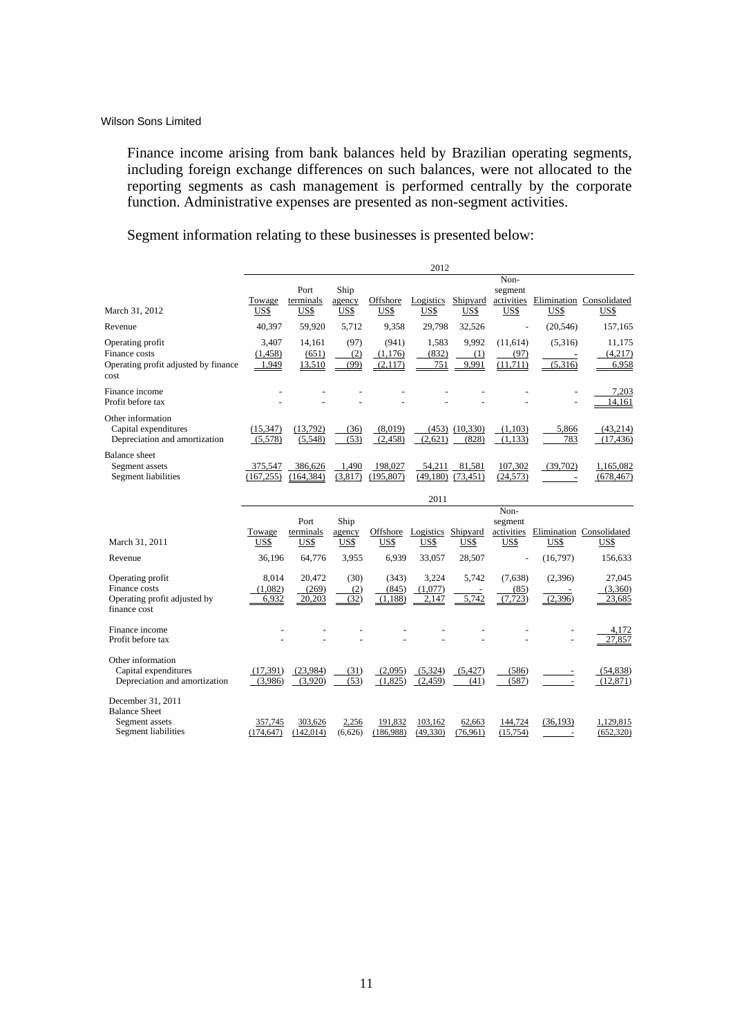Finance income arising from bank balances held by Brazilian operating segments, including foreign exchange differences on such balances, were not allocated to the reporting segments as cash management is performed centrally by the corporate function. Administrative expenses are presented as non-segment activities.

Segment information relating to these businesses is presented below:

| | 2012 | | | | | | | | |
|---|---|---|---|---|---|---|---|---|---|
| March 31, 2012 | Towage US$ | Port terminals US$ | Ship agency US$ | Offshore US$ | Logistics US$ | Shipyard US$ | Non-segment activities US$ | Elimination US$ | Consolidated US$ |
| Revenue | 40,397 | 59,920 | 5,712 | 9,358 | 29,798 | 32,526 | - | (20,546) | 157,165 |
| Operating profit | 3,407 | 14,161 | (97) | (941) | 1,583 | 9,992 | (11,614) | (5,316) | 11,175 |
| Finance costs | (1,458) | (651) | (2) | (1,176) | (832) | (1) | (97) | - | (4,217) |
| Operating profit adjusted by finance cost | 1,949 | 13,510 | (99) | (2,117) | 751 | 9,991 | (11,711) | (5,316) | 6,958 |
| Finance income | - | - | - | - | - | - | - | - | 7,203 |
| Profit before tax | - | - | - | - | - | - | - | - | 14,161 |
| Other information | | | | | | | | | |
| Capital expenditures | (15,347) | (13,792) | (36) | (8,019) | (453) | (10,330) | (1,103) | 5,866 | (43,214) |
| Depreciation and amortization | (5,578) | (5,548) | (53) | (2,458) | (2,621) | (828) | (1,133) | 783 | (17,436) |
| Balance sheet | | | | | | | | | |
| Segment assets | 375,547 | 386,626 | 1,490 | 198,027 | 54,211 | 81,581 | 107,302 | (39,702) | 1,165,082 |
| Segment liabilities | (167,255) | (164,384) | (3,817) | (195,807) | (49,180) | (73,451) | (24,573) | - | (678,467) |

| | 2011 | | | | | | | | |
|---|---|---|---|---|---|---|---|---|---|
| March 31, 2011 | Towage US$ | Port terminals US$ | Ship agency US$ | Offshore US$ | Logistics US$ | Shipyard US$ | Non-segment activities US$ | Elimination US$ | Consolidated US$ |
| Revenue | 36,196 | 64,776 | 3,955 | 6,939 | 33,057 | 28,507 | - | (16,797) | 156,633 |
| Operating profit | 8,014 | 20,472 | (30) | (343) | 3,224 | 5,742 | (7,638) | (2,396) | 27,045 |
| Finance costs | (1,082) | (269) | (2) | (845) | (1,077) | - | (85) | - | (3,360) |
| Operating profit adjusted by finance cost | 6,932 | 20,203 | (32) | (1,188) | 2,147 | 5,742 | (7,723) | (2,396) | 23,685 |
| Finance income | - | - | - | - | - | - | - | - | 4,172 |
| Profit before tax | - | - | - | - | - | - | - | - | 27,857 |
| Other information | | | | | | | | | |
| Capital expenditures | (17,391) | (23,984) | (31) | (2,095) | (5,324) | (5,427) | (586) | - | (54,838) |
| Depreciation and amortization | (3,986) | (3,920) | (53) | (1,825) | (2,459) | (41) | (587) | - | (12,871) |
| December 31, 2011 | | | | | | | | | |
| Balance Sheet | | | | | | | | | |
| Segment assets | 357,745 | 303,626 | 2,256 | 191,832 | 103,162 | 62,663 | 144,724 | (36,193) | 1,129,815 |
| Segment liabilities | (174,647) | (142,014) | (6,626) | (186,988) | (49,330) | (76,961) | (15,754) | - | (652,320) |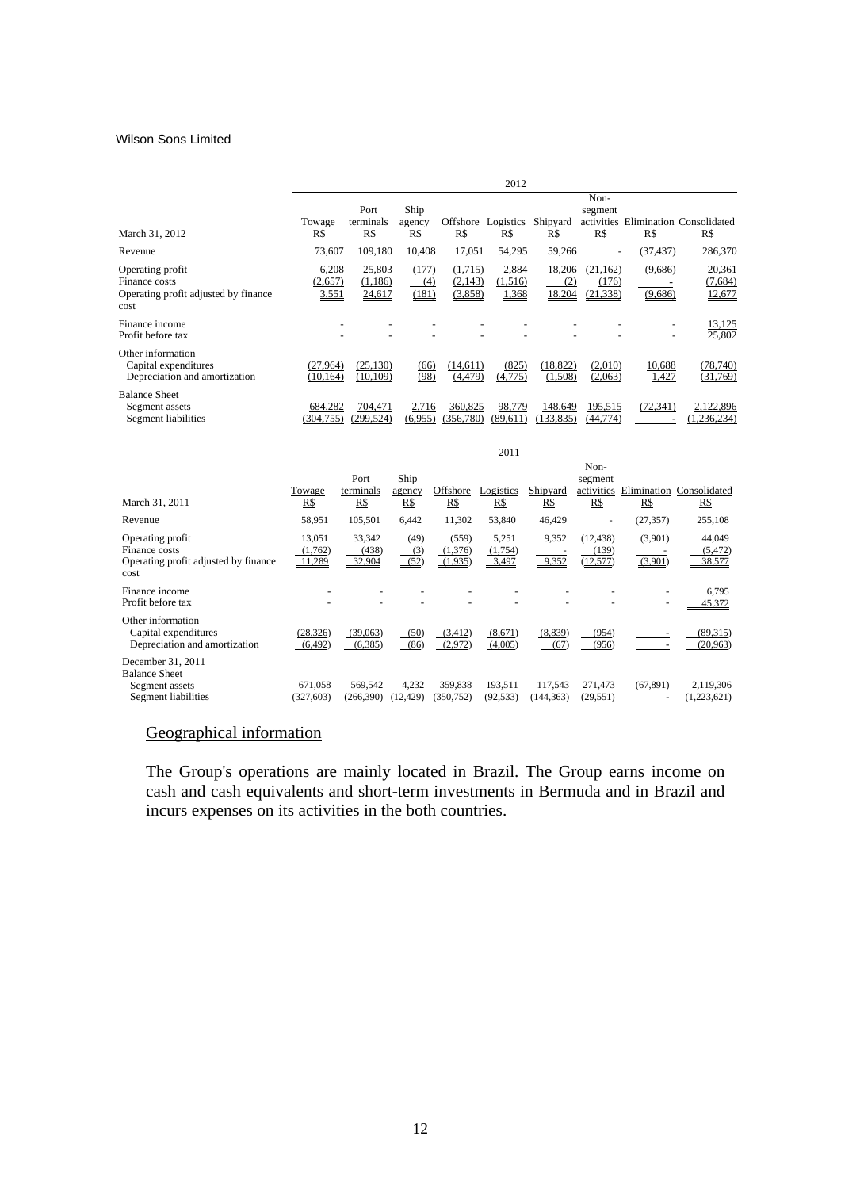Wilson Sons Limited

| March 31, 2012 | Towage R$ | Port terminals R$ | Ship agency R$ | Offshore R$ | Logistics R$ | Shipyard R$ | Non-segment activities R$ | Elimination R$ | Consolidated R$ |
|---|---|---|---|---|---|---|---|---|---|
| | | | | | 2012 | | | | |
| Revenue | 73,607 | 109,180 | 10,408 | 17,051 | 54,295 | 59,266 | - | (37,437) | 286,370 |
| Operating profit | 6,208 | 25,803 | (177) | (1,715) | 2,884 | 18,206 | (21,162) | (9,686) | 20,361 |
| Finance costs | (2,657) | (1,186) | (4) | (2,143) | (1,516) | (2) | (176) | - | (7,684) |
| Operating profit adjusted by finance cost | 3,551 | 24,617 | (181) | (3,858) | 1,368 | 18,204 | (21,338) | (9,686) | 12,677 |
| Finance income | - | - | - | - | - | - | - | - | 13,125 |
| Profit before tax | - | - | - | - | - | - | - | - | 25,802 |
| Other information | | | | | | | | | |
| Capital expenditures | (27,964) | (25,130) | (66) | (14,611) | (825) | (18,822) | (2,010) | 10,688 | (78,740) |
| Depreciation and amortization | (10,164) | (10,109) | (98) | (4,479) | (4,775) | (1,508) | (2,063) | 1,427 | (31,769) |
| Balance Sheet | | | | | | | | | |
| Segment assets | 684,282 | 704,471 | 2,716 | 360,825 | 98,779 | 148,649 | 195,515 | (72,341) | 2,122,896 |
| Segment liabilities | (304,755) | (299,524) | (6,955) | (356,780) | (89,611) | (133,835) | (44,774) | - | (1,236,234) |

| March 31, 2011 | Towage R$ | Port terminals R$ | Ship agency R$ | Offshore R$ | Logistics R$ | Shipyard R$ | Non-segment activities R$ | Elimination R$ | Consolidated R$ |
|---|---|---|---|---|---|---|---|---|---|
| | | | | | 2011 | | | | |
| Revenue | 58,951 | 105,501 | 6,442 | 11,302 | 53,840 | 46,429 | - | (27,357) | 255,108 |
| Operating profit | 13,051 | 33,342 | (49) | (559) | 5,251 | 9,352 | (12,438) | (3,901) | 44,049 |
| Finance costs | (1,762) | (438) | (3) | (1,376) | (1,754) | - | (139) | - | (5,472) |
| Operating profit adjusted by finance cost | 11,289 | 32,904 | (52) | (1,935) | 3,497 | 9,352 | (12,577) | (3,901) | 38,577 |
| Finance income | - | - | - | - | - | - | - | - | 6,795 |
| Profit before tax | - | - | - | - | - | - | - | - | 45,372 |
| Other information | | | | | | | | | |
| Capital expenditures | (28,326) | (39,063) | (50) | (3,412) | (8,671) | (8,839) | (954) | - | (89,315) |
| Depreciation and amortization | (6,492) | (6,385) | (86) | (2,972) | (4,005) | (67) | (956) | - | (20,963) |
| December 31, 2011 | | | | | | | | | |
| Balance Sheet | | | | | | | | | |
| Segment assets | 671,058 | 569,542 | 4,232 | 359,838 | 193,511 | 117,543 | 271,473 | (67,891) | 2,119,306 |
| Segment liabilities | (327,603) | (266,390) | (12,429) | (350,752) | (92,533) | (144,363) | (29,551) | - | (1,223,621) |

## Geographical information

The Group's operations are mainly located in Brazil. The Group earns income on cash and cash equivalents and short-term investments in Bermuda and in Brazil and incurs expenses on its activities in the both countries.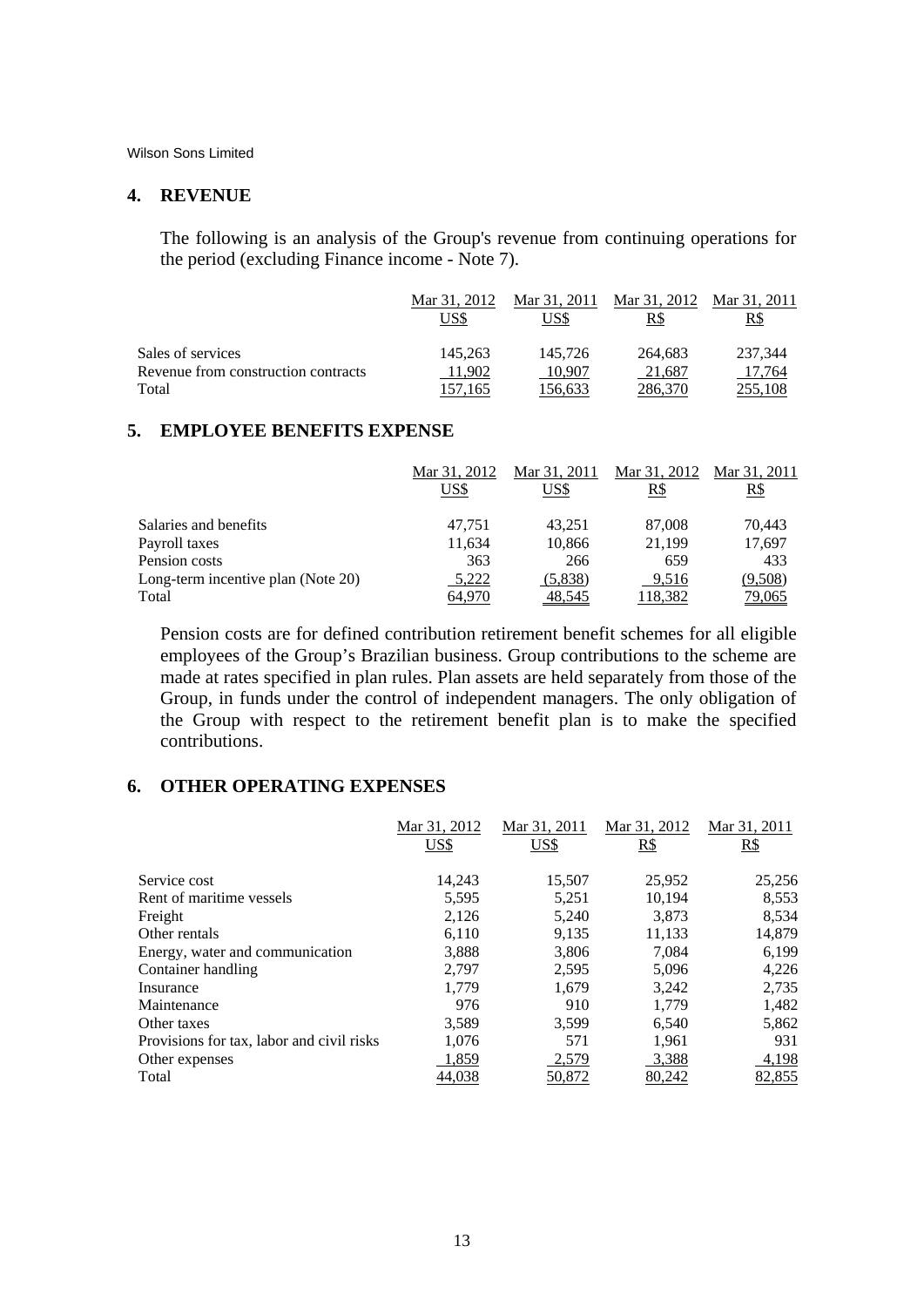## 4. REVENUE

The following is an analysis of the Group's revenue from continuing operations for the period (excluding Finance income - Note 7).

| | Mar 31, 2012 US$ | Mar 31, 2011 US$ | Mar 31, 2012 R$ | Mar 31, 2011 R$ |
|---|---|---|---|---|
| Sales of services | 145,263 | 145,726 | 264,683 | 237,344 |
| Revenue from construction contracts | 11,902 | 10,907 | 21,687 | 17,764 |
| Total | 157,165 | 156,633 | 286,370 | 255,108 |

## 5. EMPLOYEE BENEFITS EXPENSE

| | Mar 31, 2012 US$ | Mar 31, 2011 US$ | Mar 31, 2012 R$ | Mar 31, 2011 R$ |
|---|---|---|---|---|
| Salaries and benefits | 47,751 | 43,251 | 87,008 | 70,443 |
| Payroll taxes | 11,634 | 10,866 | 21,199 | 17,697 |
| Pension costs | 363 | 266 | 659 | 433 |
| Long-term incentive plan (Note 20) | 5,222 | (5,838) | 9,516 | (9,508) |
| Total | 64,970 | 48,545 | 118,382 | 79,065 |

Pension costs are for defined contribution retirement benefit schemes for all eligible employees of the Group's Brazilian business. Group contributions to the scheme are made at rates specified in plan rules. Plan assets are held separately from those of the Group, in funds under the control of independent managers. The only obligation of the Group with respect to the retirement benefit plan is to make the specified contributions.

## 6. OTHER OPERATING EXPENSES

| | Mar 31, 2012 US$ | Mar 31, 2011 US$ | Mar 31, 2012 R$ | Mar 31, 2011 R$ |
|---|---|---|---|---|
| Service cost | 14,243 | 15,507 | 25,952 | 25,256 |
| Rent of maritime vessels | 5,595 | 5,251 | 10,194 | 8,553 |
| Freight | 2,126 | 5,240 | 3,873 | 8,534 |
| Other rentals | 6,110 | 9,135 | 11,133 | 14,879 |
| Energy, water and communication | 3,888 | 3,806 | 7,084 | 6,199 |
| Container handling | 2,797 | 2,595 | 5,096 | 4,226 |
| Insurance | 1,779 | 1,679 | 3,242 | 2,735 |
| Maintenance | 976 | 910 | 1,779 | 1,482 |
| Other taxes | 3,589 | 3,599 | 6,540 | 5,862 |
| Provisions for tax, labor and civil risks | 1,076 | 571 | 1,961 | 931 |
| Other expenses | 1,859 | 2,579 | 3,388 | 4,198 |
| Total | 44,038 | 50,872 | 80,242 | 82,855 |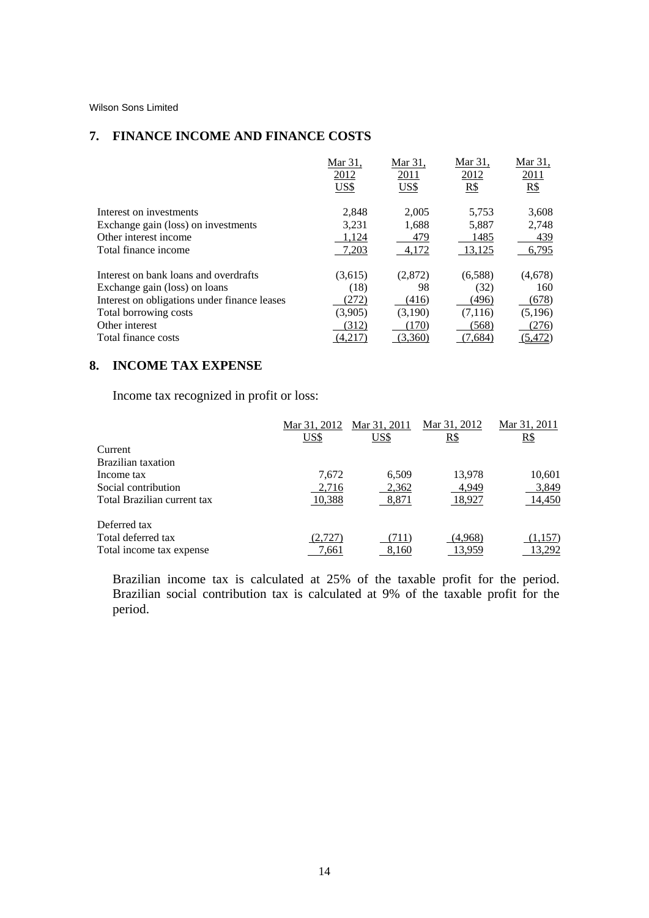Wilson Sons Limited

## 7. FINANCE INCOME AND FINANCE COSTS

| | Mar 31, 2012 US$ | Mar 31, 2011 US$ | Mar 31, 2012 R$ | Mar 31, 2011 R$ |
|---|---|---|---|---|
| Interest on investments | 2,848 | 2,005 | 5,753 | 3,608 |
| Exchange gain (loss) on investments | 3,231 | 1,688 | 5,887 | 2,748 |
| Other interest income | 1,124 | 479 | 1485 | 439 |
| Total finance income | 7,203 | 4,172 | 13,125 | 6,795 |
| | | | | |
| Interest on bank loans and overdrafts | (3,615) | (2,872) | (6,588) | (4,678) |
| Exchange gain (loss) on loans | (18) | 98 | (32) | 160 |
| Interest on obligations under finance leases | (272) | (416) | (496) | (678) |
| Total borrowing costs | (3,905) | (3,190) | (7,116) | (5,196) |
| Other interest | (312) | (170) | (568) | (276) |
| Total finance costs | (4,217) | (3,360) | (7,684) | (5,472) |

## 8. INCOME TAX EXPENSE

Income tax recognized in profit or loss:

| | Mar 31, 2012 US$ | Mar 31, 2011 US$ | Mar 31, 2012 R$ | Mar 31, 2011 R$ |
|---|---|---|---|---|
| Current | | | | |
| Brazilian taxation | | | | |
| Income tax | 7,672 | 6,509 | 13,978 | 10,601 |
| Social contribution | 2,716 | 2,362 | 4,949 | 3,849 |
| Total Brazilian current tax | 10,388 | 8,871 | 18,927 | 14,450 |
| | | | | |
| Deferred tax | | | | |
| Total deferred tax | (2,727) | (711) | (4,968) | (1,157) |
| Total income tax expense | 7,661 | 8,160 | 13,959 | 13,292 |

Brazilian income tax is calculated at 25% of the taxable profit for the period. Brazilian social contribution tax is calculated at 9% of the taxable profit for the period.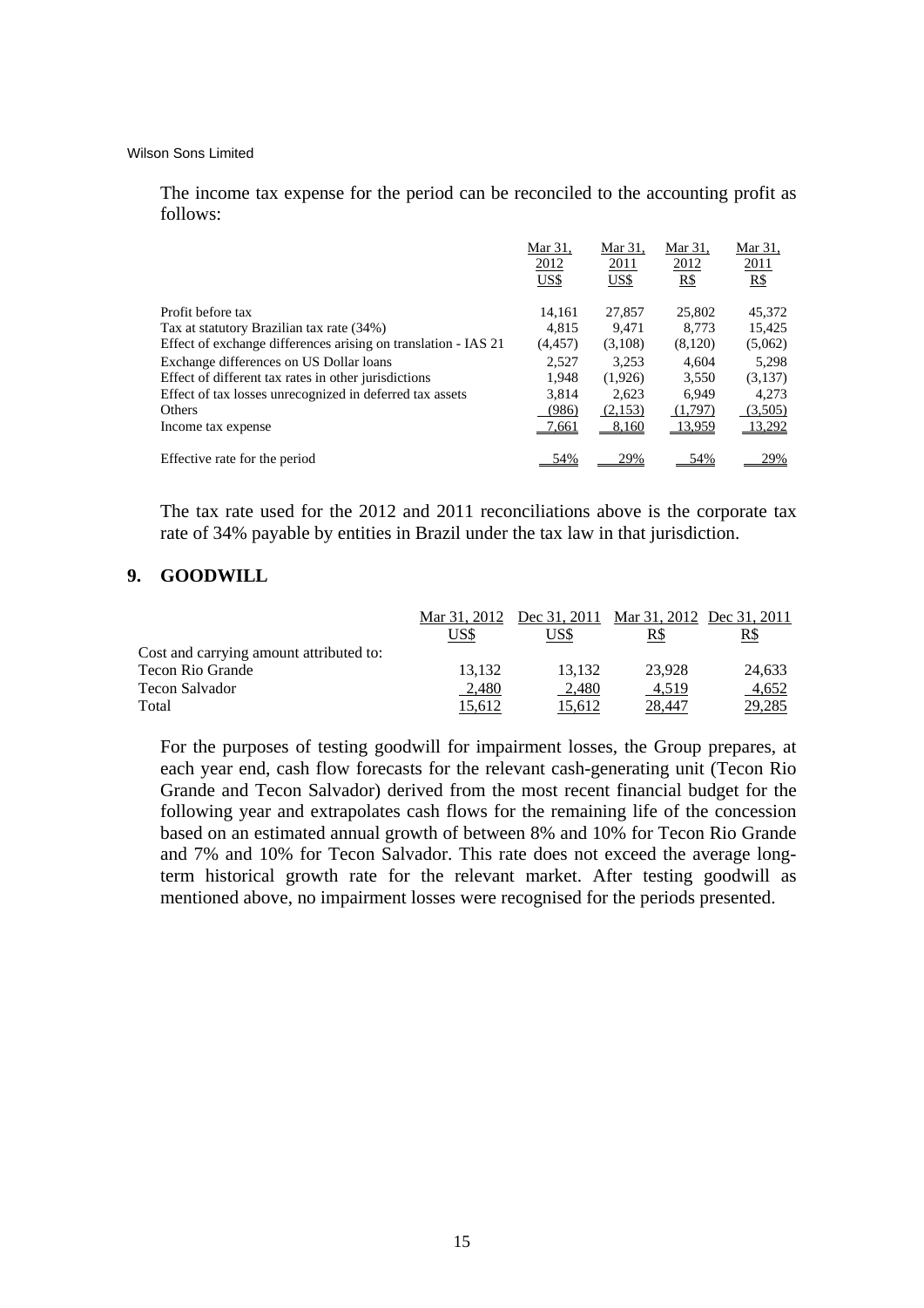The income tax expense for the period can be reconciled to the accounting profit as follows:

| | Mar 31, 2012 US$ | Mar 31, 2011 US$ | Mar 31, 2012 R$ | Mar 31, 2011 R$ |
|---|---|---|---|---|
| Profit before tax | 14,161 | 27,857 | 25,802 | 45,372 |
| Tax at statutory Brazilian tax rate (34%) | 4,815 | 9,471 | 8,773 | 15,425 |
| Effect of exchange differences arising on translation - IAS 21 | (4,457) | (3,108) | (8,120) | (5,062) |
| Exchange differences on US Dollar loans | 2,527 | 3,253 | 4,604 | 5,298 |
| Effect of different tax rates in other jurisdictions | 1,948 | (1,926) | 3,550 | (3,137) |
| Effect of tax losses unrecognized in deferred tax assets | 3,814 | 2,623 | 6,949 | 4,273 |
| Others | (986) | (2,153) | (1,797) | (3,505) |
| Income tax expense | 7,661 | 8,160 | 13,959 | 13,292 |
| Effective rate for the period | 54% | 29% | 54% | 29% |

The tax rate used for the 2012 and 2011 reconciliations above is the corporate tax rate of 34% payable by entities in Brazil under the tax law in that jurisdiction.

## 9. GOODWILL

| | Mar 31, 2012 US$ | Dec 31, 2011 US$ | Mar 31, 2012 R$ | Dec 31, 2011 R$ |
|---|---|---|---|---|
| Cost and carrying amount attributed to: | | | | |
| Tecon Rio Grande | 13,132 | 13,132 | 23,928 | 24,633 |
| Tecon Salvador | 2,480 | 2,480 | 4,519 | 4,652 |
| Total | 15,612 | 15,612 | 28,447 | 29,285 |

For the purposes of testing goodwill for impairment losses, the Group prepares, at each year end, cash flow forecasts for the relevant cash-generating unit (Tecon Rio Grande and Tecon Salvador) derived from the most recent financial budget for the following year and extrapolates cash flows for the remaining life of the concession based on an estimated annual growth of between 8% and 10% for Tecon Rio Grande and 7% and 10% for Tecon Salvador. This rate does not exceed the average long-term historical growth rate for the relevant market. After testing goodwill as mentioned above, no impairment losses were recognised for the periods presented.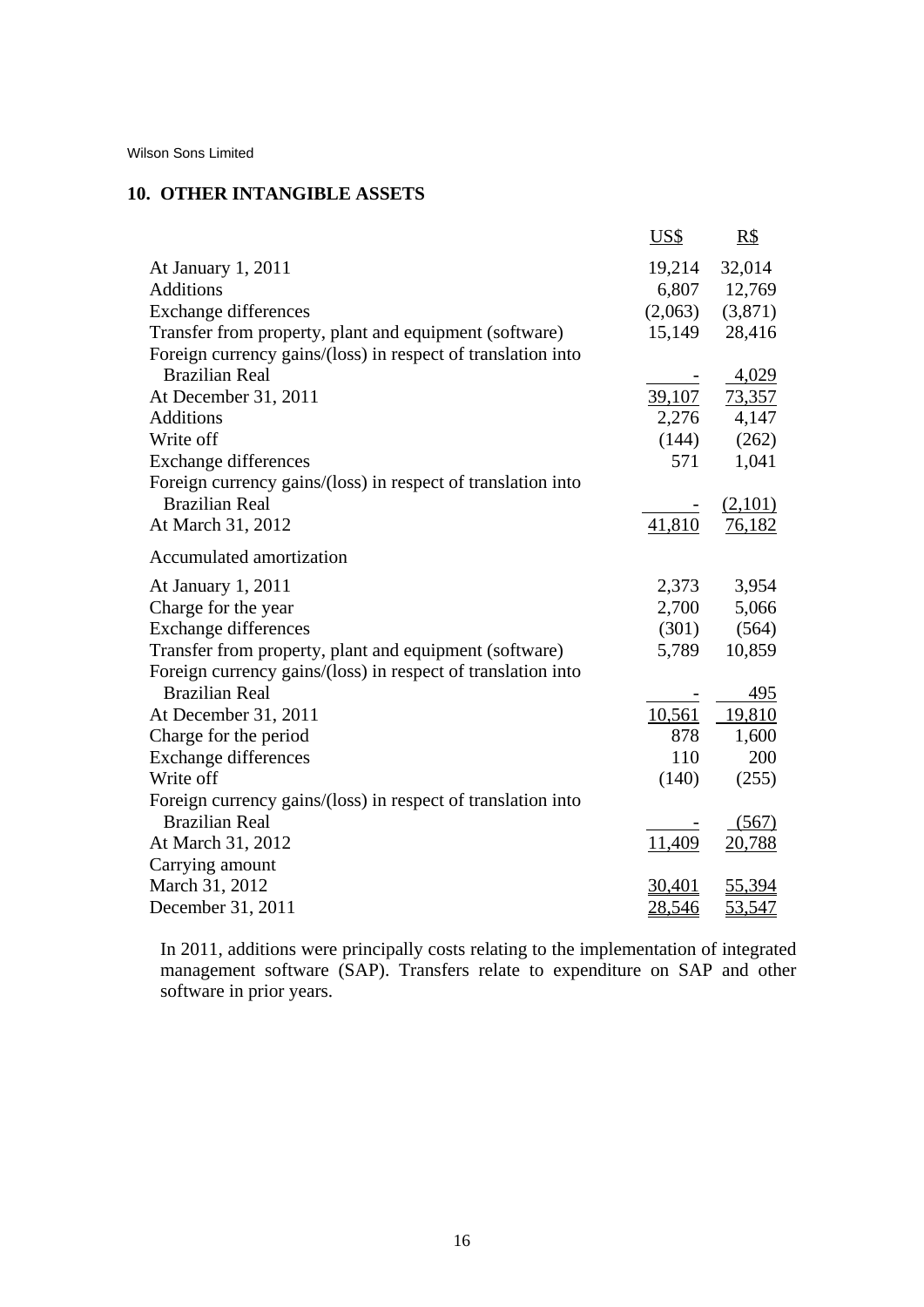Wilson Sons Limited

## 10. OTHER INTANGIBLE ASSETS

| | US$ | R$ |
|---|---|---|
| At January 1, 2011 | 19,214 | 32,014 |
| Additions | 6,807 | 12,769 |
| Exchange differences | (2,063) | (3,871) |
| Transfer from property, plant and equipment (software) | 15,149 | 28,416 |
| Foreign currency gains/(loss) in respect of translation into Brazilian Real | - | 4,029 |
| At December 31, 2011 | 39,107 | 73,357 |
| Additions | 2,276 | 4,147 |
| Write off | (144) | (262) |
| Exchange differences | 571 | 1,041 |
| Foreign currency gains/(loss) in respect of translation into Brazilian Real | - | (2,101) |
| At March 31, 2012 | 41,810 | 76,182 |
| Accumulated amortization | | |
| At January 1, 2011 | 2,373 | 3,954 |
| Charge for the year | 2,700 | 5,066 |
| Exchange differences | (301) | (564) |
| Transfer from property, plant and equipment (software) | 5,789 | 10,859 |
| Foreign currency gains/(loss) in respect of translation into Brazilian Real | - | 495 |
| At December 31, 2011 | 10,561 | 19,810 |
| Charge for the period | 878 | 1,600 |
| Exchange differences | 110 | 200 |
| Write off | (140) | (255) |
| Foreign currency gains/(loss) in respect of translation into Brazilian Real | - | (567) |
| At March 31, 2012 | 11,409 | 20,788 |
| Carrying amount | | |
| March 31, 2012 | 30,401 | 55,394 |
| December 31, 2011 | 28,546 | 53,547 |

In 2011, additions were principally costs relating to the implementation of integrated management software (SAP). Transfers relate to expenditure on SAP and other software in prior years.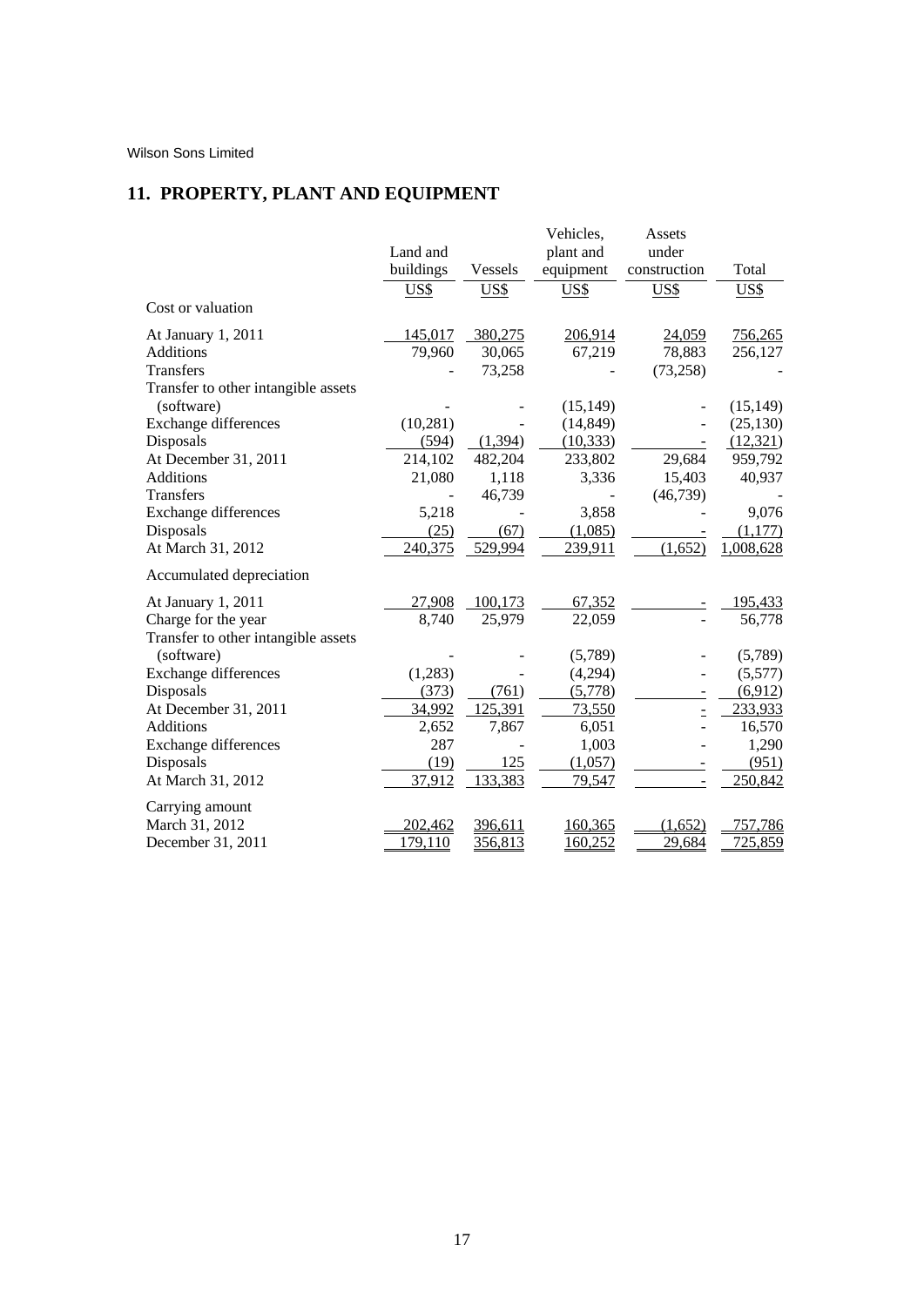Wilson Sons Limited

## 11. PROPERTY, PLANT AND EQUIPMENT

| | Land and buildings | Vessels | Vehicles, plant and equipment | Assets under construction | Total |
|---|---|---|---|---|---|
| | US$ | US$ | US$ | US$ | US$ |
| Cost or valuation | | | | | |
| At January 1, 2011 | 145,017 | 380,275 | 206,914 | 24,059 | 756,265 |
| Additions | 79,960 | 30,065 | 67,219 | 78,883 | 256,127 |
| Transfers | - | 73,258 | - | (73,258) | - |
| Transfer to other intangible assets (software) | - | - | (15,149) | - | (15,149) |
| Exchange differences | (10,281) | - | (14,849) | - | (25,130) |
| Disposals | (594) | (1,394) | (10,333) | - | (12,321) |
| At December 31, 2011 | 214,102 | 482,204 | 233,802 | 29,684 | 959,792 |
| Additions | 21,080 | 1,118 | 3,336 | 15,403 | 40,937 |
| Transfers | - | 46,739 | - | (46,739) | - |
| Exchange differences | 5,218 | - | 3,858 | - | 9,076 |
| Disposals | (25) | (67) | (1,085) | - | (1,177) |
| At March 31, 2012 | 240,375 | 529,994 | 239,911 | (1,652) | 1,008,628 |
| Accumulated depreciation | | | | | |
| At January 1, 2011 | 27,908 | 100,173 | 67,352 | - | 195,433 |
| Charge for the year | 8,740 | 25,979 | 22,059 | - | 56,778 |
| Transfer to other intangible assets (software) | - | - | (5,789) | - | (5,789) |
| Exchange differences | (1,283) | - | (4,294) | - | (5,577) |
| Disposals | (373) | (761) | (5,778) | - | (6,912) |
| At December 31, 2011 | 34,992 | 125,391 | 73,550 | - | 233,933 |
| Additions | 2,652 | 7,867 | 6,051 | - | 16,570 |
| Exchange differences | 287 | - | 1,003 | - | 1,290 |
| Disposals | (19) | 125 | (1,057) | - | (951) |
| At March 31, 2012 | 37,912 | 133,383 | 79,547 | - | 250,842 |
| Carrying amount | | | | | |
| March 31, 2012 | 202,462 | 396,611 | 160,365 | (1,652) | 757,786 |
| December 31, 2011 | 179,110 | 356,813 | 160,252 | 29,684 | 725,859 |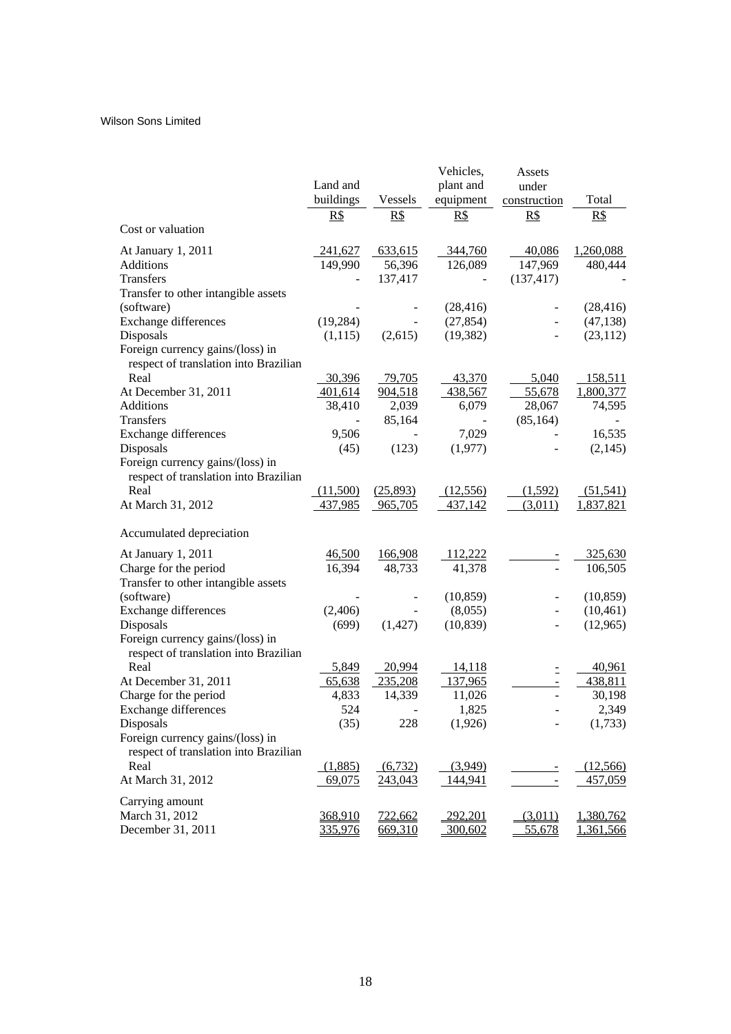|  | Land and buildings | Vessels | Vehicles, plant and equipment | Assets under construction | Total |
|---|---|---|---|---|---|
|  | R$ | R$ | R$ | R$ | R$ |
| Cost or valuation |  |  |  |  |  |
| At January 1, 2011 | 241,627 | 633,615 | 344,760 | 40,086 | 1,260,088 |
| Additions | 149,990 | 56,396 | 126,089 | 147,969 | 480,444 |
| Transfers | - | 137,417 | - | (137,417) | - |
| Transfer to other intangible assets (software) | - | - | (28,416) | - | (28,416) |
| Exchange differences | (19,284) | - | (27,854) | - | (47,138) |
| Disposals | (1,115) | (2,615) | (19,382) | - | (23,112) |
| Foreign currency gains/(loss) in respect of translation into Brazilian Real | 30,396 | 79,705 | 43,370 | 5,040 | 158,511 |
| At December 31, 2011 | 401,614 | 904,518 | 438,567 | 55,678 | 1,800,377 |
| Additions | 38,410 | 2,039 | 6,079 | 28,067 | 74,595 |
| Transfers | - | 85,164 | - | (85,164) | - |
| Exchange differences | 9,506 | - | 7,029 | - | 16,535 |
| Disposals | (45) | (123) | (1,977) | - | (2,145) |
| Foreign currency gains/(loss) in respect of translation into Brazilian Real | (11,500) | (25,893) | (12,556) | (1,592) | (51,541) |
| At March 31, 2012 | 437,985 | 965,705 | 437,142 | (3,011) | 1,837,821 |
| Accumulated depreciation |  |  |  |  |  |
| At January 1, 2011 | 46,500 | 166,908 | 112,222 | - | 325,630 |
| Charge for the period | 16,394 | 48,733 | 41,378 | - | 106,505 |
| Transfer to other intangible assets (software) | - | - | (10,859) | - | (10,859) |
| Exchange differences | (2,406) | - | (8,055) | - | (10,461) |
| Disposals | (699) | (1,427) | (10,839) | - | (12,965) |
| Foreign currency gains/(loss) in respect of translation into Brazilian Real | 5,849 | 20,994 | 14,118 | - | 40,961 |
| At December 31, 2011 | 65,638 | 235,208 | 137,965 | - | 438,811 |
| Charge for the period | 4,833 | 14,339 | 11,026 | - | 30,198 |
| Exchange differences | 524 | - | 1,825 | - | 2,349 |
| Disposals | (35) | 228 | (1,926) | - | (1,733) |
| Foreign currency gains/(loss) in respect of translation into Brazilian Real | (1,885) | (6,732) | (3,949) | - | (12,566) |
| At March 31, 2012 | 69,075 | 243,043 | 144,941 | - | 457,059 |
| Carrying amount |  |  |  |  |  |
| March 31, 2012 | 368,910 | 722,662 | 292,201 | (3,011) | 1,380,762 |
| December 31, 2011 | 335,976 | 669,310 | 300,602 | 55,678 | 1,361,566 |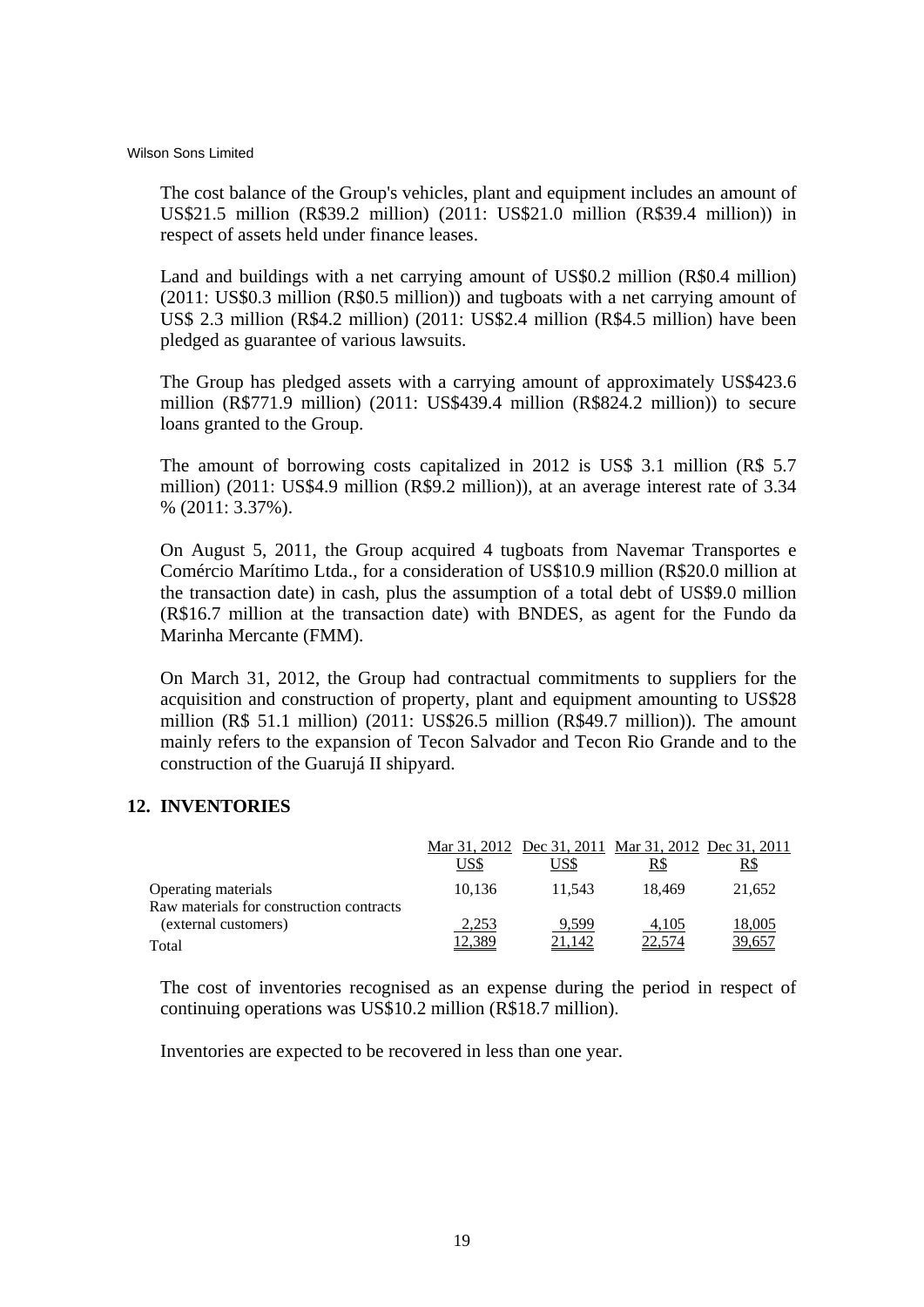The cost balance of the Group's vehicles, plant and equipment includes an amount of US$21.5 million (R$39.2 million) (2011: US$21.0 million (R$39.4 million)) in respect of assets held under finance leases.

Land and buildings with a net carrying amount of US$0.2 million (R$0.4 million) (2011: US$0.3 million (R$0.5 million)) and tugboats with a net carrying amount of US$ 2.3 million (R$4.2 million) (2011: US$2.4 million (R$4.5 million) have been pledged as guarantee of various lawsuits.

The Group has pledged assets with a carrying amount of approximately US$423.6 million (R$771.9 million) (2011: US$439.4 million (R$824.2 million)) to secure loans granted to the Group.

The amount of borrowing costs capitalized in 2012 is US$ 3.1 million (R$ 5.7 million) (2011: US$4.9 million (R$9.2 million)), at an average interest rate of 3.34 % (2011: 3.37%).

On August 5, 2011, the Group acquired 4 tugboats from Navemar Transportes e Comércio Marítimo Ltda., for a consideration of US$10.9 million (R$20.0 million at the transaction date) in cash, plus the assumption of a total debt of US$9.0 million (R$16.7 million at the transaction date) with BNDES, as agent for the Fundo da Marinha Mercante (FMM).

On March 31, 2012, the Group had contractual commitments to suppliers for the acquisition and construction of property, plant and equipment amounting to US$28 million (R$ 51.1 million) (2011: US$26.5 million (R$49.7 million)). The amount mainly refers to the expansion of Tecon Salvador and Tecon Rio Grande and to the construction of the Guarujá II shipyard.

## 12. INVENTORIES

| | Mar 31, 2012 | Dec 31, 2011 | Mar 31, 2012 | Dec 31, 2011 |
|---|---|---|---|---|
| | US$ | US$ | R$ | R$ |
| Operating materials | 10,136 | 11,543 | 18,469 | 21,652 |
| Raw materials for construction contracts (external customers) | 2,253 | 9,599 | 4,105 | 18,005 |
| Total | 12,389 | 21,142 | 22,574 | 39,657 |

The cost of inventories recognised as an expense during the period in respect of continuing operations was US$10.2 million (R$18.7 million).

Inventories are expected to be recovered in less than one year.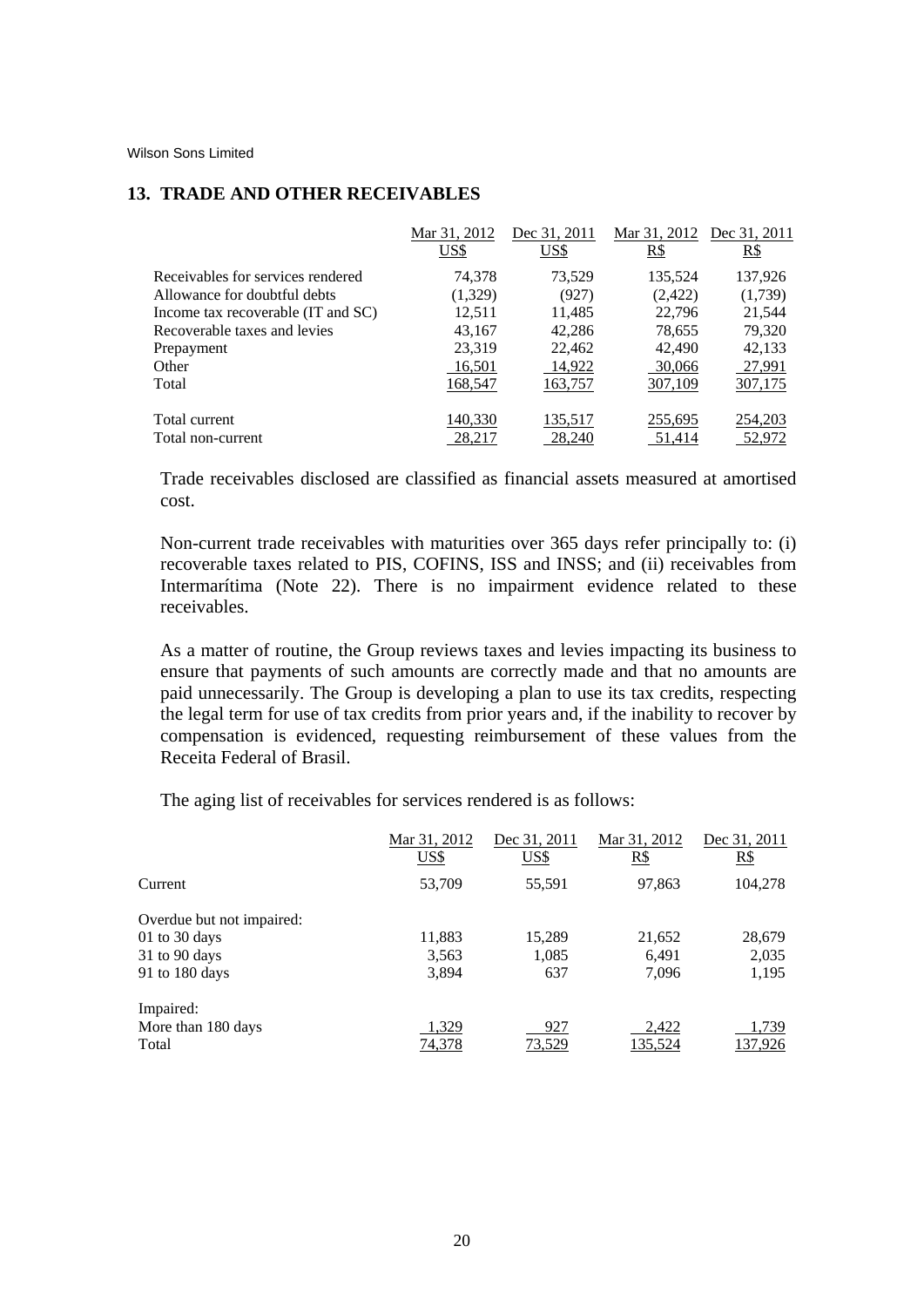## 13. TRADE AND OTHER RECEIVABLES

| | Mar 31, 2012 US$ | Dec 31, 2011 US$ | Mar 31, 2012 R$ | Dec 31, 2011 R$ |
|---|---|---|---|---|
| Receivables for services rendered | 74,378 | 73,529 | 135,524 | 137,926 |
| Allowance for doubtful debts | (1,329) | (927) | (2,422) | (1,739) |
| Income tax recoverable (IT and SC) | 12,511 | 11,485 | 22,796 | 21,544 |
| Recoverable taxes and levies | 43,167 | 42,286 | 78,655 | 79,320 |
| Prepayment | 23,319 | 22,462 | 42,490 | 42,133 |
| Other | 16,501 | 14,922 | 30,066 | 27,991 |
| Total | 168,547 | 163,757 | 307,109 | 307,175 |
| | | | | |
| Total current | 140,330 | 135,517 | 255,695 | 254,203 |
| Total non-current | 28,217 | 28,240 | 51,414 | 52,972 |

Trade receivables disclosed are classified as financial assets measured at amortised cost.

Non-current trade receivables with maturities over 365 days refer principally to: (i) recoverable taxes related to PIS, COFINS, ISS and INSS; and (ii) receivables from Intermarítima (Note 22). There is no impairment evidence related to these receivables.

As a matter of routine, the Group reviews taxes and levies impacting its business to ensure that payments of such amounts are correctly made and that no amounts are paid unnecessarily. The Group is developing a plan to use its tax credits, respecting the legal term for use of tax credits from prior years and, if the inability to recover by compensation is evidenced, requesting reimbursement of these values from the Receita Federal of Brasil.

The aging list of receivables for services rendered is as follows:

| | Mar 31, 2012 US$ | Dec 31, 2011 US$ | Mar 31, 2012 R$ | Dec 31, 2011 R$ |
|---|---|---|---|---|
| Current | 53,709 | 55,591 | 97,863 | 104,278 |
| | | | | |
| Overdue but not impaired: | | | | |
| 01 to 30 days | 11,883 | 15,289 | 21,652 | 28,679 |
| 31 to 90 days | 3,563 | 1,085 | 6,491 | 2,035 |
| 91 to 180 days | 3,894 | 637 | 7,096 | 1,195 |
| | | | | |
| Impaired: | | | | |
| More than 180 days | 1,329 | 927 | 2,422 | 1,739 |
| Total | 74,378 | 73,529 | 135,524 | 137,926 |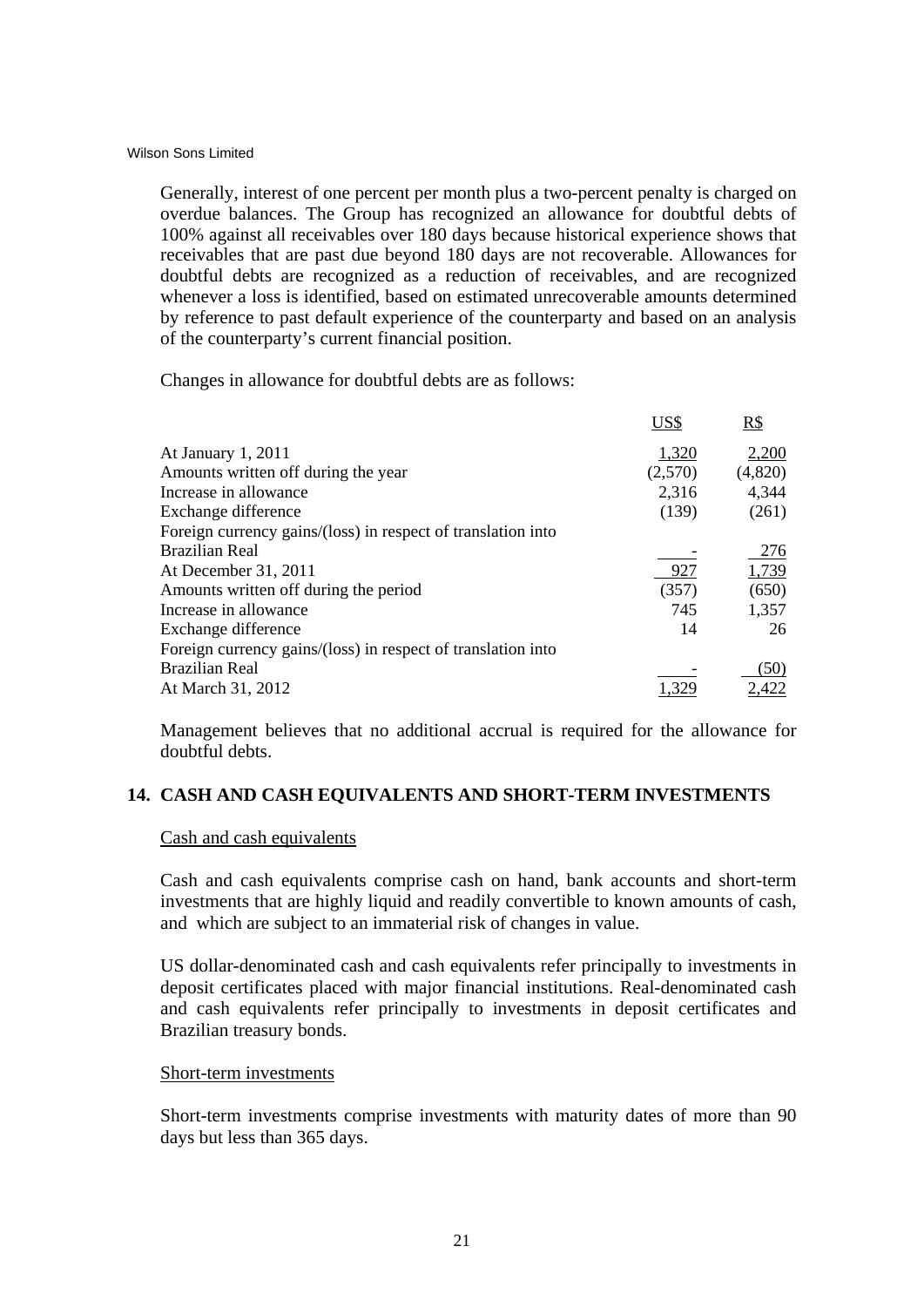Generally, interest of one percent per month plus a two-percent penalty is charged on overdue balances. The Group has recognized an allowance for doubtful debts of 100% against all receivables over 180 days because historical experience shows that receivables that are past due beyond 180 days are not recoverable. Allowances for doubtful debts are recognized as a reduction of receivables, and are recognized whenever a loss is identified, based on estimated unrecoverable amounts determined by reference to past default experience of the counterparty and based on an analysis of the counterparty's current financial position.

Changes in allowance for doubtful debts are as follows:

| | US$ | R$ |
|---|---|---|
| At January 1, 2011 | 1,320 | 2,200 |
| Amounts written off during the year | (2,570) | (4,820) |
| Increase in allowance | 2,316 | 4,344 |
| Exchange difference | (139) | (261) |
| Foreign currency gains/(loss) in respect of translation into Brazilian Real | - | 276 |
| At December 31, 2011 | 927 | 1,739 |
| Amounts written off during the period | (357) | (650) |
| Increase in allowance | 745 | 1,357 |
| Exchange difference | 14 | 26 |
| Foreign currency gains/(loss) in respect of translation into Brazilian Real | - | (50) |
| At March 31, 2012 | 1,329 | 2,422 |

Management believes that no additional accrual is required for the allowance for doubtful debts.

## 14. CASH AND CASH EQUIVALENTS AND SHORT-TERM INVESTMENTS

Cash and cash equivalents

Cash and cash equivalents comprise cash on hand, bank accounts and short-term investments that are highly liquid and readily convertible to known amounts of cash, and which are subject to an immaterial risk of changes in value.

US dollar-denominated cash and cash equivalents refer principally to investments in deposit certificates placed with major financial institutions. Real-denominated cash and cash equivalents refer principally to investments in deposit certificates and Brazilian treasury bonds.

Short-term investments

Short-term investments comprise investments with maturity dates of more than 90 days but less than 365 days.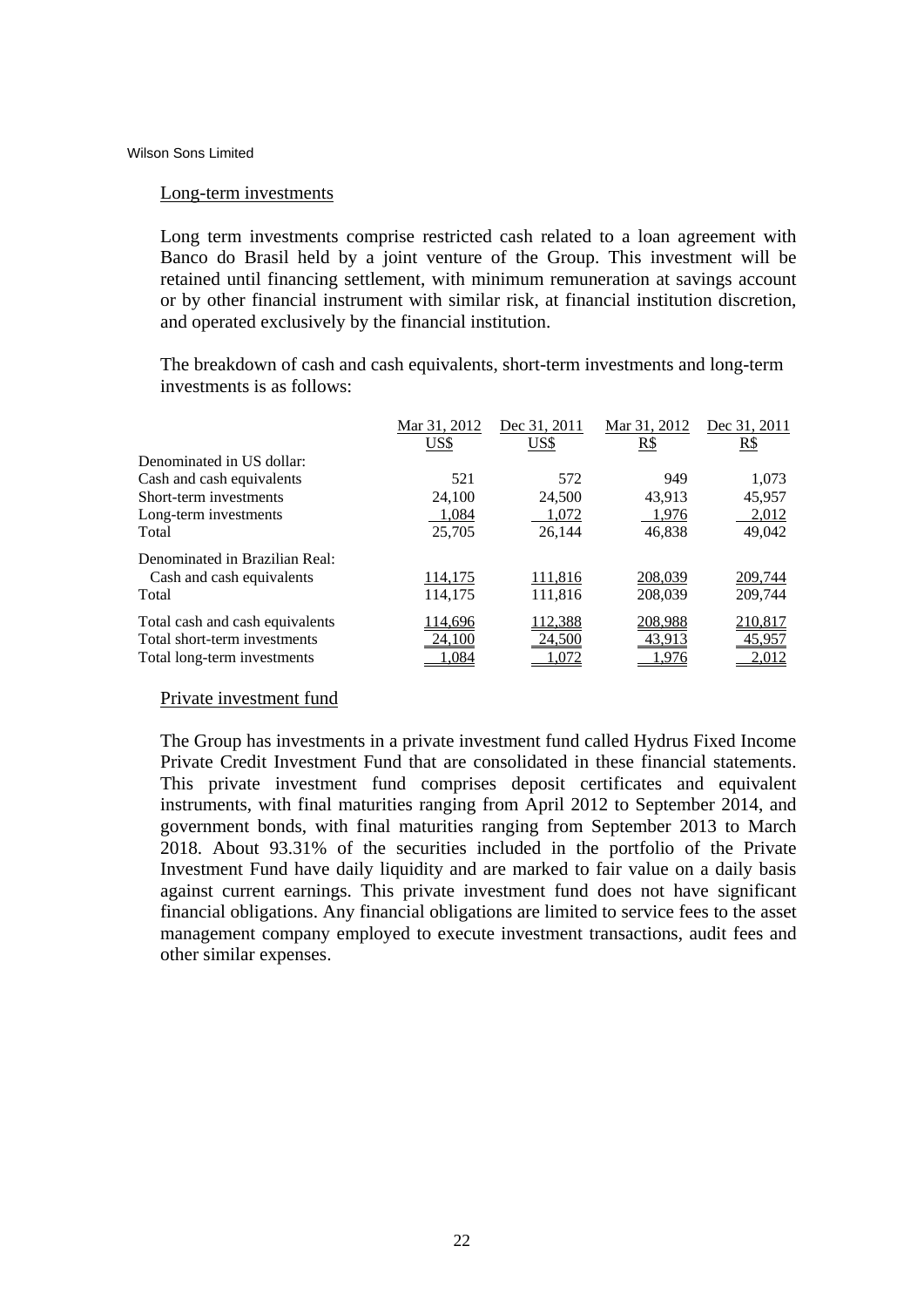Long-term investments

Long term investments comprise restricted cash related to a loan agreement with Banco do Brasil held by a joint venture of the Group. This investment will be retained until financing settlement, with minimum remuneration at savings account or by other financial instrument with similar risk, at financial institution discretion, and operated exclusively by the financial institution.

The breakdown of cash and cash equivalents, short-term investments and long-term investments is as follows:

| | Mar 31, 2012 US$ | Dec 31, 2011 US$ | Mar 31, 2012 R$ | Dec 31, 2011 R$ |
|---|---|---|---|---|
| Denominated in US dollar: | | | | |
| Cash and cash equivalents | 521 | 572 | 949 | 1,073 |
| Short-term investments | 24,100 | 24,500 | 43,913 | 45,957 |
| Long-term investments | 1,084 | 1,072 | 1,976 | 2,012 |
| Total | 25,705 | 26,144 | 46,838 | 49,042 |
| Denominated in Brazilian Real: | | | | |
| Cash and cash equivalents | 114,175 | 111,816 | 208,039 | 209,744 |
| Total | 114,175 | 111,816 | 208,039 | 209,744 |
| Total cash and cash equivalents | 114,696 | 112,388 | 208,988 | 210,817 |
| Total short-term investments | 24,100 | 24,500 | 43,913 | 45,957 |
| Total long-term investments | 1,084 | 1,072 | 1,976 | 2,012 |

Private investment fund

The Group has investments in a private investment fund called Hydrus Fixed Income Private Credit Investment Fund that are consolidated in these financial statements. This private investment fund comprises deposit certificates and equivalent instruments, with final maturities ranging from April 2012 to September 2014, and government bonds, with final maturities ranging from September 2013 to March 2018. About 93.31% of the securities included in the portfolio of the Private Investment Fund have daily liquidity and are marked to fair value on a daily basis against current earnings. This private investment fund does not have significant financial obligations. Any financial obligations are limited to service fees to the asset management company employed to execute investment transactions, audit fees and other similar expenses.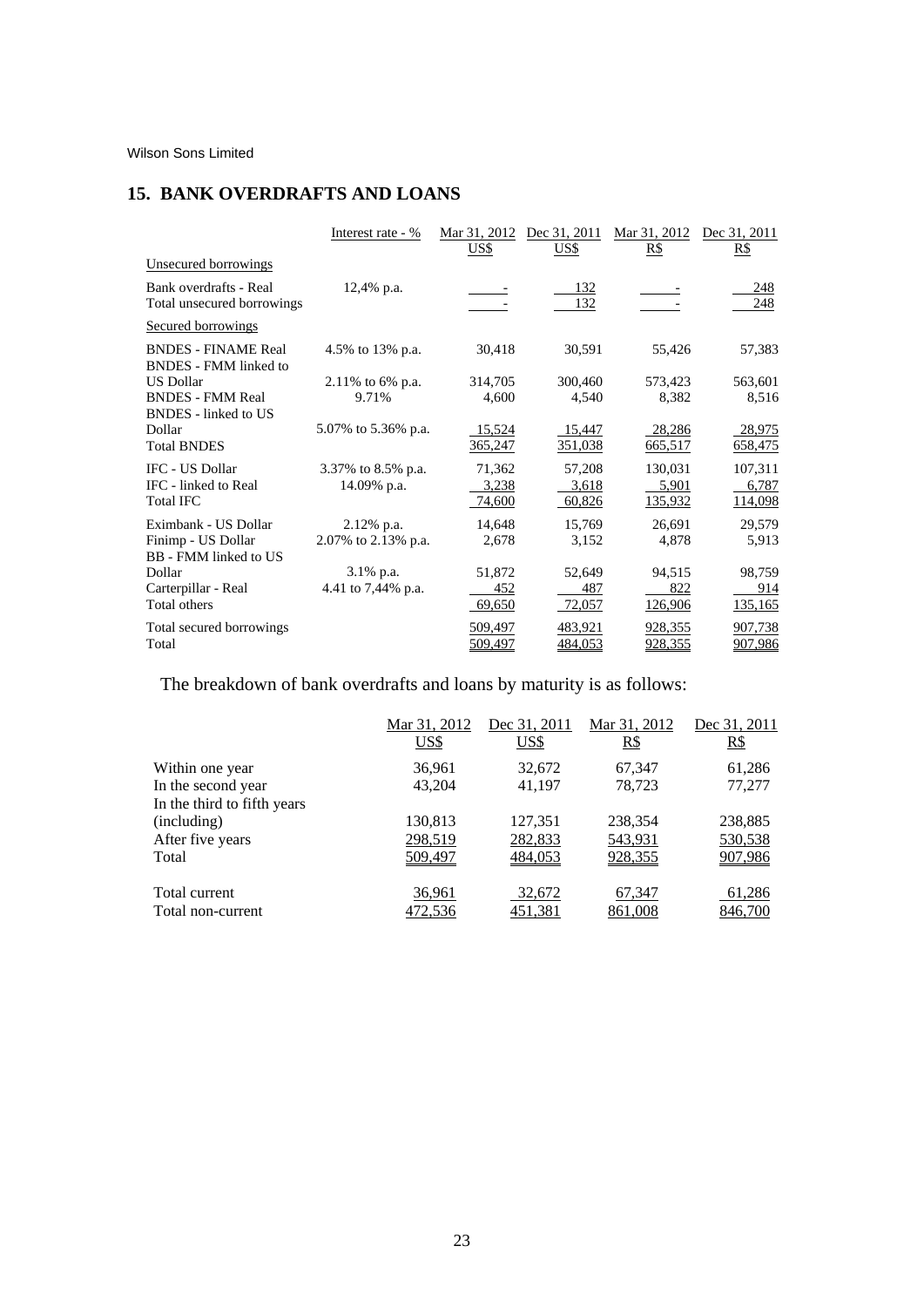Wilson Sons Limited

## 15. BANK OVERDRAFTS AND LOANS

| | Interest rate - % | Mar 31, 2012 US$ | Dec 31, 2011 US$ | Mar 31, 2012 R$ | Dec 31, 2011 R$ |
|---|---|---|---|---|---|
| Unsecured borrowings | | | | | |
| Bank overdrafts - Real | 12,4% p.a. | - | 132 | - | 248 |
| Total unsecured borrowings | | - | 132 | - | 248 |
| Secured borrowings | | | | | |
| BNDES - FINAME Real | 4.5% to 13% p.a. | 30,418 | 30,591 | 55,426 | 57,383 |
| BNDES - FMM linked to US Dollar | 2.11% to 6% p.a. | 314,705 | 300,460 | 573,423 | 563,601 |
| BNDES - FMM Real | 9.71% | 4,600 | 4,540 | 8,382 | 8,516 |
| BNDES - linked to US Dollar | 5.07% to 5.36% p.a. | 15,524 | 15,447 | 28,286 | 28,975 |
| Total BNDES | | 365,247 | 351,038 | 665,517 | 658,475 |
| IFC - US Dollar | 3.37% to 8.5% p.a. | 71,362 | 57,208 | 130,031 | 107,311 |
| IFC - linked to Real | 14.09% p.a. | 3,238 | 3,618 | 5,901 | 6,787 |
| Total IFC | | 74,600 | 60,826 | 135,932 | 114,098 |
| Eximbank - US Dollar | 2.12% p.a. | 14,648 | 15,769 | 26,691 | 29,579 |
| Finimp - US Dollar | 2.07% to 2.13% p.a. | 2,678 | 3,152 | 4,878 | 5,913 |
| BB - FMM linked to US Dollar | 3.1% p.a. | 51,872 | 52,649 | 94,515 | 98,759 |
| Carterpillar - Real | 4.41 to 7,44% p.a. | 452 | 487 | 822 | 914 |
| Total others | | 69,650 | 72,057 | 126,906 | 135,165 |
| Total secured borrowings | | 509,497 | 483,921 | 928,355 | 907,738 |
| Total | | 509,497 | 484,053 | 928,355 | 907,986 |

The breakdown of bank overdrafts and loans by maturity is as follows:

| | Mar 31, 2012 US$ | Dec 31, 2011 US$ | Mar 31, 2012 R$ | Dec 31, 2011 R$ |
|---|---|---|---|---|
| Within one year | 36,961 | 32,672 | 67,347 | 61,286 |
| In the second year | 43,204 | 41,197 | 78,723 | 77,277 |
| In the third to fifth years (including) | 130,813 | 127,351 | 238,354 | 238,885 |
| After five years | 298,519 | 282,833 | 543,931 | 530,538 |
| Total | 509,497 | 484,053 | 928,355 | 907,986 |
| Total current | 36,961 | 32,672 | 67,347 | 61,286 |
| Total non-current | 472,536 | 451,381 | 861,008 | 846,700 |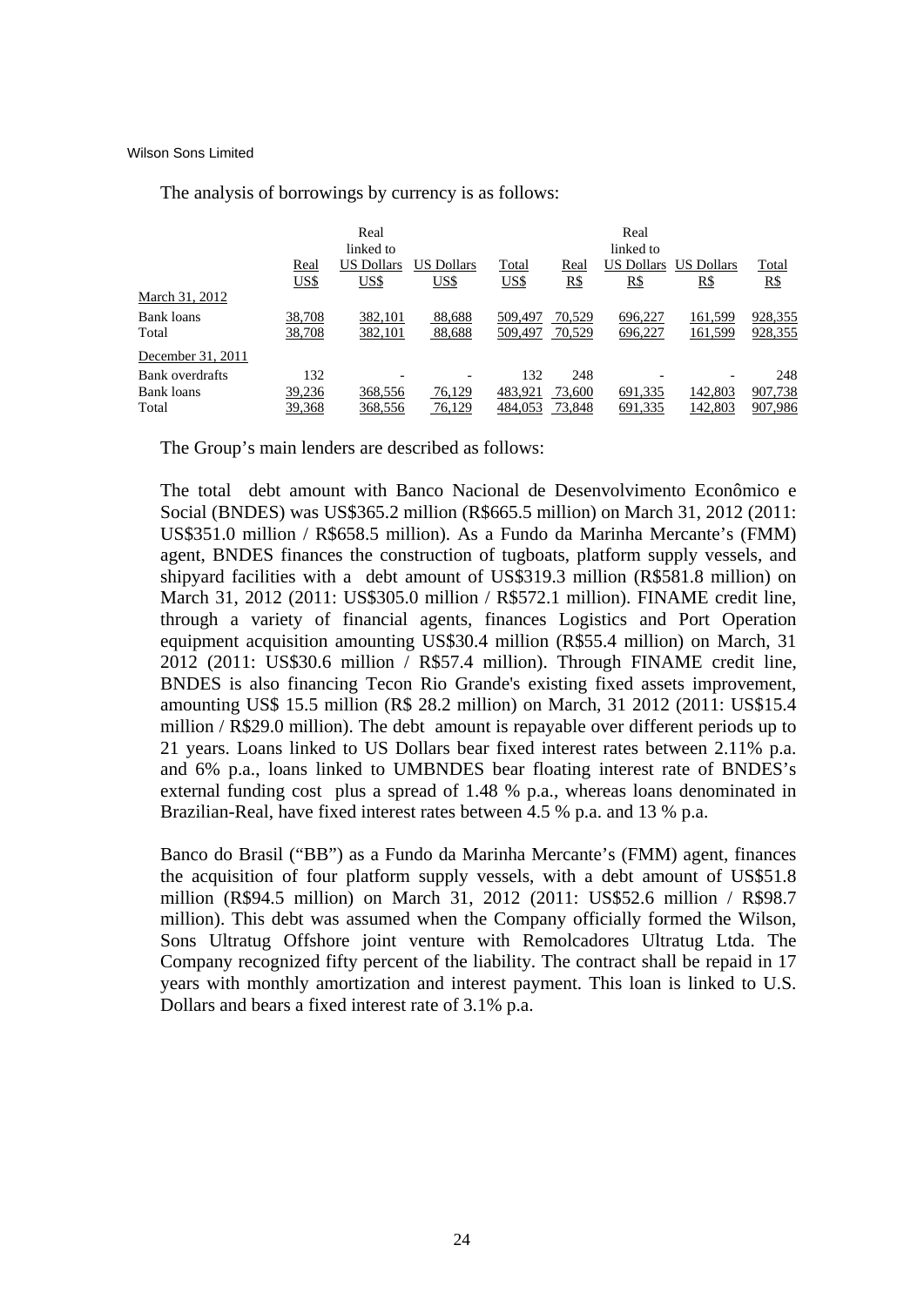The analysis of borrowings by currency is as follows:

| | Real US$ | Real linked to US Dollars US$ | US Dollars US$ | Total US$ | Real R$ | Real linked to US Dollars R$ | US Dollars R$ | Total R$ |
|---|---|---|---|---|---|---|---|---|
| March 31, 2012 | | | | | | | | |
| Bank loans | 38,708 | 382,101 | 88,688 | 509,497 | 70,529 | 696,227 | 161,599 | 928,355 |
| Total | 38,708 | 382,101 | 88,688 | 509,497 | 70,529 | 696,227 | 161,599 | 928,355 |
| December 31, 2011 | | | | | | | | |
| Bank overdrafts | 132 | - | - | 132 | 248 | - | - | 248 |
| Bank loans | 39,236 | 368,556 | 76,129 | 483,921 | 73,600 | 691,335 | 142,803 | 907,738 |
| Total | 39,368 | 368,556 | 76,129 | 484,053 | 73,848 | 691,335 | 142,803 | 907,986 |

The Group's main lenders are described as follows:

The total debt amount with Banco Nacional de Desenvolvimento Econômico e Social (BNDES) was US$365.2 million (R$665.5 million) on March 31, 2012 (2011: US$351.0 million / R$658.5 million). As a Fundo da Marinha Mercante's (FMM) agent, BNDES finances the construction of tugboats, platform supply vessels, and shipyard facilities with a debt amount of US$319.3 million (R$581.8 million) on March 31, 2012 (2011: US$305.0 million / R$572.1 million). FINAME credit line, through a variety of financial agents, finances Logistics and Port Operation equipment acquisition amounting US$30.4 million (R$55.4 million) on March, 31 2012 (2011: US$30.6 million / R$57.4 million). Through FINAME credit line, BNDES is also financing Tecon Rio Grande's existing fixed assets improvement, amounting US$ 15.5 million (R$ 28.2 million) on March, 31 2012 (2011: US$15.4 million / R$29.0 million). The debt amount is repayable over different periods up to 21 years. Loans linked to US Dollars bear fixed interest rates between 2.11% p.a. and 6% p.a., loans linked to UMBNDES bear floating interest rate of BNDES's external funding cost plus a spread of 1.48 % p.a., whereas loans denominated in Brazilian-Real, have fixed interest rates between 4.5 % p.a. and 13 % p.a.

Banco do Brasil ("BB") as a Fundo da Marinha Mercante's (FMM) agent, finances the acquisition of four platform supply vessels, with a debt amount of US$51.8 million (R$94.5 million) on March 31, 2012 (2011: US$52.6 million / R$98.7 million). This debt was assumed when the Company officially formed the Wilson, Sons Ultratug Offshore joint venture with Remolcadores Ultratug Ltda. The Company recognized fifty percent of the liability. The contract shall be repaid in 17 years with monthly amortization and interest payment. This loan is linked to U.S. Dollars and bears a fixed interest rate of 3.1% p.a.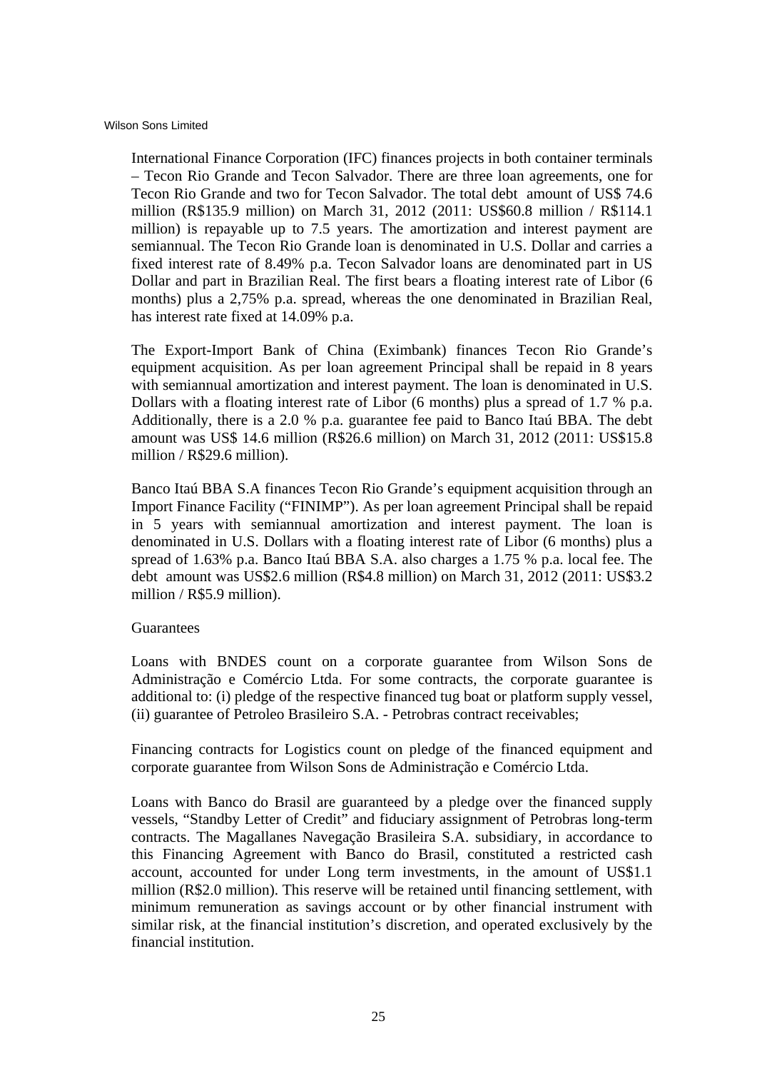International Finance Corporation (IFC) finances projects in both container terminals – Tecon Rio Grande and Tecon Salvador. There are three loan agreements, one for Tecon Rio Grande and two for Tecon Salvador. The total debt amount of US$ 74.6 million (R$135.9 million) on March 31, 2012 (2011: US$60.8 million / R$114.1 million) is repayable up to 7.5 years. The amortization and interest payment are semiannual. The Tecon Rio Grande loan is denominated in U.S. Dollar and carries a fixed interest rate of 8.49% p.a. Tecon Salvador loans are denominated part in US Dollar and part in Brazilian Real. The first bears a floating interest rate of Libor (6 months) plus a 2,75% p.a. spread, whereas the one denominated in Brazilian Real, has interest rate fixed at 14.09% p.a.

The Export-Import Bank of China (Eximbank) finances Tecon Rio Grande's equipment acquisition. As per loan agreement Principal shall be repaid in 8 years with semiannual amortization and interest payment. The loan is denominated in U.S. Dollars with a floating interest rate of Libor (6 months) plus a spread of 1.7 % p.a. Additionally, there is a 2.0 % p.a. guarantee fee paid to Banco Itaú BBA. The debt amount was US$ 14.6 million (R$26.6 million) on March 31, 2012 (2011: US$15.8 million / R$29.6 million).

Banco Itaú BBA S.A finances Tecon Rio Grande's equipment acquisition through an Import Finance Facility ("FINIMP"). As per loan agreement Principal shall be repaid in 5 years with semiannual amortization and interest payment. The loan is denominated in U.S. Dollars with a floating interest rate of Libor (6 months) plus a spread of 1.63% p.a. Banco Itaú BBA S.A. also charges a 1.75 % p.a. local fee. The debt amount was US$2.6 million (R$4.8 million) on March 31, 2012 (2011: US$3.2 million / R$5.9 million).

Guarantees

Loans with BNDES count on a corporate guarantee from Wilson Sons de Administração e Comércio Ltda. For some contracts, the corporate guarantee is additional to: (i) pledge of the respective financed tug boat or platform supply vessel, (ii) guarantee of Petroleo Brasileiro S.A. - Petrobras contract receivables;

Financing contracts for Logistics count on pledge of the financed equipment and corporate guarantee from Wilson Sons de Administração e Comércio Ltda.

Loans with Banco do Brasil are guaranteed by a pledge over the financed supply vessels, "Standby Letter of Credit" and fiduciary assignment of Petrobras long-term contracts. The Magallanes Navegação Brasileira S.A. subsidiary, in accordance to this Financing Agreement with Banco do Brasil, constituted a restricted cash account, accounted for under Long term investments, in the amount of US$1.1 million (R$2.0 million). This reserve will be retained until financing settlement, with minimum remuneration as savings account or by other financial instrument with similar risk, at the financial institution's discretion, and operated exclusively by the financial institution.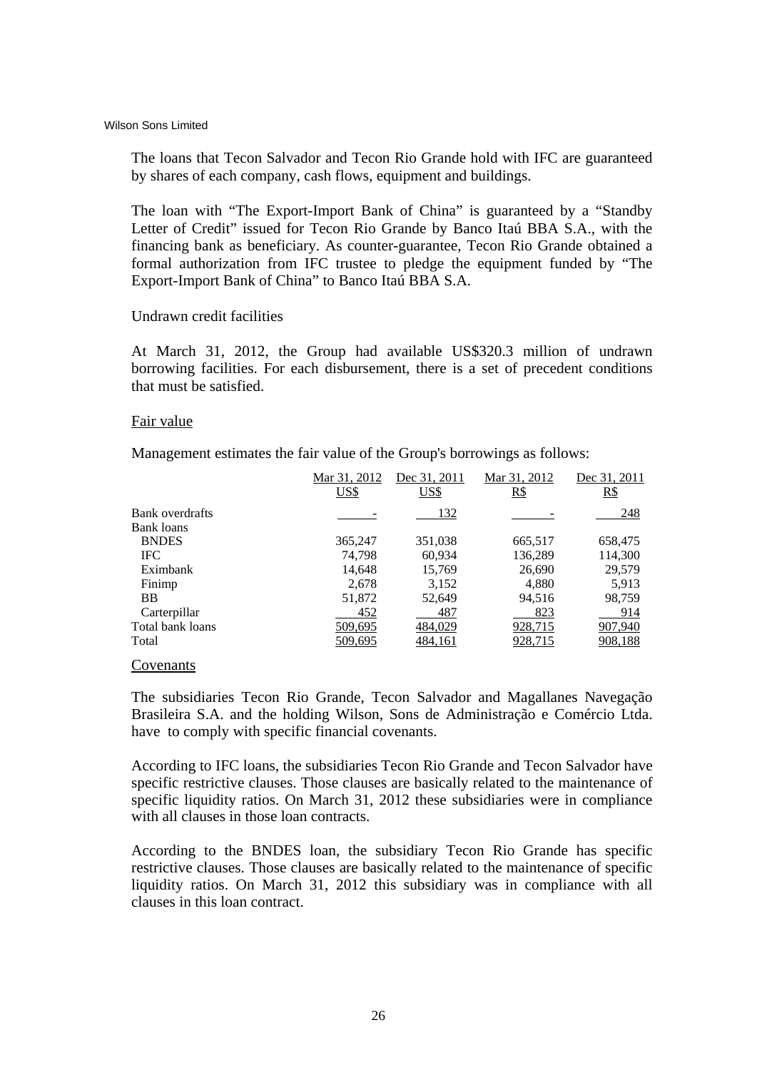The loans that Tecon Salvador and Tecon Rio Grande hold with IFC are guaranteed by shares of each company, cash flows, equipment and buildings.

The loan with "The Export-Import Bank of China" is guaranteed by a "Standby Letter of Credit" issued for Tecon Rio Grande by Banco Itaú BBA S.A., with the financing bank as beneficiary. As counter-guarantee, Tecon Rio Grande obtained a formal authorization from IFC trustee to pledge the equipment funded by "The Export-Import Bank of China" to Banco Itaú BBA S.A.

Undrawn credit facilities

At March 31, 2012, the Group had available US$320.3 million of undrawn borrowing facilities. For each disbursement, there is a set of precedent conditions that must be satisfied.

Fair value

Management estimates the fair value of the Group's borrowings as follows:

| | Mar 31, 2012<br>US$ | Dec 31, 2011<br>US$ | Mar 31, 2012<br>R$ | Dec 31, 2011<br>R$ |
|---|---|---|---|---|
| Bank overdrafts | - | 132 | - | 248 |
| Bank loans | | | | |
| BNDES | 365,247 | 351,038 | 665,517 | 658,475 |
| IFC | 74,798 | 60,934 | 136,289 | 114,300 |
| Eximbank | 14,648 | 15,769 | 26,690 | 29,579 |
| Finimp | 2,678 | 3,152 | 4,880 | 5,913 |
| BB | 51,872 | 52,649 | 94,516 | 98,759 |
| Carterpillar | 452 | 487 | 823 | 914 |
| Total bank loans | 509,695 | 484,029 | 928,715 | 907,940 |
| Total | 509,695 | 484,161 | 928,715 | 908,188 |

Covenants

The subsidiaries Tecon Rio Grande, Tecon Salvador and Magallanes Navegação Brasileira S.A. and the holding Wilson, Sons de Administração e Comércio Ltda. have to comply with specific financial covenants.

According to IFC loans, the subsidiaries Tecon Rio Grande and Tecon Salvador have specific restrictive clauses. Those clauses are basically related to the maintenance of specific liquidity ratios. On March 31, 2012 these subsidiaries were in compliance with all clauses in those loan contracts.

According to the BNDES loan, the subsidiary Tecon Rio Grande has specific restrictive clauses. Those clauses are basically related to the maintenance of specific liquidity ratios. On March 31, 2012 this subsidiary was in compliance with all clauses in this loan contract.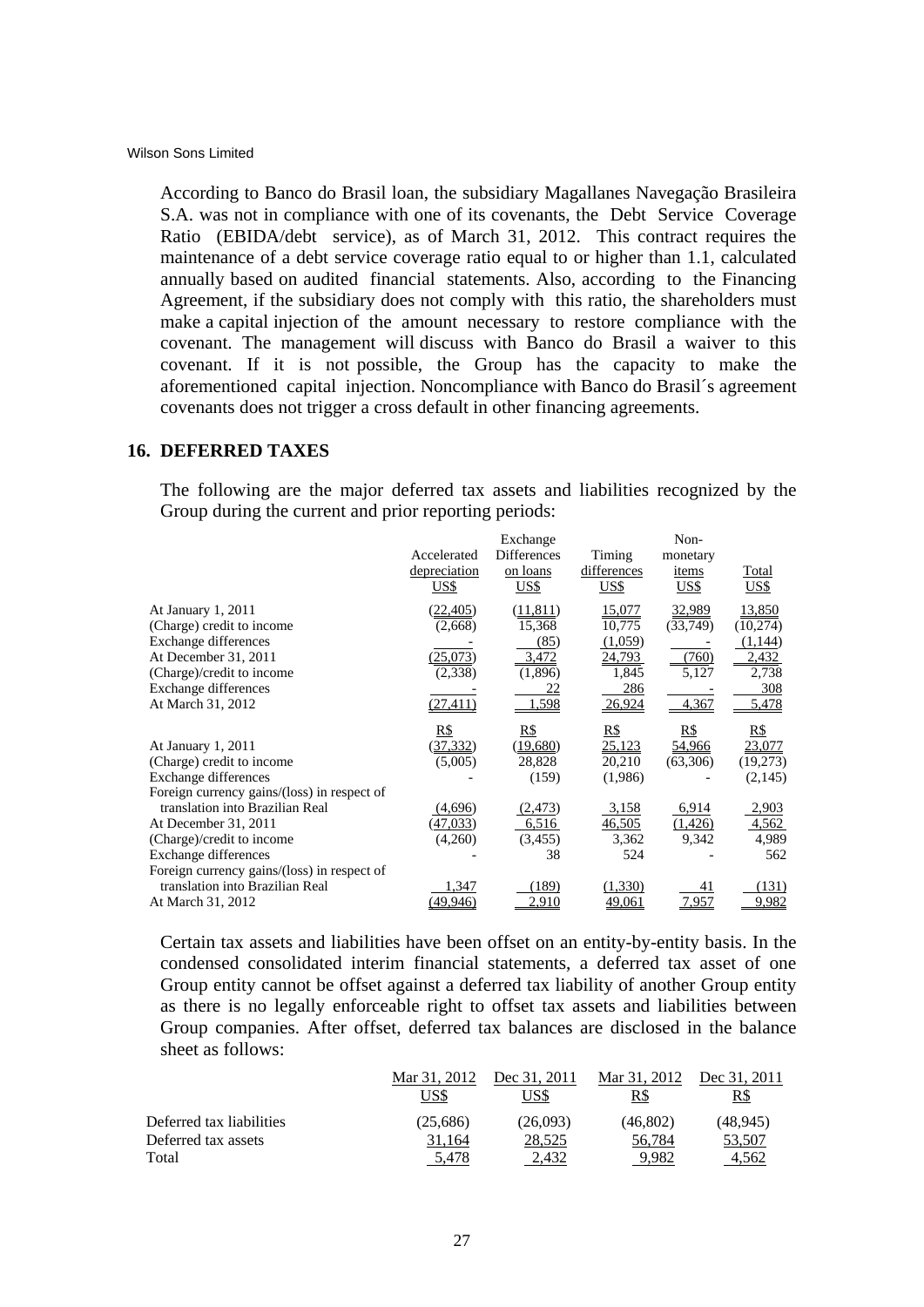According to Banco do Brasil loan, the subsidiary Magallanes Navegação Brasileira S.A. was not in compliance with one of its covenants, the Debt Service Coverage Ratio (EBIDA/debt service), as of March 31, 2012. This contract requires the maintenance of a debt service coverage ratio equal to or higher than 1.1, calculated annually based on audited financial statements. Also, according to the Financing Agreement, if the subsidiary does not comply with this ratio, the shareholders must make a capital injection of the amount necessary to restore compliance with the covenant. The management will discuss with Banco do Brasil a waiver to this covenant. If it is not possible, the Group has the capacity to make the aforementioned capital injection. Noncompliance with Banco do Brasil´s agreement covenants does not trigger a cross default in other financing agreements.

## 16. DEFERRED TAXES

The following are the major deferred tax assets and liabilities recognized by the Group during the current and prior reporting periods:

| | Accelerated depreciation | Exchange Differences on loans | Timing differences | Non-monetary items | Total |
|---|---|---|---|---|---|
| | US$ | US$ | US$ | US$ | US$ |
| At January 1, 2011 | (22,405) | (11,811) | 15,077 | 32,989 | 13,850 |
| (Charge) credit to income | (2,668) | 15,368 | 10,775 | (33,749) | (10,274) |
| Exchange differences | - | (85) | (1,059) | - | (1,144) |
| At December 31, 2011 | (25,073) | 3,472 | 24,793 | (760) | 2,432 |
| (Charge)/credit to income | (2,338) | (1,896) | 1,845 | 5,127 | 2,738 |
| Exchange differences | - | 22 | 286 | - | 308 |
| At March 31, 2012 | (27,411) | 1,598 | 26,924 | 4,367 | 5,478 |
| | R$ | R$ | R$ | R$ | R$ |
| At January 1, 2011 | (37,332) | (19,680) | 25,123 | 54,966 | 23,077 |
| (Charge) credit to income | (5,005) | 28,828 | 20,210 | (63,306) | (19,273) |
| Exchange differences | - | (159) | (1,986) | - | (2,145) |
| Foreign currency gains/(loss) in respect of translation into Brazilian Real | (4,696) | (2,473) | 3,158 | 6,914 | 2,903 |
| At December 31, 2011 | (47,033) | 6,516 | 46,505 | (1,426) | 4,562 |
| (Charge)/credit to income | (4,260) | (3,455) | 3,362 | 9,342 | 4,989 |
| Exchange differences | - | 38 | 524 | - | 562 |
| Foreign currency gains/(loss) in respect of translation into Brazilian Real | 1,347 | (189) | (1,330) | 41 | (131) |
| At March 31, 2012 | (49,946) | 2,910 | 49,061 | 7,957 | 9,982 |

Certain tax assets and liabilities have been offset on an entity-by-entity basis. In the condensed consolidated interim financial statements, a deferred tax asset of one Group entity cannot be offset against a deferred tax liability of another Group entity as there is no legally enforceable right to offset tax assets and liabilities between Group companies. After offset, deferred tax balances are disclosed in the balance sheet as follows:

| | Mar 31, 2012 | Dec 31, 2011 | Mar 31, 2012 | Dec 31, 2011 |
|---|---|---|---|---|
| | US$ | US$ | R$ | R$ |
| Deferred tax liabilities | (25,686) | (26,093) | (46,802) | (48,945) |
| Deferred tax assets | 31,164 | 28,525 | 56,784 | 53,507 |
| Total | 5,478 | 2,432 | 9,982 | 4,562 |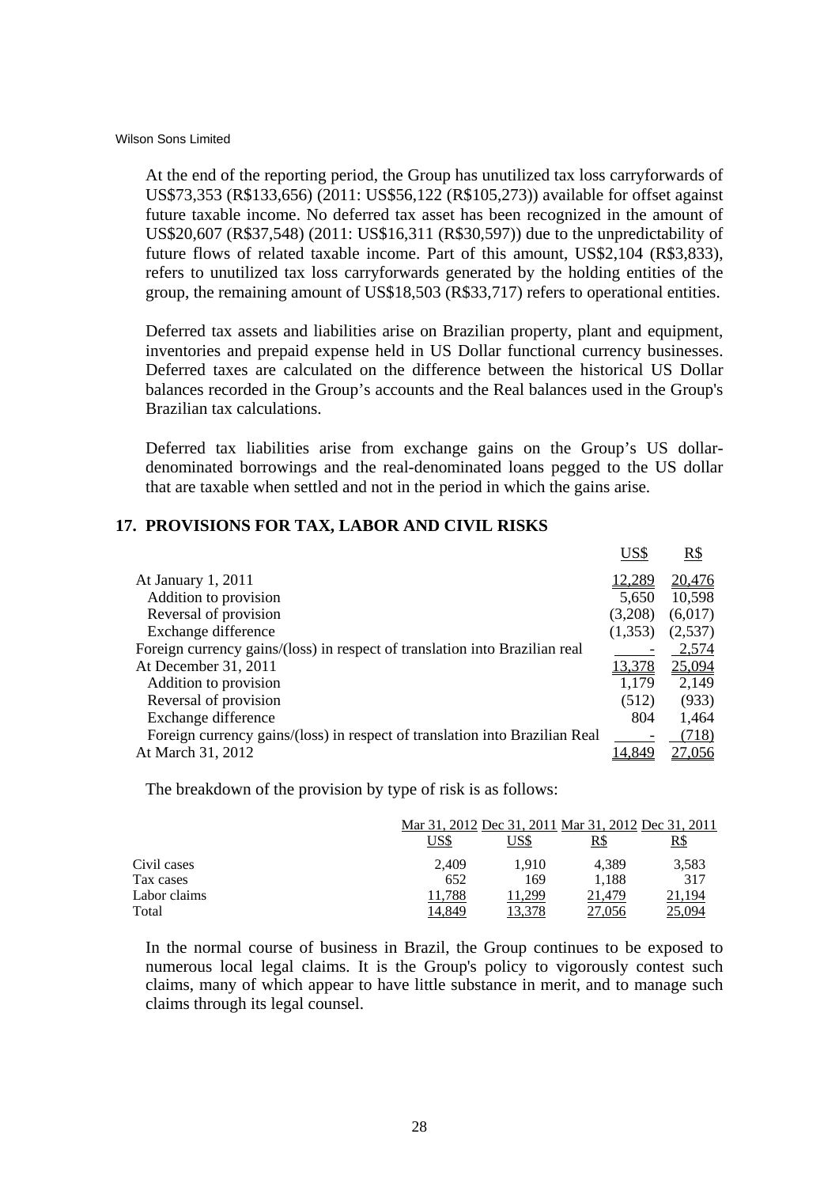At the end of the reporting period, the Group has unutilized tax loss carryforwards of US$73,353 (R$133,656) (2011: US$56,122 (R$105,273)) available for offset against future taxable income. No deferred tax asset has been recognized in the amount of US$20,607 (R$37,548) (2011: US$16,311 (R$30,597)) due to the unpredictability of future flows of related taxable income. Part of this amount, US$2,104 (R$3,833), refers to unutilized tax loss carryforwards generated by the holding entities of the group, the remaining amount of US$18,503 (R$33,717) refers to operational entities.

Deferred tax assets and liabilities arise on Brazilian property, plant and equipment, inventories and prepaid expense held in US Dollar functional currency businesses. Deferred taxes are calculated on the difference between the historical US Dollar balances recorded in the Group's accounts and the Real balances used in the Group's Brazilian tax calculations.

Deferred tax liabilities arise from exchange gains on the Group's US dollar-denominated borrowings and the real-denominated loans pegged to the US dollar that are taxable when settled and not in the period in which the gains arise.

## 17. PROVISIONS FOR TAX, LABOR AND CIVIL RISKS

| | US$ | R$ |
|---|---|---|
| At January 1, 2011 | 12,289 | 20,476 |
| Addition to provision | 5,650 | 10,598 |
| Reversal of provision | (3,208) | (6,017) |
| Exchange difference | (1,353) | (2,537) |
| Foreign currency gains/(loss) in respect of translation into Brazilian real | - | 2,574 |
| At December 31, 2011 | 13,378 | 25,094 |
| Addition to provision | 1,179 | 2,149 |
| Reversal of provision | (512) | (933) |
| Exchange difference | 804 | 1,464 |
| Foreign currency gains/(loss) in respect of translation into Brazilian Real | - | (718) |
| At March 31, 2012 | 14,849 | 27,056 |

The breakdown of the provision by type of risk is as follows:

| | Mar 31, 2012 | Dec 31, 2011 | Mar 31, 2012 | Dec 31, 2011 |
|---|---|---|---|---|
| | US$ | US$ | R$ | R$ |
| Civil cases | 2,409 | 1,910 | 4,389 | 3,583 |
| Tax cases | 652 | 169 | 1,188 | 317 |
| Labor claims | 11,788 | 11,299 | 21,479 | 21,194 |
| Total | 14,849 | 13,378 | 27,056 | 25,094 |

In the normal course of business in Brazil, the Group continues to be exposed to numerous local legal claims. It is the Group's policy to vigorously contest such claims, many of which appear to have little substance in merit, and to manage such claims through its legal counsel.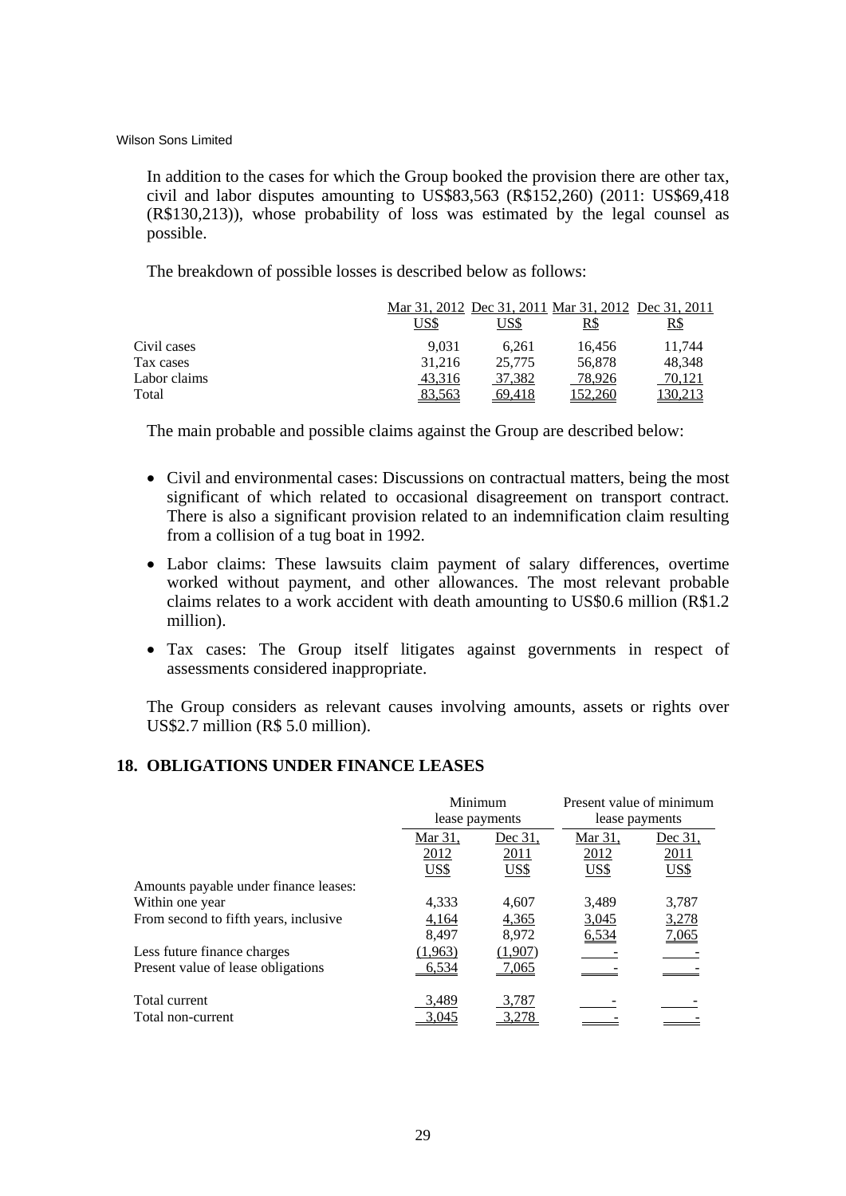In addition to the cases for which the Group booked the provision there are other tax, civil and labor disputes amounting to US$83,563 (R$152,260) (2011: US$69,418 (R$130,213)), whose probability of loss was estimated by the legal counsel as possible.

The breakdown of possible losses is described below as follows:

| | Mar 31, 2012 | Dec 31, 2011 | Mar 31, 2012 | Dec 31, 2011 |
|---|---|---|---|---|
| | US$ | US$ | R$ | R$ |
| Civil cases | 9,031 | 6,261 | 16,456 | 11,744 |
| Tax cases | 31,216 | 25,775 | 56,878 | 48,348 |
| Labor claims | 43,316 | 37,382 | 78,926 | 70,121 |
| Total | 83,563 | 69,418 | 152,260 | 130,213 |

The main probable and possible claims against the Group are described below:

- Civil and environmental cases: Discussions on contractual matters, being the most significant of which related to occasional disagreement on transport contract. There is also a significant provision related to an indemnification claim resulting from a collision of a tug boat in 1992.
- Labor claims: These lawsuits claim payment of salary differences, overtime worked without payment, and other allowances. The most relevant probable claims relates to a work accident with death amounting to US$0.6 million (R$1.2 million).
- Tax cases: The Group itself litigates against governments in respect of assessments considered inappropriate.

The Group considers as relevant causes involving amounts, assets or rights over US$2.7 million (R$ 5.0 million).

## 18. OBLIGATIONS UNDER FINANCE LEASES

| | Minimum lease payments | | Present value of minimum lease payments | |
|---|---|---|---|---|
| | Mar 31, 2012 | Dec 31, 2011 | Mar 31, 2012 | Dec 31, 2011 |
| | US$ | US$ | US$ | US$ |
| Amounts payable under finance leases: | | | | |
| Within one year | 4,333 | 4,607 | 3,489 | 3,787 |
| From second to fifth years, inclusive | 4,164 | 4,365 | 3,045 | 3,278 |
| | 8,497 | 8,972 | 6,534 | 7,065 |
| Less future finance charges | (1,963) | (1,907) | - | - |
| Present value of lease obligations | 6,534 | 7,065 | - | - |
| Total current | 3,489 | 3,787 | - | - |
| Total non-current | 3,045 | 3,278 | - | - |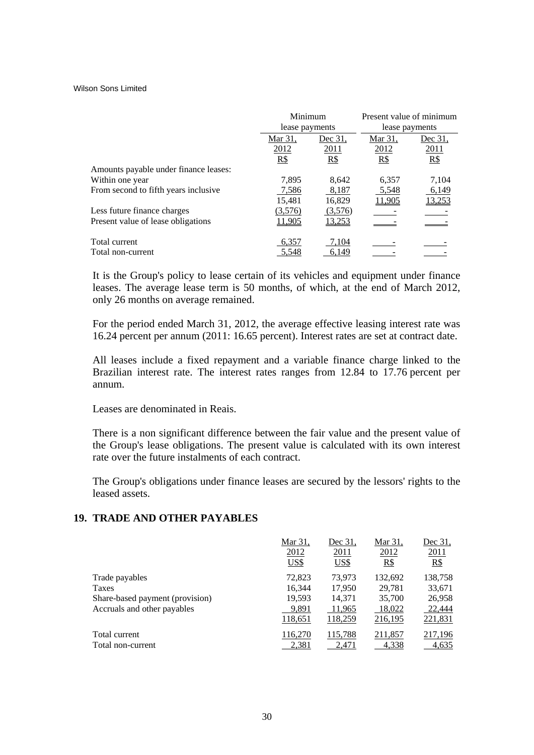| | Minimum lease payments | | Present value of minimum lease payments | |
|---|---|---|---|---|
| | Mar 31, 2012 R$ | Dec 31, 2011 R$ | Mar 31, 2012 R$ | Dec 31, 2011 R$ |
| Amounts payable under finance leases: | | | | |
| Within one year | 7,895 | 8,642 | 6,357 | 7,104 |
| From second to fifth years inclusive | 7,586 | 8,187 | 5,548 | 6,149 |
| | 15,481 | 16,829 | 11,905 | 13,253 |
| Less future finance charges | (3,576) | (3,576) | - | - |
| Present value of lease obligations | 11,905 | 13,253 | - | - |
| Total current | 6,357 | 7,104 | - | - |
| Total non-current | 5,548 | 6,149 | - | - |

It is the Group's policy to lease certain of its vehicles and equipment under finance leases. The average lease term is 50 months, of which, at the end of March 2012, only 26 months on average remained.

For the period ended March 31, 2012, the average effective leasing interest rate was 16.24 percent per annum (2011: 16.65 percent). Interest rates are set at contract date.

All leases include a fixed repayment and a variable finance charge linked to the Brazilian interest rate. The interest rates ranges from 12.84 to 17.76 percent per annum.

Leases are denominated in Reais.

There is a non significant difference between the fair value and the present value of the Group's lease obligations. The present value is calculated with its own interest rate over the future instalments of each contract.

The Group's obligations under finance leases are secured by the lessors' rights to the leased assets.

## 19. TRADE AND OTHER PAYABLES

| | Mar 31, 2012 US$ | Dec 31, 2011 US$ | Mar 31, 2012 R$ | Dec 31, 2011 R$ |
|---|---|---|---|---|
| Trade payables | 72,823 | 73,973 | 132,692 | 138,758 |
| Taxes | 16,344 | 17,950 | 29,781 | 33,671 |
| Share-based payment (provision) | 19,593 | 14,371 | 35,700 | 26,958 |
| Accruals and other payables | 9,891 | 11,965 | 18,022 | 22,444 |
| | 118,651 | 118,259 | 216,195 | 221,831 |
| Total current | 116,270 | 115,788 | 211,857 | 217,196 |
| Total non-current | 2,381 | 2,471 | 4,338 | 4,635 |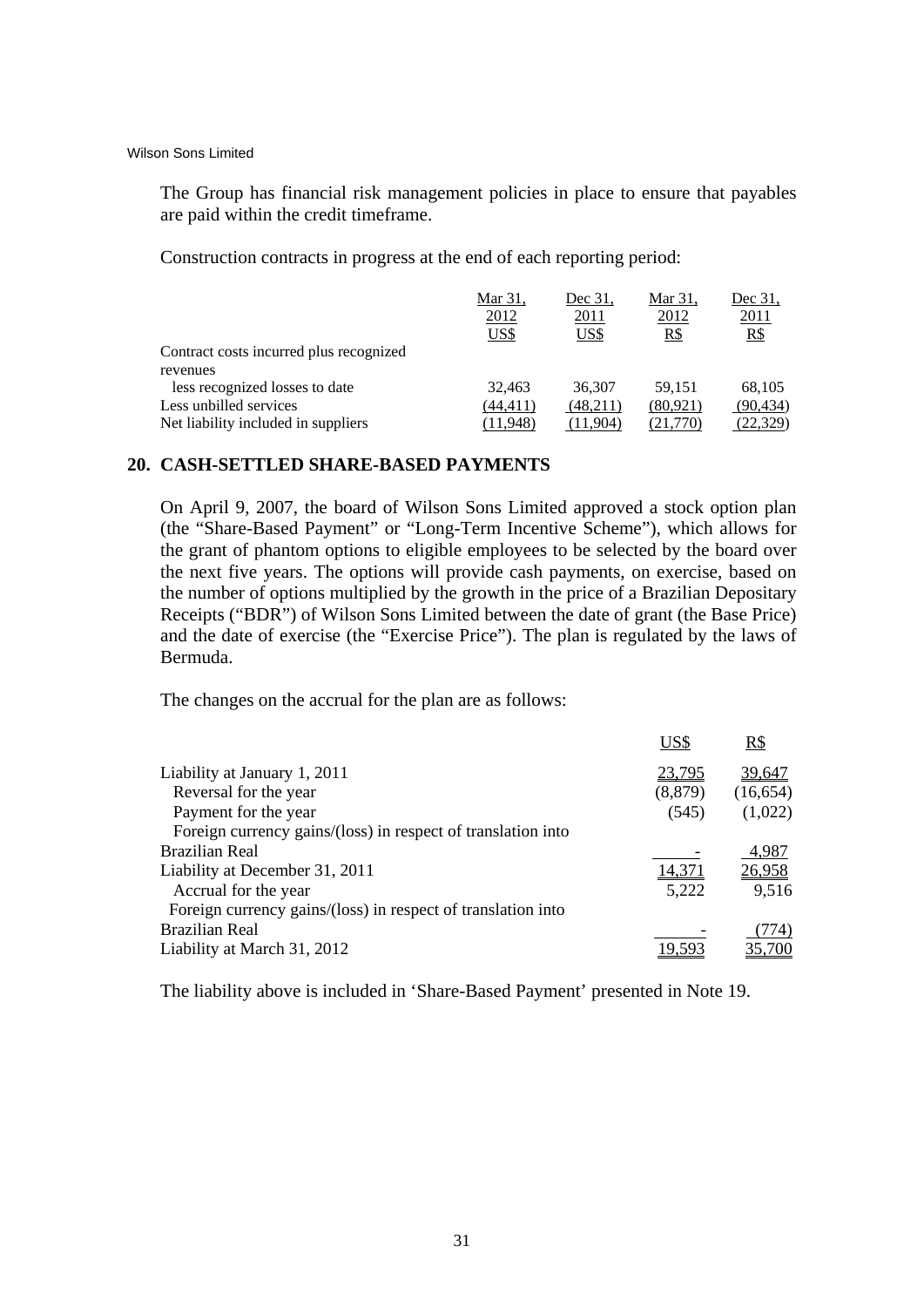The Group has financial risk management policies in place to ensure that payables are paid within the credit timeframe.

Construction contracts in progress at the end of each reporting period:

| | Mar 31, 2012 US$ | Dec 31, 2011 US$ | Mar 31, 2012 R$ | Dec 31, 2011 R$ |
|---|---|---|---|---|
| Contract costs incurred plus recognized revenues less recognized losses to date | 32,463 | 36,307 | 59,151 | 68,105 |
| Less unbilled services | (44,411) | (48,211) | (80,921) | (90,434) |
| Net liability included in suppliers | (11,948) | (11,904) | (21,770) | (22,329) |

## 20. CASH-SETTLED SHARE-BASED PAYMENTS

On April 9, 2007, the board of Wilson Sons Limited approved a stock option plan (the "Share-Based Payment" or "Long-Term Incentive Scheme"), which allows for the grant of phantom options to eligible employees to be selected by the board over the next five years. The options will provide cash payments, on exercise, based on the number of options multiplied by the growth in the price of a Brazilian Depositary Receipts ("BDR") of Wilson Sons Limited between the date of grant (the Base Price) and the date of exercise (the "Exercise Price"). The plan is regulated by the laws of Bermuda.

The changes on the accrual for the plan are as follows:

| | US$ | R$ |
|---|---|---|
| Liability at January 1, 2011 | 23,795 | 39,647 |
| Reversal for the year | (8,879) | (16,654) |
| Payment for the year | (545) | (1,022) |
| Foreign currency gains/(loss) in respect of translation into Brazilian Real | - | 4,987 |
| Liability at December 31, 2011 | 14,371 | 26,958 |
| Accrual for the year | 5,222 | 9,516 |
| Foreign currency gains/(loss) in respect of translation into Brazilian Real | - | (774) |
| Liability at March 31, 2012 | 19,593 | 35,700 |

The liability above is included in 'Share-Based Payment' presented in Note 19.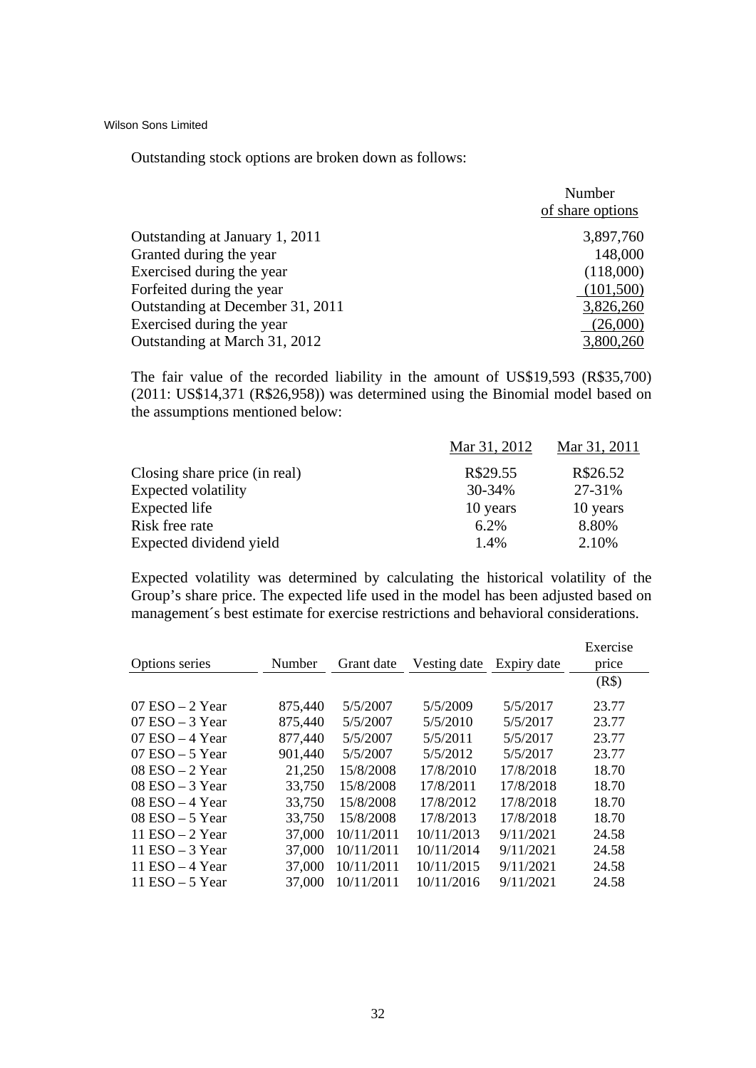Outstanding stock options are broken down as follows:

| | Number of share options |
|---|---|
| Outstanding at January 1, 2011 | 3,897,760 |
| Granted during the year | 148,000 |
| Exercised during the year | (118,000) |
| Forfeited during the year | (101,500) |
| Outstanding at December 31, 2011 | 3,826,260 |
| Exercised during the year | (26,000) |
| Outstanding at March 31, 2012 | 3,800,260 |

The fair value of the recorded liability in the amount of US$19,593 (R$35,700) (2011: US$14,371 (R$26,958)) was determined using the Binomial model based on the assumptions mentioned below:

| | Mar 31, 2012 | Mar 31, 2011 |
|---|---|---|
| Closing share price (in real) | R$29.55 | R$26.52 |
| Expected volatility | 30-34% | 27-31% |
| Expected life | 10 years | 10 years |
| Risk free rate | 6.2% | 8.80% |
| Expected dividend yield | 1.4% | 2.10% |

Expected volatility was determined by calculating the historical volatility of the Group's share price. The expected life used in the model has been adjusted based on management´s best estimate for exercise restrictions and behavioral considerations.

| Options series | Number | Grant date | Vesting date | Expiry date | Exercise price (R$) |
|---|---|---|---|---|---|
| 07 ESO – 2 Year | 875,440 | 5/5/2007 | 5/5/2009 | 5/5/2017 | 23.77 |
| 07 ESO – 3 Year | 875,440 | 5/5/2007 | 5/5/2010 | 5/5/2017 | 23.77 |
| 07 ESO – 4 Year | 877,440 | 5/5/2007 | 5/5/2011 | 5/5/2017 | 23.77 |
| 07 ESO – 5 Year | 901,440 | 5/5/2007 | 5/5/2012 | 5/5/2017 | 23.77 |
| 08 ESO – 2 Year | 21,250 | 15/8/2008 | 17/8/2010 | 17/8/2018 | 18.70 |
| 08 ESO – 3 Year | 33,750 | 15/8/2008 | 17/8/2011 | 17/8/2018 | 18.70 |
| 08 ESO – 4 Year | 33,750 | 15/8/2008 | 17/8/2012 | 17/8/2018 | 18.70 |
| 08 ESO – 5 Year | 33,750 | 15/8/2008 | 17/8/2013 | 17/8/2018 | 18.70 |
| 11 ESO – 2 Year | 37,000 | 10/11/2011 | 10/11/2013 | 9/11/2021 | 24.58 |
| 11 ESO – 3 Year | 37,000 | 10/11/2011 | 10/11/2014 | 9/11/2021 | 24.58 |
| 11 ESO – 4 Year | 37,000 | 10/11/2011 | 10/11/2015 | 9/11/2021 | 24.58 |
| 11 ESO – 5 Year | 37,000 | 10/11/2011 | 10/11/2016 | 9/11/2021 | 24.58 |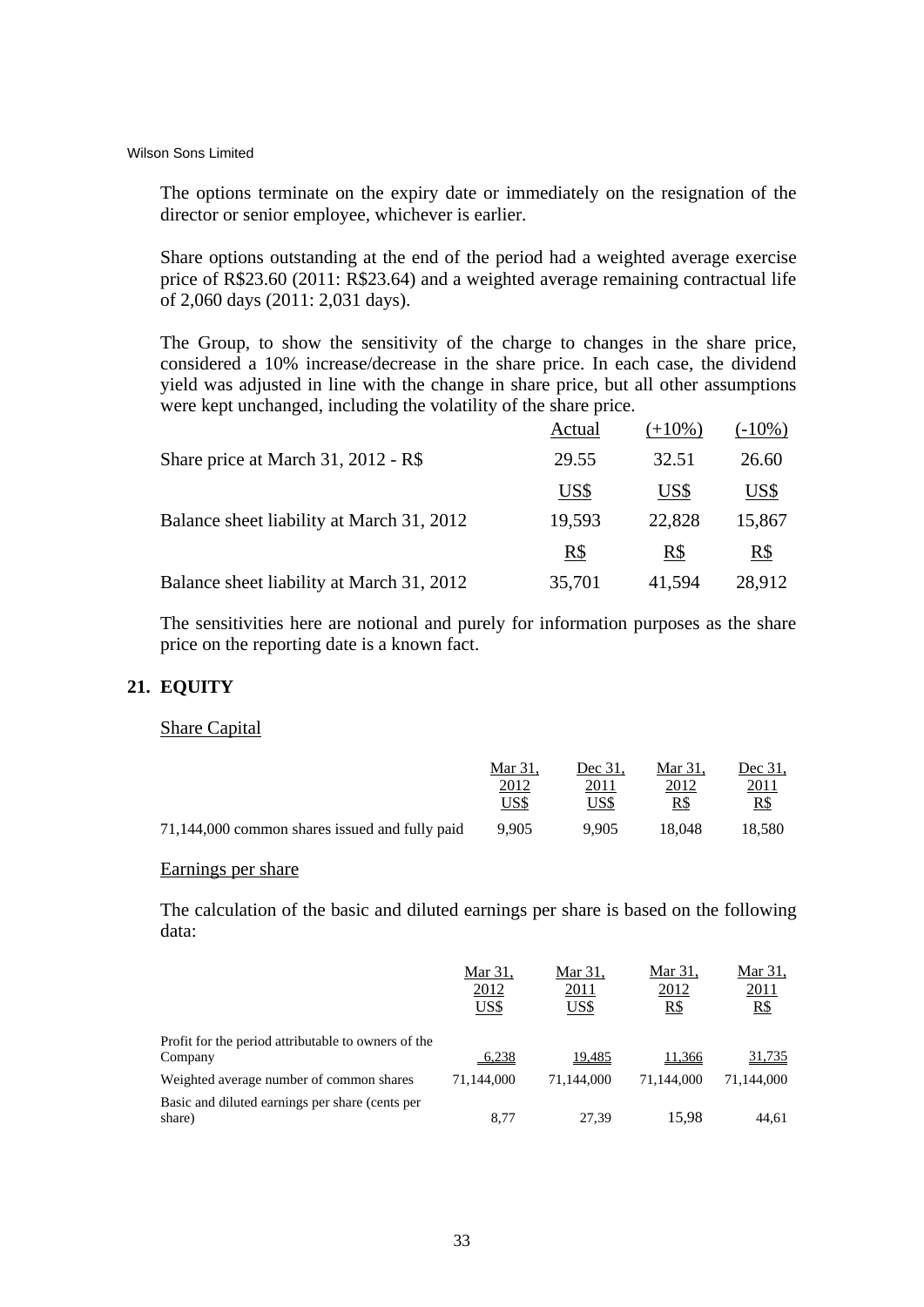The options terminate on the expiry date or immediately on the resignation of the director or senior employee, whichever is earlier.

Share options outstanding at the end of the period had a weighted average exercise price of R$23.60 (2011: R$23.64) and a weighted average remaining contractual life of 2,060 days (2011: 2,031 days).

The Group, to show the sensitivity of the charge to changes in the share price, considered a 10% increase/decrease in the share price. In each case, the dividend yield was adjusted in line with the change in share price, but all other assumptions were kept unchanged, including the volatility of the share price.

| | Actual | (+10%) | (-10%) |
|---|---|---|---|
| Share price at March 31, 2012 - R$ | 29.55 | 32.51 | 26.60 |
| | US$ | US$ | US$ |
| Balance sheet liability at March 31, 2012 | 19,593 | 22,828 | 15,867 |
| | R$ | R$ | R$ |
| Balance sheet liability at March 31, 2012 | 35,701 | 41,594 | 28,912 |

The sensitivities here are notional and purely for information purposes as the share price on the reporting date is a known fact.

## 21. EQUITY

Share Capital

| | Mar 31, 2012 US$ | Dec 31, 2011 US$ | Mar 31, 2012 R$ | Dec 31, 2011 R$ |
|---|---|---|---|---|
| 71,144,000 common shares issued and fully paid | 9,905 | 9,905 | 18,048 | 18,580 |

Earnings per share

The calculation of the basic and diluted earnings per share is based on the following data:

| | Mar 31, 2012 US$ | Mar 31, 2011 US$ | Mar 31, 2012 R$ | Mar 31, 2011 R$ |
|---|---|---|---|---|
| Profit for the period attributable to owners of the Company | 6,238 | 19,485 | 11,366 | 31,735 |
| Weighted average number of common shares | 71,144,000 | 71,144,000 | 71,144,000 | 71,144,000 |
| Basic and diluted earnings per share (cents per share) | 8,77 | 27,39 | 15,98 | 44,61 |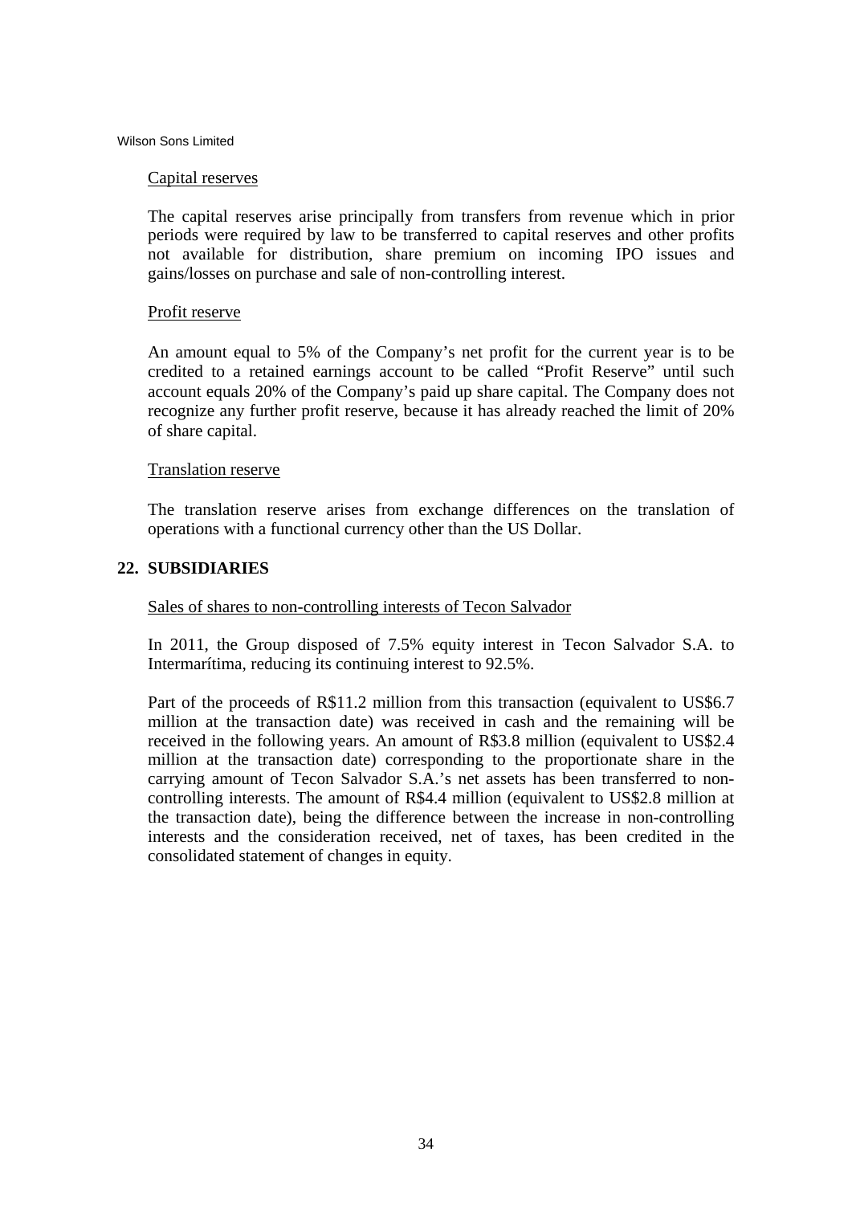Capital reserves

The capital reserves arise principally from transfers from revenue which in prior periods were required by law to be transferred to capital reserves and other profits not available for distribution, share premium on incoming IPO issues and gains/losses on purchase and sale of non-controlling interest.

Profit reserve

An amount equal to 5% of the Company's net profit for the current year is to be credited to a retained earnings account to be called "Profit Reserve" until such account equals 20% of the Company's paid up share capital. The Company does not recognize any further profit reserve, because it has already reached the limit of 20% of share capital.

Translation reserve

The translation reserve arises from exchange differences on the translation of operations with a functional currency other than the US Dollar.

## 22. SUBSIDIARIES

Sales of shares to non-controlling interests of Tecon Salvador

In 2011, the Group disposed of 7.5% equity interest in Tecon Salvador S.A. to Intermarítima, reducing its continuing interest to 92.5%.

Part of the proceeds of R$11.2 million from this transaction (equivalent to US$6.7 million at the transaction date) was received in cash and the remaining will be received in the following years. An amount of R$3.8 million (equivalent to US$2.4 million at the transaction date) corresponding to the proportionate share in the carrying amount of Tecon Salvador S.A.'s net assets has been transferred to non-controlling interests. The amount of R$4.4 million (equivalent to US$2.8 million at the transaction date), being the difference between the increase in non-controlling interests and the consideration received, net of taxes, has been credited in the consolidated statement of changes in equity.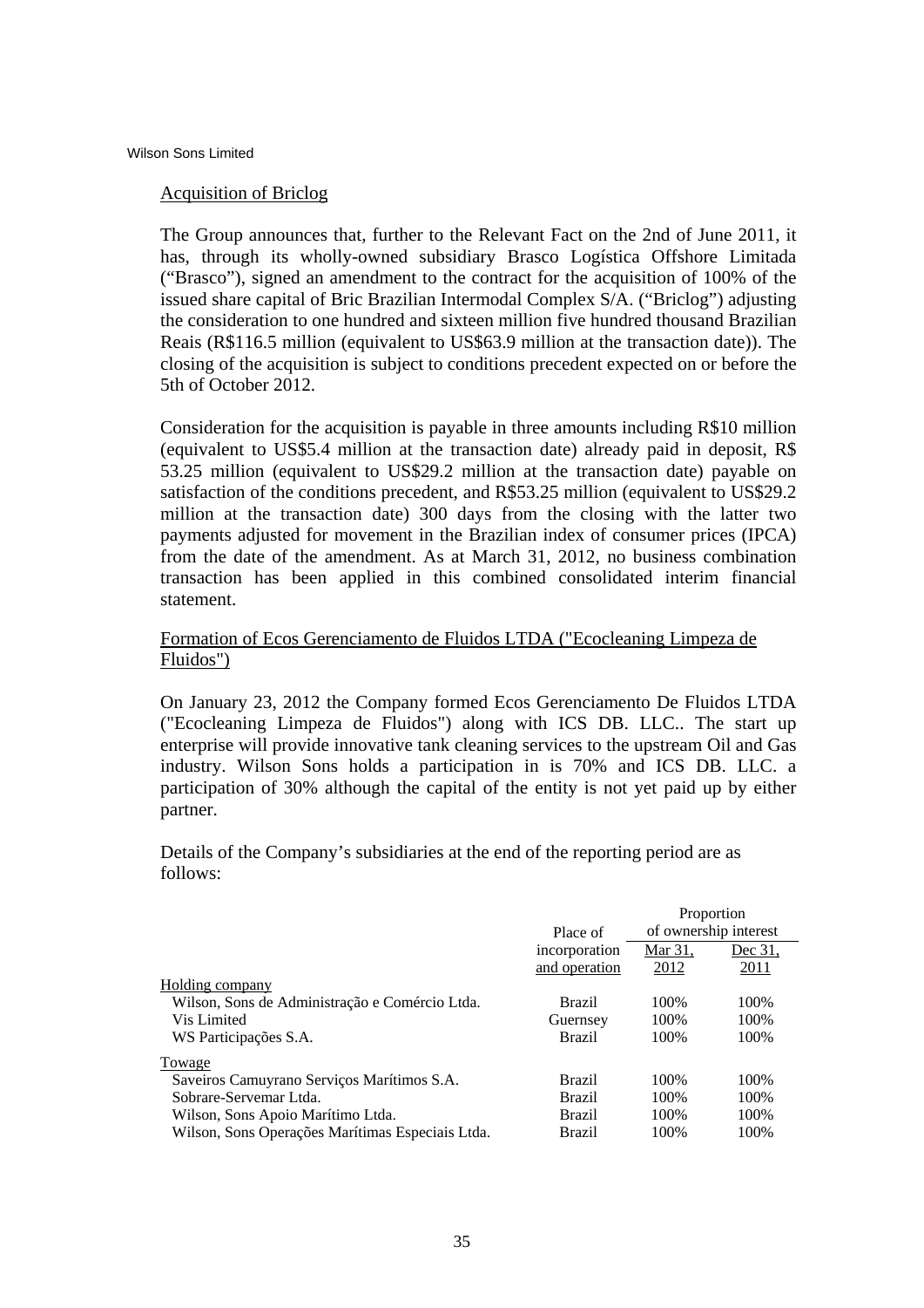### Acquisition of Briclog

The Group announces that, further to the Relevant Fact on the 2nd of June 2011, it has, through its wholly-owned subsidiary Brasco Logística Offshore Limitada ("Brasco"), signed an amendment to the contract for the acquisition of 100% of the issued share capital of Bric Brazilian Intermodal Complex S/A. ("Briclog") adjusting the consideration to one hundred and sixteen million five hundred thousand Brazilian Reais (R$116.5 million (equivalent to US$63.9 million at the transaction date)). The closing of the acquisition is subject to conditions precedent expected on or before the 5th of October 2012.

Consideration for the acquisition is payable in three amounts including R$10 million (equivalent to US$5.4 million at the transaction date) already paid in deposit, R$ 53.25 million (equivalent to US$29.2 million at the transaction date) payable on satisfaction of the conditions precedent, and R$53.25 million (equivalent to US$29.2 million at the transaction date) 300 days from the closing with the latter two payments adjusted for movement in the Brazilian index of consumer prices (IPCA) from the date of the amendment. As at March 31, 2012, no business combination transaction has been applied in this combined consolidated interim financial statement.

### Formation of Ecos Gerenciamento de Fluidos LTDA ("Ecocleaning Limpeza de Fluidos")

On January 23, 2012 the Company formed Ecos Gerenciamento De Fluidos LTDA ("Ecocleaning Limpeza de Fluidos") along with ICS DB. LLC.. The start up enterprise will provide innovative tank cleaning services to the upstream Oil and Gas industry. Wilson Sons holds a participation in is 70% and ICS DB. LLC. a participation of 30% although the capital of the entity is not yet paid up by either partner.

Details of the Company's subsidiaries at the end of the reporting period are as follows:

| | Place of incorporation and operation | Proportion of ownership interest | |
|---|---|---|---|
| | | Mar 31, 2012 | Dec 31, 2011 |
| Holding company | | | |
| Wilson, Sons de Administração e Comércio Ltda. | Brazil | 100% | 100% |
| Vis Limited | Guernsey | 100% | 100% |
| WS Participações S.A. | Brazil | 100% | 100% |
| Towage | | | |
| Saveiros Camuyrano Serviços Marítimos S.A. | Brazil | 100% | 100% |
| Sobrare-Servemar Ltda. | Brazil | 100% | 100% |
| Wilson, Sons Apoio Marítimo Ltda. | Brazil | 100% | 100% |
| Wilson, Sons Operações Marítimas Especiais Ltda. | Brazil | 100% | 100% |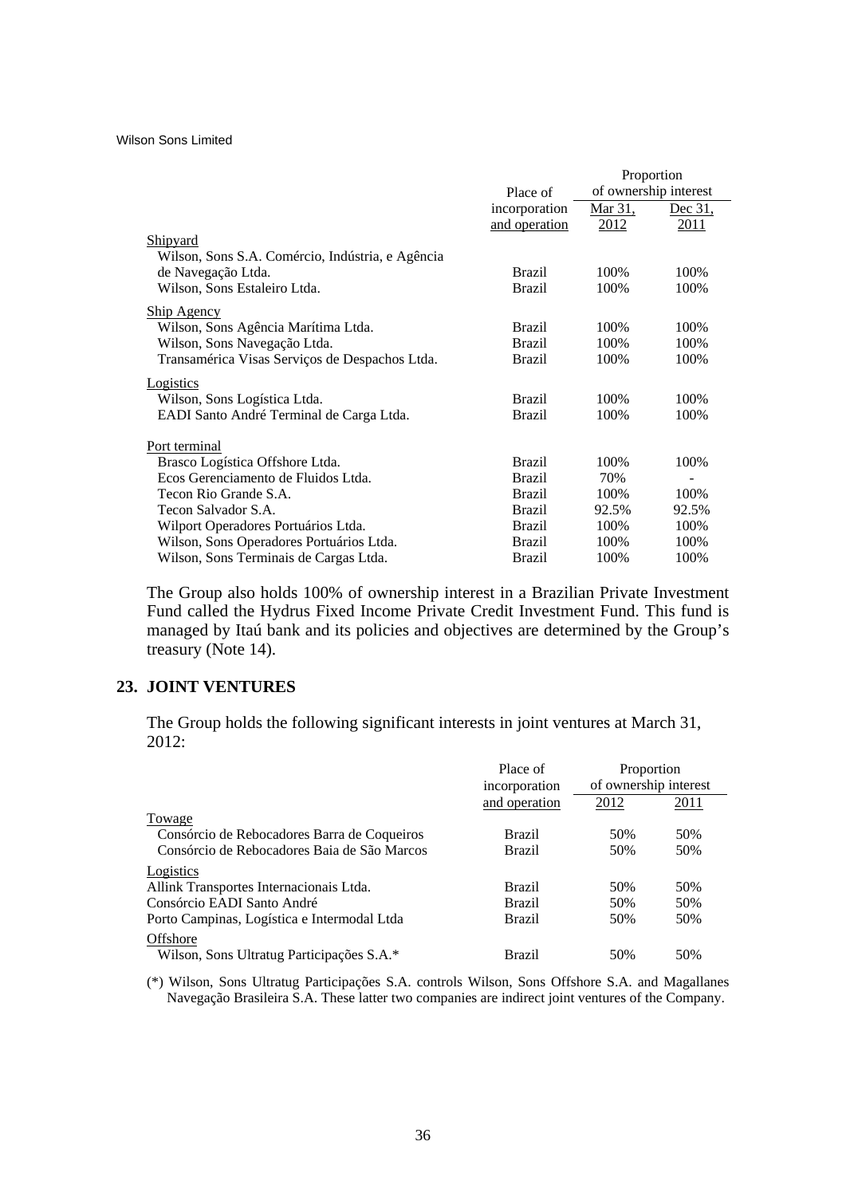| | Place of incorporation and operation | Proportion of ownership interest | |
|---|---|---|---|
| | | Mar 31, 2012 | Dec 31, 2011 |
| Shipyard | | | |
| Wilson, Sons S.A. Comércio, Indústria, e Agência de Navegação Ltda. | Brazil | 100% | 100% |
| Wilson, Sons Estaleiro Ltda. | Brazil | 100% | 100% |
| Ship Agency | | | |
| Wilson, Sons Agência Marítima Ltda. | Brazil | 100% | 100% |
| Wilson, Sons Navegação Ltda. | Brazil | 100% | 100% |
| Transamérica Visas Serviços de Despachos Ltda. | Brazil | 100% | 100% |
| Logistics | | | |
| Wilson, Sons Logística Ltda. | Brazil | 100% | 100% |
| EADI Santo André Terminal de Carga Ltda. | Brazil | 100% | 100% |
| Port terminal | | | |
| Brasco Logística Offshore Ltda. | Brazil | 100% | 100% |
| Ecos Gerenciamento de Fluidos Ltda. | Brazil | 70% | - |
| Tecon Rio Grande S.A. | Brazil | 100% | 100% |
| Tecon Salvador S.A. | Brazil | 92.5% | 92.5% |
| Wilport Operadores Portuários Ltda. | Brazil | 100% | 100% |
| Wilson, Sons Operadores Portuários Ltda. | Brazil | 100% | 100% |
| Wilson, Sons Terminais de Cargas Ltda. | Brazil | 100% | 100% |

The Group also holds 100% of ownership interest in a Brazilian Private Investment Fund called the Hydrus Fixed Income Private Credit Investment Fund. This fund is managed by Itaú bank and its policies and objectives are determined by the Group's treasury (Note 14).

## 23. JOINT VENTURES

The Group holds the following significant interests in joint ventures at March 31, 2012:

| | Place of incorporation and operation | Proportion of ownership interest | |
|---|---|---|---|
| | | 2012 | 2011 |
| Towage | | | |
| Consórcio de Rebocadores Barra de Coqueiros | Brazil | 50% | 50% |
| Consórcio de Rebocadores Baia de São Marcos | Brazil | 50% | 50% |
| Logistics | | | |
| Allink Transportes Internacionais Ltda. | Brazil | 50% | 50% |
| Consórcio EADI Santo André | Brazil | 50% | 50% |
| Porto Campinas, Logística e Intermodal Ltda | Brazil | 50% | 50% |
| Offshore | | | |
| Wilson, Sons Ultratug Participações S.A.* | Brazil | 50% | 50% |

(*) Wilson, Sons Ultratug Participações S.A. controls Wilson, Sons Offshore S.A. and Magallanes Navegação Brasileira S.A. These latter two companies are indirect joint ventures of the Company.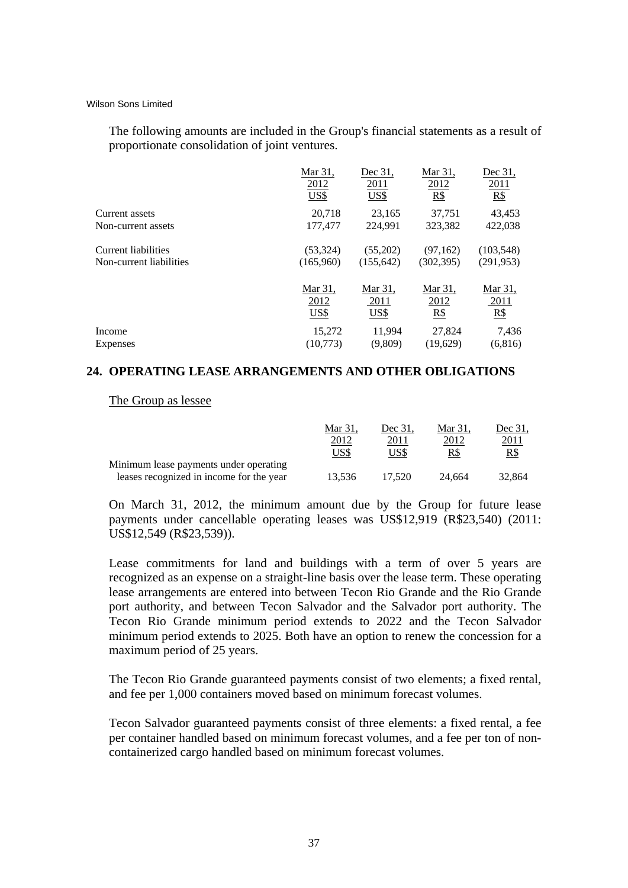The following amounts are included in the Group's financial statements as a result of proportionate consolidation of joint ventures.

| | Mar 31, 2012 US$ | Dec 31, 2011 US$ | Mar 31, 2012 R$ | Dec 31, 2011 R$ |
|---|---|---|---|---|
| Current assets | 20,718 | 23,165 | 37,751 | 43,453 |
| Non-current assets | 177,477 | 224,991 | 323,382 | 422,038 |
| Current liabilities | (53,324) | (55,202) | (97,162) | (103,548) |
| Non-current liabilities | (165,960) | (155,642) | (302,395) | (291,953) |

| | Mar 31, 2012 US$ | Mar 31, 2011 US$ | Mar 31, 2012 R$ | Mar 31, 2011 R$ |
|---|---|---|---|---|
| Income | 15,272 | 11,994 | 27,824 | 7,436 |
| Expenses | (10,773) | (9,809) | (19,629) | (6,816) |

## 24. OPERATING LEASE ARRANGEMENTS AND OTHER OBLIGATIONS

The Group as lessee

| | Mar 31, 2012 US$ | Dec 31, 2011 US$ | Mar 31, 2012 R$ | Dec 31, 2011 R$ |
|---|---|---|---|---|
| Minimum lease payments under operating leases recognized in income for the year | 13,536 | 17,520 | 24,664 | 32,864 |

On March 31, 2012, the minimum amount due by the Group for future lease payments under cancellable operating leases was US$12,919 (R$23,540) (2011: US$12,549 (R$23,539)).

Lease commitments for land and buildings with a term of over 5 years are recognized as an expense on a straight-line basis over the lease term. These operating lease arrangements are entered into between Tecon Rio Grande and the Rio Grande port authority, and between Tecon Salvador and the Salvador port authority. The Tecon Rio Grande minimum period extends to 2022 and the Tecon Salvador minimum period extends to 2025. Both have an option to renew the concession for a maximum period of 25 years.

The Tecon Rio Grande guaranteed payments consist of two elements; a fixed rental, and fee per 1,000 containers moved based on minimum forecast volumes.

Tecon Salvador guaranteed payments consist of three elements: a fixed rental, a fee per container handled based on minimum forecast volumes, and a fee per ton of non-containerized cargo handled based on minimum forecast volumes.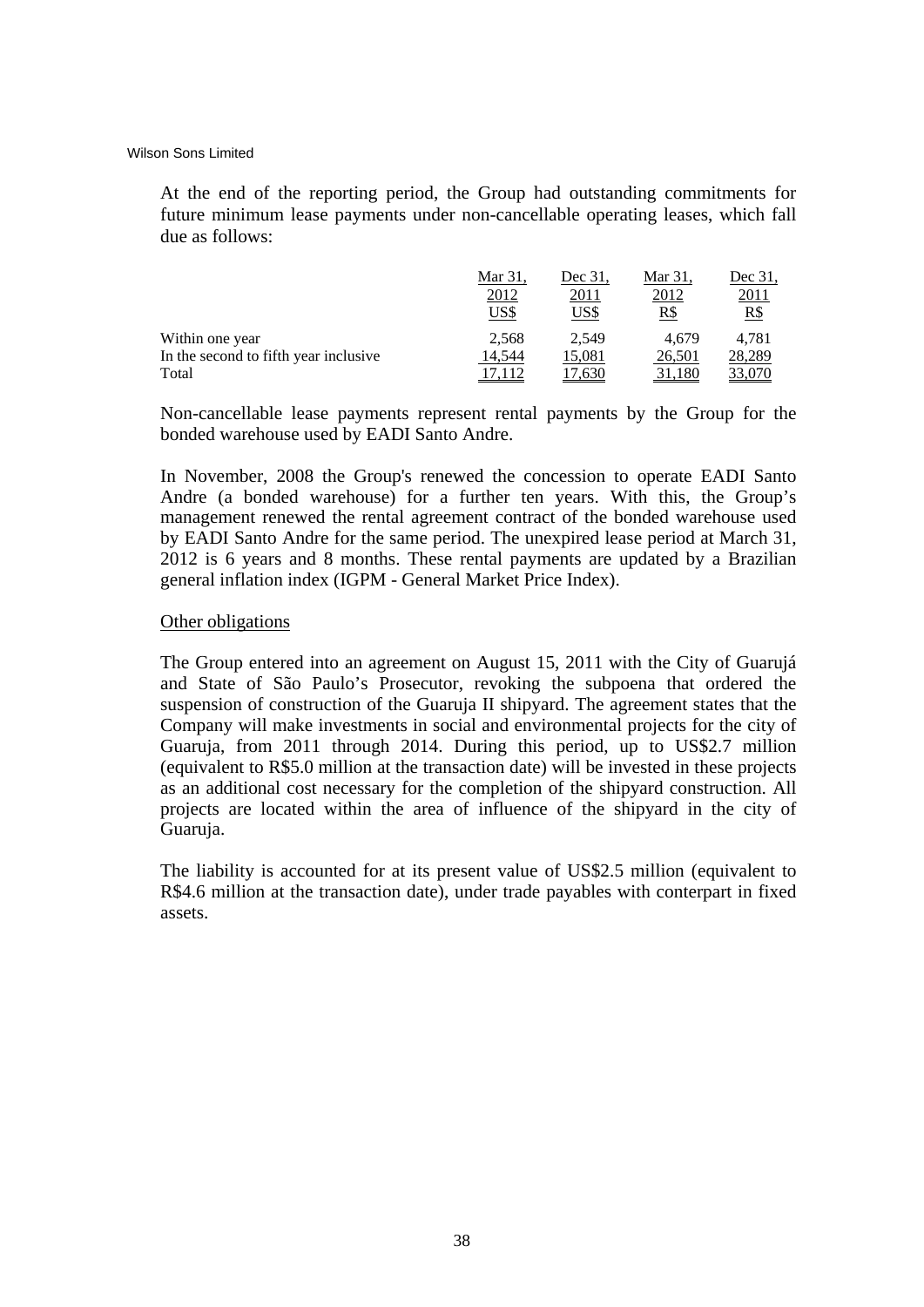At the end of the reporting period, the Group had outstanding commitments for future minimum lease payments under non-cancellable operating leases, which fall due as follows:

| | Mar 31, 2012 US$ | Dec 31, 2011 US$ | Mar 31, 2012 R$ | Dec 31, 2011 R$ |
|---|---|---|---|---|
| Within one year | 2,568 | 2,549 | 4,679 | 4,781 |
| In the second to fifth year inclusive | 14,544 | 15,081 | 26,501 | 28,289 |
| Total | 17,112 | 17,630 | 31,180 | 33,070 |

Non-cancellable lease payments represent rental payments by the Group for the bonded warehouse used by EADI Santo Andre.

In November, 2008 the Group's renewed the concession to operate EADI Santo Andre (a bonded warehouse) for a further ten years. With this, the Group's management renewed the rental agreement contract of the bonded warehouse used by EADI Santo Andre for the same period. The unexpired lease period at March 31, 2012 is 6 years and 8 months. These rental payments are updated by a Brazilian general inflation index (IGPM - General Market Price Index).

Other obligations

The Group entered into an agreement on August 15, 2011 with the City of Guarujá and State of São Paulo's Prosecutor, revoking the subpoena that ordered the suspension of construction of the Guaruja II shipyard. The agreement states that the Company will make investments in social and environmental projects for the city of Guaruja, from 2011 through 2014. During this period, up to US$2.7 million (equivalent to R$5.0 million at the transaction date) will be invested in these projects as an additional cost necessary for the completion of the shipyard construction. All projects are located within the area of influence of the shipyard in the city of Guaruja.

The liability is accounted for at its present value of US$2.5 million (equivalent to R$4.6 million at the transaction date), under trade payables with conterpart in fixed assets.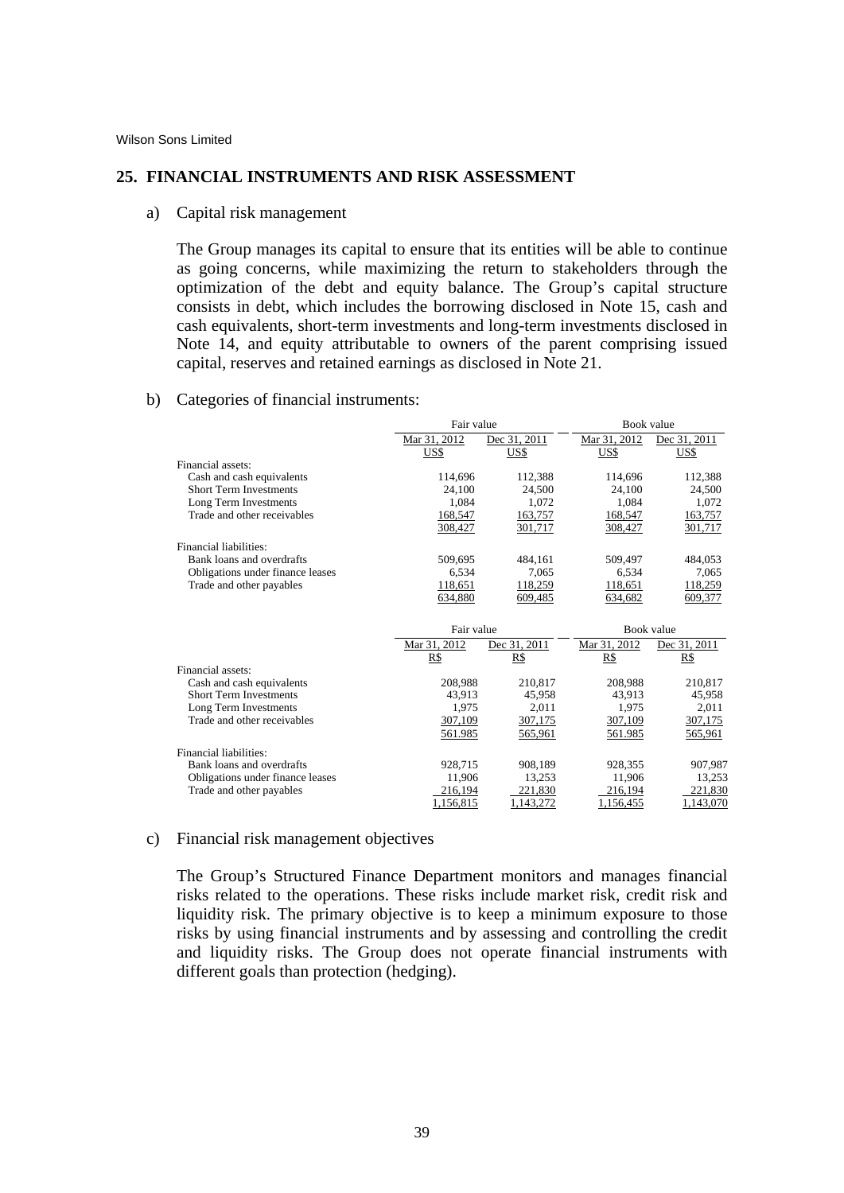## 25. FINANCIAL INSTRUMENTS AND RISK ASSESSMENT

a) Capital risk management

The Group manages its capital to ensure that its entities will be able to continue as going concerns, while maximizing the return to stakeholders through the optimization of the debt and equity balance. The Group's capital structure consists in debt, which includes the borrowing disclosed in Note 15, cash and cash equivalents, short-term investments and long-term investments disclosed in Note 14, and equity attributable to owners of the parent comprising issued capital, reserves and retained earnings as disclosed in Note 21.

b) Categories of financial instruments:

| | Fair value | | Book value | |
|---|---|---|---|---|
| | Mar 31, 2012 | Dec 31, 2011 | Mar 31, 2012 | Dec 31, 2011 |
| | US$ | US$ | US$ | US$ |
| Financial assets: | | | | |
| Cash and cash equivalents | 114,696 | 112,388 | 114,696 | 112,388 |
| Short Term Investments | 24,100 | 24,500 | 24,100 | 24,500 |
| Long Term Investments | 1,084 | 1,072 | 1,084 | 1,072 |
| Trade and other receivables | 168,547 | 163,757 | 168,547 | 163,757 |
| | 308,427 | 301,717 | 308,427 | 301,717 |
| Financial liabilities: | | | | |
| Bank loans and overdrafts | 509,695 | 484,161 | 509,497 | 484,053 |
| Obligations under finance leases | 6,534 | 7,065 | 6,534 | 7,065 |
| Trade and other payables | 118,651 | 118,259 | 118,651 | 118,259 |
| | 634,880 | 609,485 | 634,682 | 609,377 |

| | Fair value | | Book value | |
|---|---|---|---|---|
| | Mar 31, 2012 | Dec 31, 2011 | Mar 31, 2012 | Dec 31, 2011 |
| | R$ | R$ | R$ | R$ |
| Financial assets: | | | | |
| Cash and cash equivalents | 208,988 | 210,817 | 208,988 | 210,817 |
| Short Term Investments | 43,913 | 45,958 | 43,913 | 45,958 |
| Long Term Investments | 1,975 | 2,011 | 1,975 | 2,011 |
| Trade and other receivables | 307,109 | 307,175 | 307,109 | 307,175 |
| | 561.985 | 565,961 | 561.985 | 565,961 |
| Financial liabilities: | | | | |
| Bank loans and overdrafts | 928,715 | 908,189 | 928,355 | 907,987 |
| Obligations under finance leases | 11,906 | 13,253 | 11,906 | 13,253 |
| Trade and other payables | 216,194 | 221,830 | 216,194 | 221,830 |
| | 1,156,815 | 1,143,272 | 1,156,455 | 1,143,070 |

c) Financial risk management objectives

The Group's Structured Finance Department monitors and manages financial risks related to the operations. These risks include market risk, credit risk and liquidity risk. The primary objective is to keep a minimum exposure to those risks by using financial instruments and by assessing and controlling the credit and liquidity risks. The Group does not operate financial instruments with different goals than protection (hedging).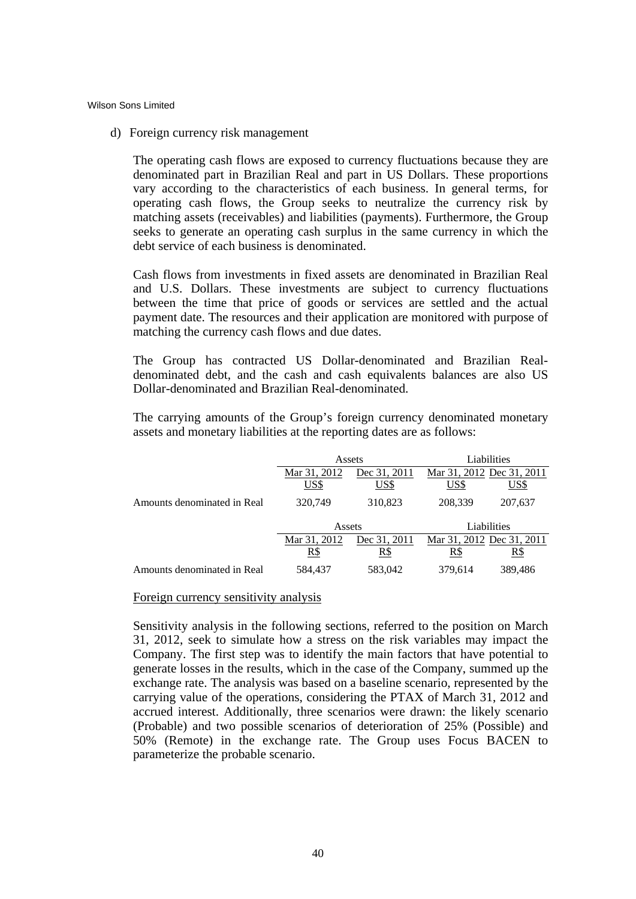d) Foreign currency risk management

The operating cash flows are exposed to currency fluctuations because they are denominated part in Brazilian Real and part in US Dollars. These proportions vary according to the characteristics of each business. In general terms, for operating cash flows, the Group seeks to neutralize the currency risk by matching assets (receivables) and liabilities (payments). Furthermore, the Group seeks to generate an operating cash surplus in the same currency in which the debt service of each business is denominated.

Cash flows from investments in fixed assets are denominated in Brazilian Real and U.S. Dollars. These investments are subject to currency fluctuations between the time that price of goods or services are settled and the actual payment date. The resources and their application are monitored with purpose of matching the currency cash flows and due dates.

The Group has contracted US Dollar-denominated and Brazilian Real-denominated debt, and the cash and cash equivalents balances are also US Dollar-denominated and Brazilian Real-denominated.

The carrying amounts of the Group's foreign currency denominated monetary assets and monetary liabilities at the reporting dates are as follows:

| | Assets | | Liabilities | |
|---|---|---|---|---|
| | Mar 31, 2012 | Dec 31, 2011 | Mar 31, 2012 | Dec 31, 2011 |
| | US$ | US$ | US$ | US$ |
| Amounts denominated in Real | 320,749 | 310,823 | 208,339 | 207,637 |

| | Assets | | Liabilities | |
|---|---|---|---|---|
| | Mar 31, 2012 | Dec 31, 2011 | Mar 31, 2012 | Dec 31, 2011 |
| | R$ | R$ | R$ | R$ |
| Amounts denominated in Real | 584,437 | 583,042 | 379,614 | 389,486 |

Foreign currency sensitivity analysis

Sensitivity analysis in the following sections, referred to the position on March 31, 2012, seek to simulate how a stress on the risk variables may impact the Company. The first step was to identify the main factors that have potential to generate losses in the results, which in the case of the Company, summed up the exchange rate. The analysis was based on a baseline scenario, represented by the carrying value of the operations, considering the PTAX of March 31, 2012 and accrued interest. Additionally, three scenarios were drawn: the likely scenario (Probable) and two possible scenarios of deterioration of 25% (Possible) and 50% (Remote) in the exchange rate. The Group uses Focus BACEN to parameterize the probable scenario.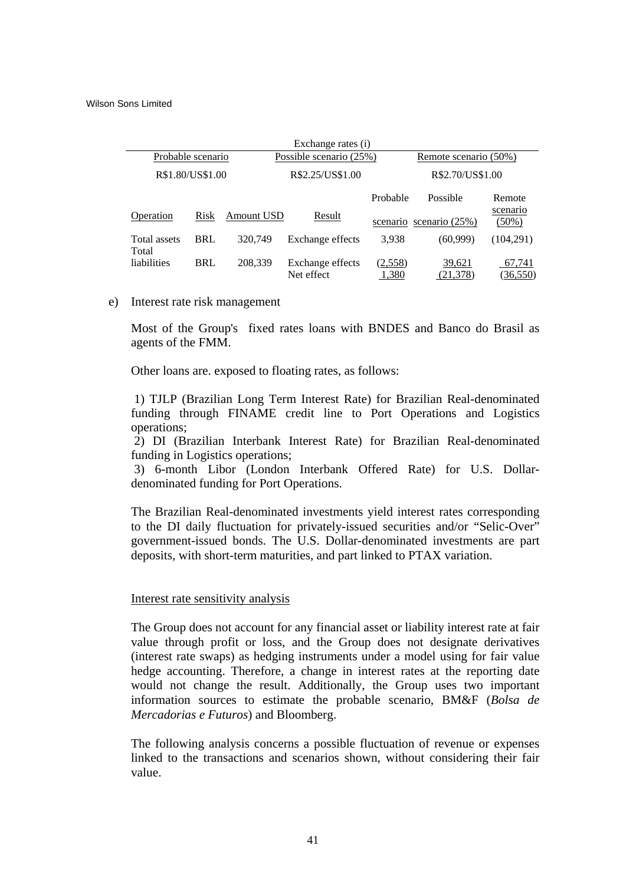| Exchange rates (i) | | | | | | |
|---|---|---|---|---|---|---|
| Probable scenario | | | Possible scenario (25%) | | Remote scenario (50%) | |
| R$1.80/US$1.00 | | | R$2.25/US$1.00 | | R$2.70/US$1.00 | |
| Operation | Risk | Amount USD | Result | Probable scenario | Possible scenario (25%) | Remote scenario (50%) |
| Total assets | BRL | 320,749 | Exchange effects | 3,938 | (60,999) | (104,291) |
| Total liabilities | BRL | 208,339 | Exchange effects | (2,558) | 39,621 | 67,741 |
| | | | Net effect | 1,380 | (21,378) | (36,550) |

e) Interest rate risk management

Most of the Group's fixed rates loans with BNDES and Banco do Brasil as agents of the FMM.

Other loans are. exposed to floating rates, as follows:

1) TJLP (Brazilian Long Term Interest Rate) for Brazilian Real-denominated funding through FINAME credit line to Port Operations and Logistics operations;
2) DI (Brazilian Interbank Interest Rate) for Brazilian Real-denominated funding in Logistics operations;
3) 6-month Libor (London Interbank Offered Rate) for U.S. Dollar-denominated funding for Port Operations.

The Brazilian Real-denominated investments yield interest rates corresponding to the DI daily fluctuation for privately-issued securities and/or "Selic-Over" government-issued bonds. The U.S. Dollar-denominated investments are part deposits, with short-term maturities, and part linked to PTAX variation.

Interest rate sensitivity analysis

The Group does not account for any financial asset or liability interest rate at fair value through profit or loss, and the Group does not designate derivatives (interest rate swaps) as hedging instruments under a model using for fair value hedge accounting. Therefore, a change in interest rates at the reporting date would not change the result. Additionally, the Group uses two important information sources to estimate the probable scenario, BM&F (*Bolsa de Mercadorias e Futuros*) and Bloomberg.

The following analysis concerns a possible fluctuation of revenue or expenses linked to the transactions and scenarios shown, without considering their fair value.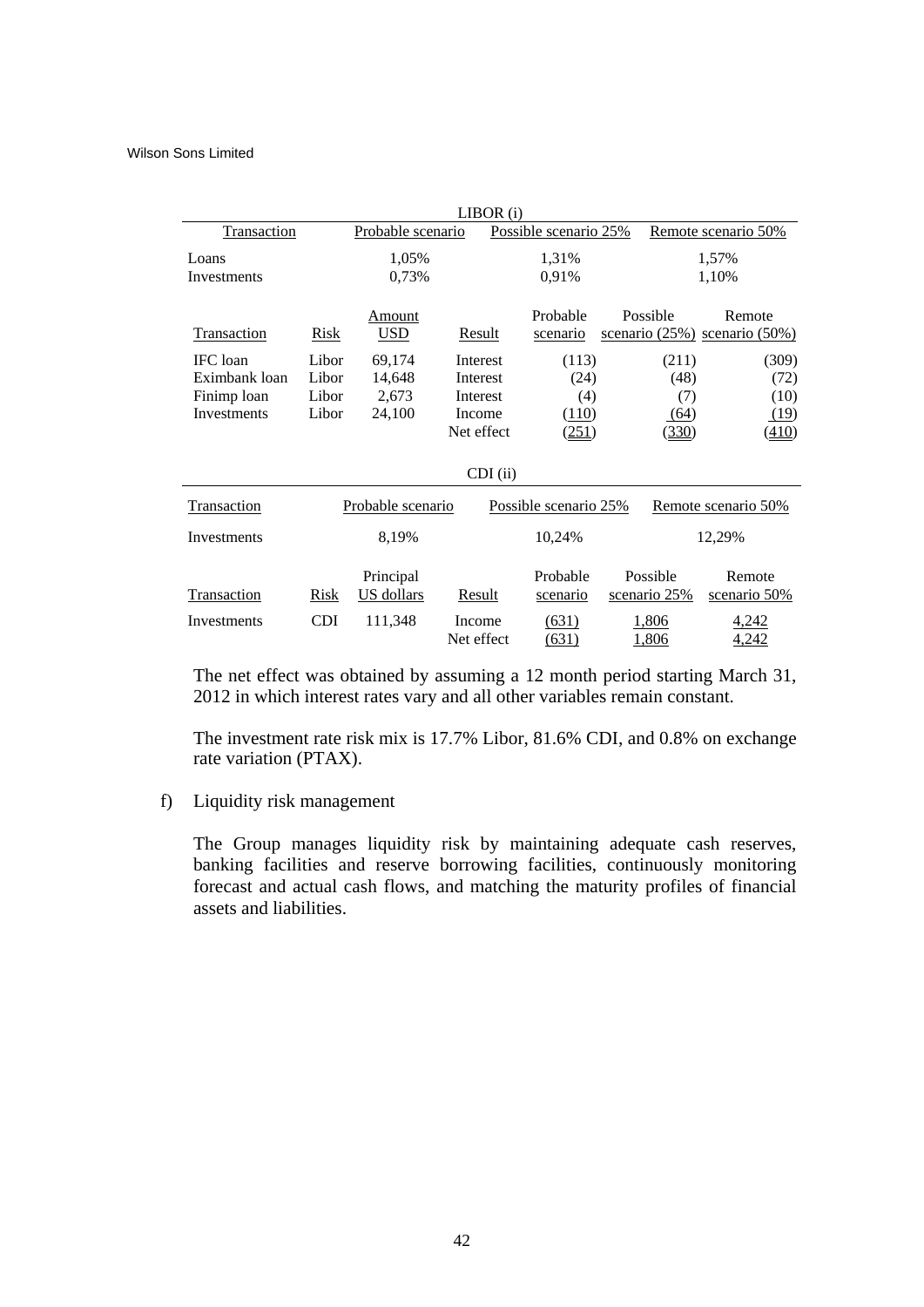**LIBOR (i)**

| Transaction | Probable scenario | Possible scenario 25% | Remote scenario 50% |
|---|---|---|---|
| Loans | 1,05% | 1,31% | 1,57% |
| Investments | 0,73% | 0,91% | 1,10% |

| Transaction | Risk | Amount USD | Result | Probable scenario | Possible scenario (25%) | Remote scenario (50%) |
|---|---|---|---|---|---|---|
| IFC loan | Libor | 69,174 | Interest | (113) | (211) | (309) |
| Eximbank loan | Libor | 14,648 | Interest | (24) | (48) | (72) |
| Finimp loan | Libor | 2,673 | Interest | (4) | (7) | (10) |
| Investments | Libor | 24,100 | Income | (110) | (64) | (19) |
| | | | Net effect | (251) | (330) | (410) |

**CDI (ii)**

| Transaction | Probable scenario | Possible scenario 25% | Remote scenario 50% |
|---|---|---|---|
| Investments | 8,19% | 10,24% | 12,29% |

| Transaction | Risk | Principal US dollars | Result | Probable scenario | Possible scenario 25% | Remote scenario 50% |
|---|---|---|---|---|---|---|
| Investments | CDI | 111,348 | Income | (631) | 1,806 | 4,242 |
| | | | Net effect | (631) | 1,806 | 4,242 |

The net effect was obtained by assuming a 12 month period starting March 31, 2012 in which interest rates vary and all other variables remain constant.

The investment rate risk mix is 17.7% Libor, 81.6% CDI, and 0.8% on exchange rate variation (PTAX).

f) Liquidity risk management

The Group manages liquidity risk by maintaining adequate cash reserves, banking facilities and reserve borrowing facilities, continuously monitoring forecast and actual cash flows, and matching the maturity profiles of financial assets and liabilities.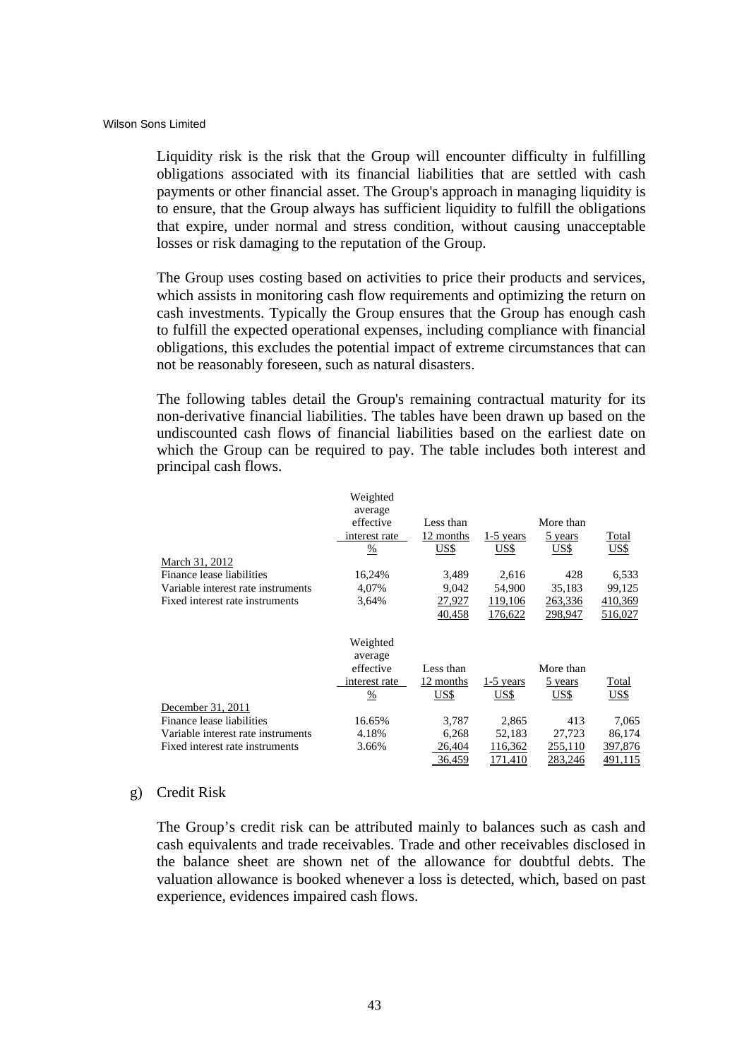Liquidity risk is the risk that the Group will encounter difficulty in fulfilling obligations associated with its financial liabilities that are settled with cash payments or other financial asset. The Group's approach in managing liquidity is to ensure, that the Group always has sufficient liquidity to fulfill the obligations that expire, under normal and stress condition, without causing unacceptable losses or risk damaging to the reputation of the Group.

The Group uses costing based on activities to price their products and services, which assists in monitoring cash flow requirements and optimizing the return on cash investments. Typically the Group ensures that the Group has enough cash to fulfill the expected operational expenses, including compliance with financial obligations, this excludes the potential impact of extreme circumstances that can not be reasonably foreseen, such as natural disasters.

The following tables detail the Group's remaining contractual maturity for its non-derivative financial liabilities. The tables have been drawn up based on the undiscounted cash flows of financial liabilities based on the earliest date on which the Group can be required to pay. The table includes both interest and principal cash flows.

| | Weighted average effective interest rate % | Less than 12 months US$ | 1-5 years US$ | More than 5 years US$ | Total US$ |
|---|---|---|---|---|---|
| March 31, 2012 | | | | | |
| Finance lease liabilities | 16,24% | 3,489 | 2,616 | 428 | 6,533 |
| Variable interest rate instruments | 4,07% | 9,042 | 54,900 | 35,183 | 99,125 |
| Fixed interest rate instruments | 3,64% | 27,927 | 119,106 | 263,336 | 410,369 |
| | | 40,458 | 176,622 | 298,947 | 516,027 |

| | Weighted average effective interest rate % | Less than 12 months US$ | 1-5 years US$ | More than 5 years US$ | Total US$ |
|---|---|---|---|---|---|
| December 31, 2011 | | | | | |
| Finance lease liabilities | 16.65% | 3,787 | 2,865 | 413 | 7,065 |
| Variable interest rate instruments | 4.18% | 6,268 | 52,183 | 27,723 | 86,174 |
| Fixed interest rate instruments | 3.66% | 26,404 | 116,362 | 255,110 | 397,876 |
| | | 36,459 | 171,410 | 283,246 | 491,115 |

g) Credit Risk

The Group's credit risk can be attributed mainly to balances such as cash and cash equivalents and trade receivables. Trade and other receivables disclosed in the balance sheet are shown net of the allowance for doubtful debts. The valuation allowance is booked whenever a loss is detected, which, based on past experience, evidences impaired cash flows.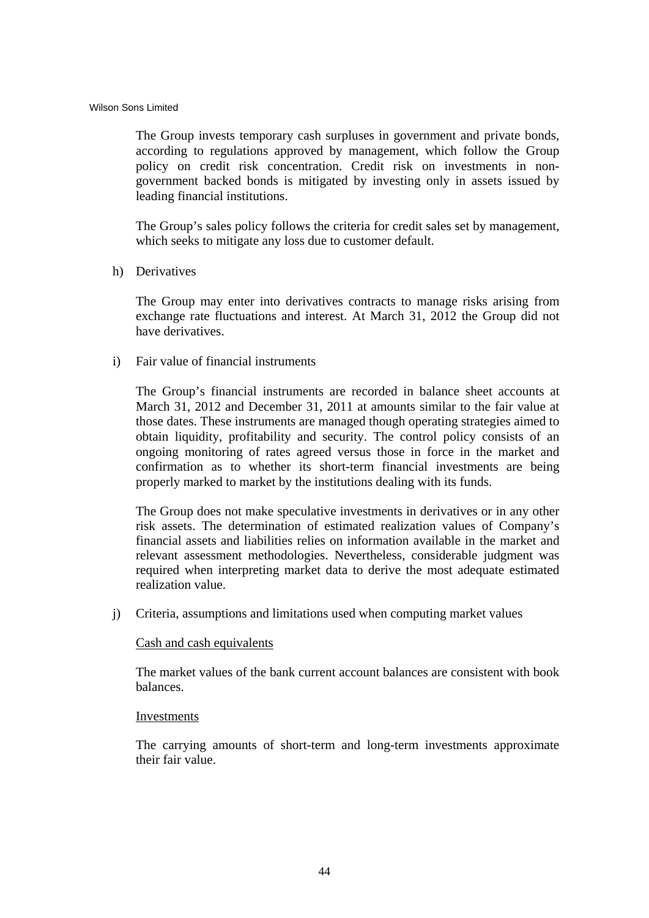The Group invests temporary cash surpluses in government and private bonds, according to regulations approved by management, which follow the Group policy on credit risk concentration. Credit risk on investments in non-government backed bonds is mitigated by investing only in assets issued by leading financial institutions.

The Group's sales policy follows the criteria for credit sales set by management, which seeks to mitigate any loss due to customer default.

h) Derivatives

The Group may enter into derivatives contracts to manage risks arising from exchange rate fluctuations and interest. At March 31, 2012 the Group did not have derivatives.

i) Fair value of financial instruments

The Group's financial instruments are recorded in balance sheet accounts at March 31, 2012 and December 31, 2011 at amounts similar to the fair value at those dates. These instruments are managed though operating strategies aimed to obtain liquidity, profitability and security. The control policy consists of an ongoing monitoring of rates agreed versus those in force in the market and confirmation as to whether its short-term financial investments are being properly marked to market by the institutions dealing with its funds.

The Group does not make speculative investments in derivatives or in any other risk assets. The determination of estimated realization values of Company's financial assets and liabilities relies on information available in the market and relevant assessment methodologies. Nevertheless, considerable judgment was required when interpreting market data to derive the most adequate estimated realization value.

j) Criteria, assumptions and limitations used when computing market values

<u>Cash and cash equivalents</u>

The market values of the bank current account balances are consistent with book balances.

<u>Investments</u>

The carrying amounts of short-term and long-term investments approximate their fair value.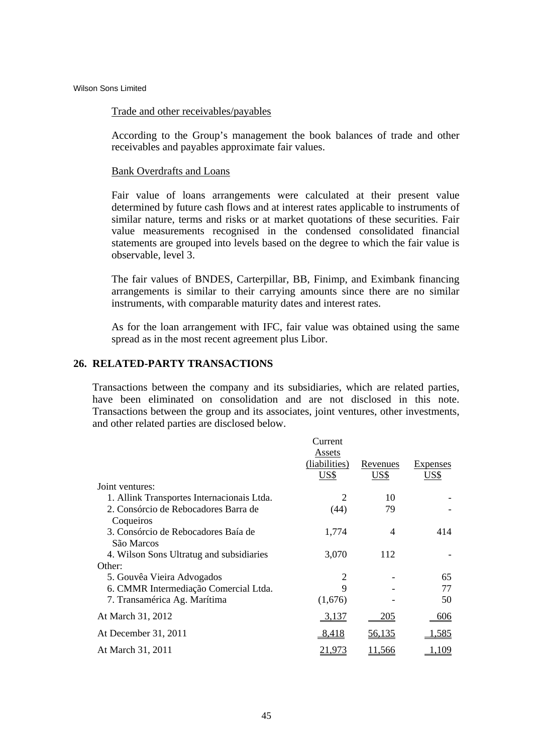Trade and other receivables/payables

According to the Group's management the book balances of trade and other receivables and payables approximate fair values.

Bank Overdrafts and Loans

Fair value of loans arrangements were calculated at their present value determined by future cash flows and at interest rates applicable to instruments of similar nature, terms and risks or at market quotations of these securities. Fair value measurements recognised in the condensed consolidated financial statements are grouped into levels based on the degree to which the fair value is observable, level 3.

The fair values of BNDES, Carterpillar, BB, Finimp, and Eximbank financing arrangements is similar to their carrying amounts since there are no similar instruments, with comparable maturity dates and interest rates.

As for the loan arrangement with IFC, fair value was obtained using the same spread as in the most recent agreement plus Libor.

## 26. RELATED-PARTY TRANSACTIONS

Transactions between the company and its subsidiaries, which are related parties, have been eliminated on consolidation and are not disclosed in this note. Transactions between the group and its associates, joint ventures, other investments, and other related parties are disclosed below.

| | Current Assets (liabilities) US$ | Revenues US$ | Expenses US$ |
|---|---|---|---|
| Joint ventures: | | | |
| 1. Allink Transportes Internacionais Ltda. | 2 | 10 | - |
| 2. Consórcio de Rebocadores Barra de Coqueiros | (44) | 79 | - |
| 3. Consórcio de Rebocadores Baía de São Marcos | 1,774 | 4 | 414 |
| 4. Wilson Sons Ultratug and subsidiaries | 3,070 | 112 | - |
| Other: | | | |
| 5. Gouvêa Vieira Advogados | 2 | - | 65 |
| 6. CMMR Intermediação Comercial Ltda. | 9 | - | 77 |
| 7. Transamérica Ag. Marítima | (1,676) | - | 50 |
| At March 31, 2012 | 3,137 | 205 | 606 |
| At December 31, 2011 | 8,418 | 56,135 | 1,585 |
| At March 31, 2011 | 21,973 | 11,566 | 1,109 |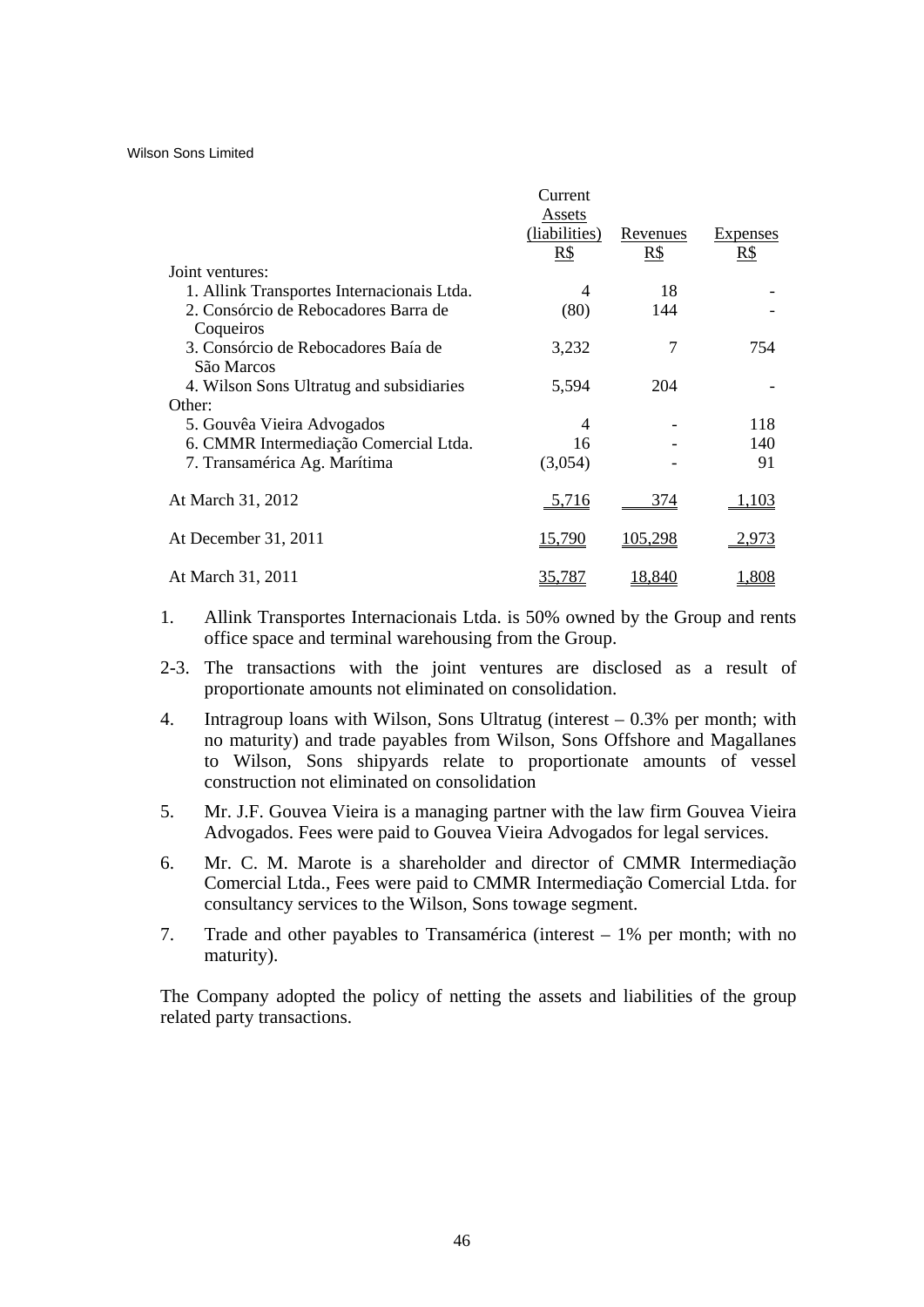| | Current Assets (liabilities) R$ | Revenues R$ | Expenses R$ |
|---|---|---|---|
| Joint ventures: | | | |
| 1. Allink Transportes Internacionais Ltda. | 4 | 18 | - |
| 2. Consórcio de Rebocadores Barra de Coqueiros | (80) | 144 | - |
| 3. Consórcio de Rebocadores Baía de São Marcos | 3,232 | 7 | 754 |
| 4. Wilson Sons Ultratug and subsidiaries | 5,594 | 204 | - |
| Other: | | | |
| 5. Gouvêa Vieira Advogados | 4 | - | 118 |
| 6. CMMR Intermediação Comercial Ltda. | 16 | - | 140 |
| 7. Transamérica Ag. Marítima | (3,054) | - | 91 |
| At March 31, 2012 | 5,716 | 374 | 1,103 |
| At December 31, 2011 | 15,790 | 105,298 | 2,973 |
| At March 31, 2011 | 35,787 | 18,840 | 1,808 |

1. Allink Transportes Internacionais Ltda. is 50% owned by the Group and rents office space and terminal warehousing from the Group.

2-3. The transactions with the joint ventures are disclosed as a result of proportionate amounts not eliminated on consolidation.

4. Intragroup loans with Wilson, Sons Ultratug (interest – 0.3% per month; with no maturity) and trade payables from Wilson, Sons Offshore and Magallanes to Wilson, Sons shipyards relate to proportionate amounts of vessel construction not eliminated on consolidation

5. Mr. J.F. Gouvea Vieira is a managing partner with the law firm Gouvea Vieira Advogados. Fees were paid to Gouvea Vieira Advogados for legal services.

6. Mr. C. M. Marote is a shareholder and director of CMMR Intermediação Comercial Ltda., Fees were paid to CMMR Intermediação Comercial Ltda. for consultancy services to the Wilson, Sons towage segment.

7. Trade and other payables to Transamérica (interest – 1% per month; with no maturity).

The Company adopted the policy of netting the assets and liabilities of the group related party transactions.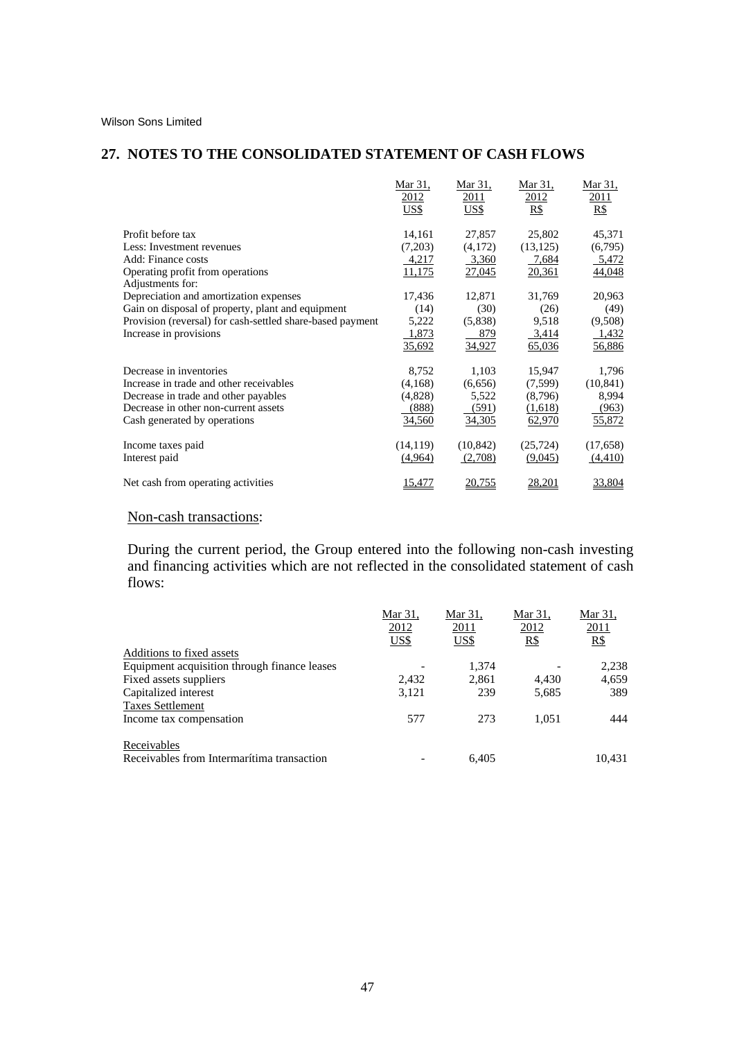Wilson Sons Limited

## 27. NOTES TO THE CONSOLIDATED STATEMENT OF CASH FLOWS

| | Mar 31, 2012 US$ | Mar 31, 2011 US$ | Mar 31, 2012 R$ | Mar 31, 2011 R$ |
|---|---|---|---|---|
| Profit before tax | 14,161 | 27,857 | 25,802 | 45,371 |
| Less: Investment revenues | (7,203) | (4,172) | (13,125) | (6,795) |
| Add: Finance costs | 4,217 | 3,360 | 7,684 | 5,472 |
| Operating profit from operations | 11,175 | 27,045 | 20,361 | 44,048 |
| Adjustments for: | | | | |
| Depreciation and amortization expenses | 17,436 | 12,871 | 31,769 | 20,963 |
| Gain on disposal of property, plant and equipment | (14) | (30) | (26) | (49) |
| Provision (reversal) for cash-settled share-based payment | 5,222 | (5,838) | 9,518 | (9,508) |
| Increase in provisions | 1,873 | 879 | 3,414 | 1,432 |
| | 35,692 | 34,927 | 65,036 | 56,886 |
| Decrease in inventories | 8,752 | 1,103 | 15,947 | 1,796 |
| Increase in trade and other receivables | (4,168) | (6,656) | (7,599) | (10,841) |
| Decrease in trade and other payables | (4,828) | 5,522 | (8,796) | 8,994 |
| Decrease in other non-current assets | (888) | (591) | (1,618) | (963) |
| Cash generated by operations | 34,560 | 34,305 | 62,970 | 55,872 |
| Income taxes paid | (14,119) | (10,842) | (25,724) | (17,658) |
| Interest paid | (4,964) | (2,708) | (9,045) | (4,410) |
| Net cash from operating activities | 15,477 | 20,755 | 28,201 | 33,804 |

Non-cash transactions:

During the current period, the Group entered into the following non-cash investing and financing activities which are not reflected in the consolidated statement of cash flows:

| | Mar 31, 2012 US$ | Mar 31, 2011 US$ | Mar 31, 2012 R$ | Mar 31, 2011 R$ |
|---|---|---|---|---|
| Additions to fixed assets | | | | |
| Equipment acquisition through finance leases | - | 1,374 | - | 2,238 |
| Fixed assets suppliers | 2,432 | 2,861 | 4,430 | 4,659 |
| Capitalized interest | 3,121 | 239 | 5,685 | 389 |
| Taxes Settlement | | | | |
| Income tax compensation | 577 | 273 | 1,051 | 444 |
| Receivables | | | | |
| Receivables from Intermarítima transaction | - | 6,405 | | 10,431 |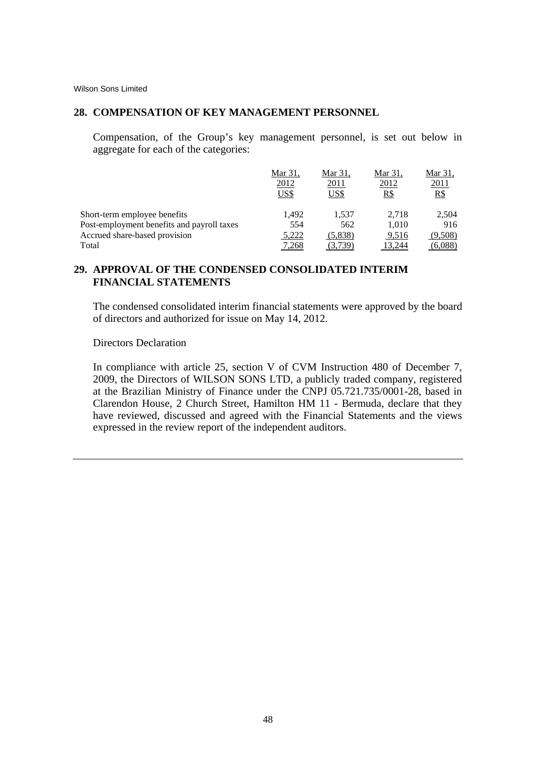## 28. COMPENSATION OF KEY MANAGEMENT PERSONNEL

Compensation, of the Group's key management personnel, is set out below in aggregate for each of the categories:

| | Mar 31, 2012 US$ | Mar 31, 2011 US$ | Mar 31, 2012 R$ | Mar 31, 2011 R$ |
|---|---|---|---|---|
| Short-term employee benefits | 1,492 | 1,537 | 2,718 | 2,504 |
| Post-employment benefits and payroll taxes | 554 | 562 | 1,010 | 916 |
| Accrued share-based provision | 5,222 | (5,838) | 9,516 | (9,508) |
| Total | 7,268 | (3,739) | 13,244 | (6,088) |

## 29. APPROVAL OF THE CONDENSED CONSOLIDATED INTERIM FINANCIAL STATEMENTS

The condensed consolidated interim financial statements were approved by the board of directors and authorized for issue on May 14, 2012.

Directors Declaration

In compliance with article 25, section V of CVM Instruction 480 of December 7, 2009, the Directors of WILSON SONS LTD, a publicly traded company, registered at the Brazilian Ministry of Finance under the CNPJ 05.721.735/0001-28, based in Clarendon House, 2 Church Street, Hamilton HM 11 - Bermuda, declare that they have reviewed, discussed and agreed with the Financial Statements and the views expressed in the review report of the independent auditors.